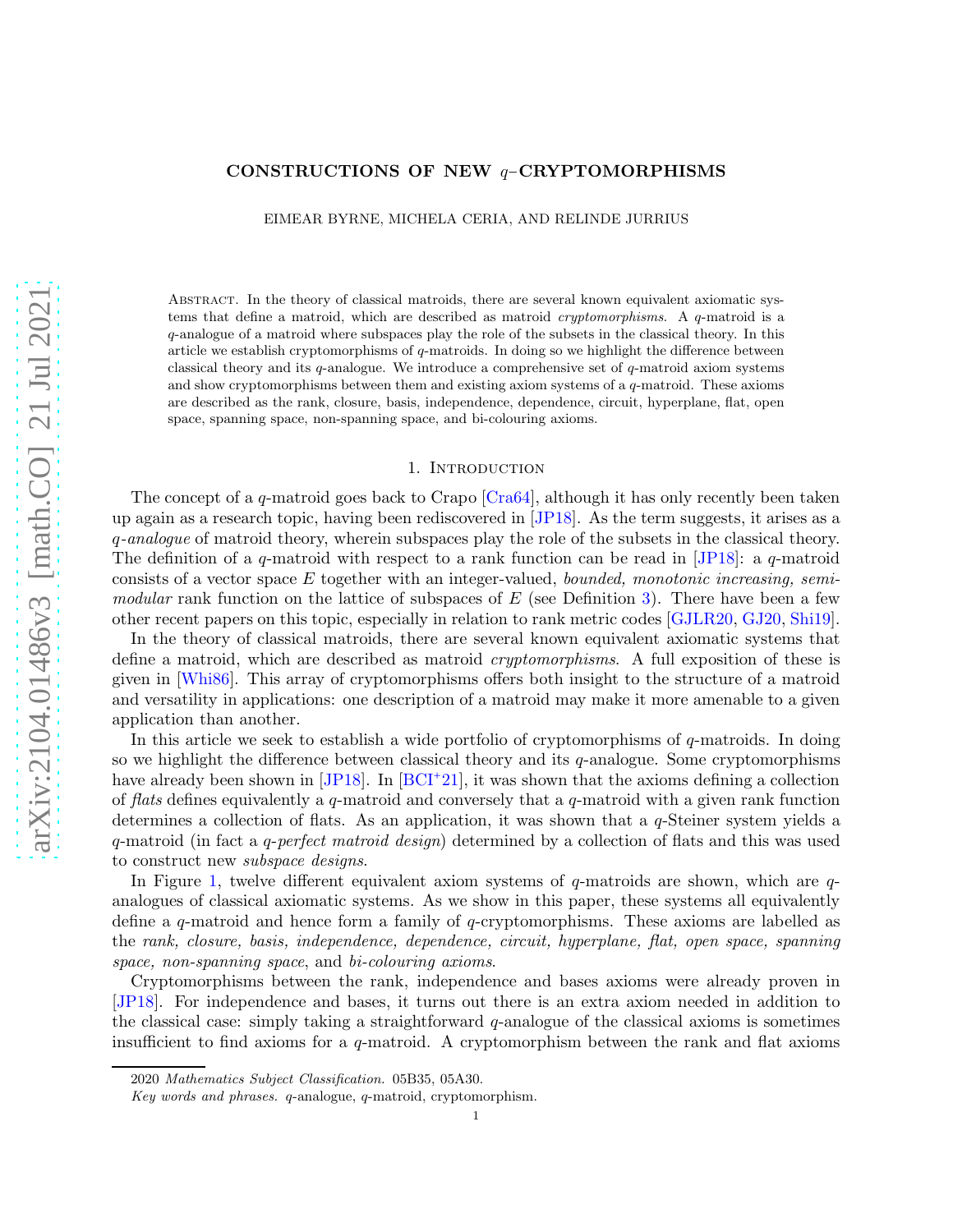# CONSTRUCTIONS OF NEW $q$–CRYPTOMORPHISMS

EIMEAR BYRNE, MICHELA CERIA, AND RELINDE JURRIUS

Abstract. In the theory of classical matroids, there are several known equivalent axiomatic systems that define a matroid, which are described as matroid *cryptomorphisms*. A $q$-matroid is a $q$-analogue of a matroid where subspaces play the role of the subsets in the classical theory. In this article we establish cryptomorphisms of $q$-matroids. In doing so we highlight the difference between classical theory and its $q$-analogue. We introduce a comprehensive set of $q$-matroid axiom systems and show cryptomorphisms between them and existing axiom systems of a $q$-matroid. These axioms are described as the rank, closure, basis, independence, dependence, circuit, hyperplane, flat, open space, spanning space, non-spanning space, and bi-colouring axioms.

## 1. Introduction

The concept of a $q$-matroid goes back to Crapo [Cra64], although it has only recently been taken up again as a research topic, having been rediscovered in [JP18]. As the term suggests, it arises as a *$q$-analogue* of matroid theory, wherein subspaces play the role of the subsets in the classical theory. The definition of a $q$-matroid with respect to a rank function can be read in [JP18]: a $q$-matroid consists of a vector space $E$ together with an integer-valued, *bounded, monotonic increasing, semi-modular* rank function on the lattice of subspaces of $E$ (see Definition 3). There have been a few other recent papers on this topic, especially in relation to rank metric codes [GJLR20, GJ20, Shi19].

In the theory of classical matroids, there are several known equivalent axiomatic systems that define a matroid, which are described as matroid *cryptomorphisms*. A full exposition of these is given in [Whi86]. This array of cryptomorphisms offers both insight to the structure of a matroid and versatility in applications: one description of a matroid may make it more amenable to a given application than another.

In this article we seek to establish a wide portfolio of cryptomorphisms of $q$-matroids. In doing so we highlight the difference between classical theory and its $q$-analogue. Some cryptomorphisms have already been shown in [JP18]. In [BCI+21], it was shown that the axioms defining a collection of *flats* defines equivalently a $q$-matroid and conversely that a $q$-matroid with a given rank function determines a collection of flats. As an application, it was shown that a $q$-Steiner system yields a $q$-matroid (in fact a *$q$-perfect matroid design*) determined by a collection of flats and this was used to construct new *subspace designs*.

In Figure 1, twelve different equivalent axiom systems of $q$-matroids are shown, which are $q$-analogues of classical axiomatic systems. As we show in this paper, these systems all equivalently define a $q$-matroid and hence form a family of $q$-cryptomorphisms. These axioms are labelled as the *rank, closure, basis, independence, dependence, circuit, hyperplane, flat, open space, spanning space, non-spanning space*, and *bi-colouring axioms*.

Cryptomorphisms between the rank, independence and bases axioms were already proven in [JP18]. For independence and bases, it turns out there is an extra axiom needed in addition to the classical case: simply taking a straightforward $q$-analogue of the classical axioms is sometimes insufficient to find axioms for a $q$-matroid. A cryptomorphism between the rank and flat axioms

2020 *Mathematics Subject Classification.* 05B35, 05A30.

*Key words and phrases.* $q$-analogue, $q$-matroid, cryptomorphism.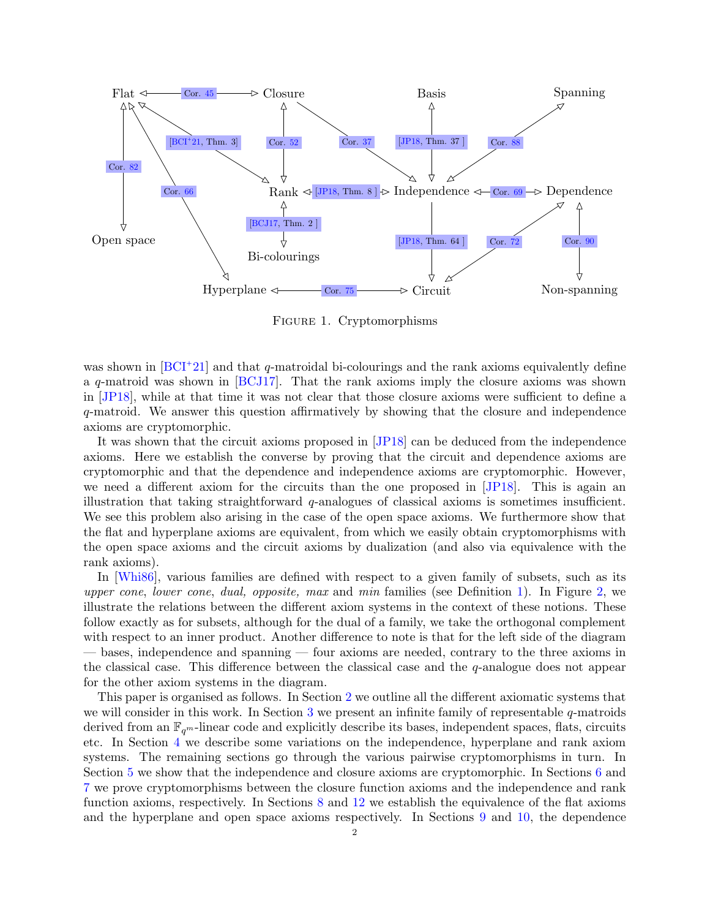Flat ◁—Cor. 45—▷ Closure; Basis; Spanning

Flat ◁— [BCI+21, Thm. 3] —▷ Rank; Closure ◁— Cor. 52 —▷ Rank; Closure — Cor. 37 —▷ Independence; Basis ◁— [JP18, Thm. 37] —▷ Independence; Spanning ◁— Cor. 88 —▷ Independence

Flat ◁— Cor. 82 —▷ Open space; Flat ◁— Cor. 66 —▷ Hyperplane; Rank ◁— [JP18, Thm. 8] —▷ Independence ◁— Cor. 69 —▷ Dependence

Rank ◁— [BCJ17, Thm. 2] —▷ Bi-colourings; Independence — [JP18, Thm. 64] —▷ Circuit; Dependence ◁— Cor. 72 —▷ Circuit; Dependence ◁— Cor. 90 —▷ Non-spanning

Hyperplane ◁— Cor. 75 —▷ Circuit

Figure 1. Cryptomorphisms

was shown in [BCI+21] and that $q$-matroidal bi-colourings and the rank axioms equivalently define a $q$-matroid was shown in [BCJ17]. That the rank axioms imply the closure axioms was shown in [JP18], while at that time it was not clear that those closure axioms were sufficient to define a $q$-matroid. We answer this question affirmatively by showing that the closure and independence axioms are cryptomorphic.

It was shown that the circuit axioms proposed in [JP18] can be deduced from the independence axioms. Here we establish the converse by proving that the circuit and dependence axioms are cryptomorphic and that the dependence and independence axioms are cryptomorphic. However, we need a different axiom for the circuits than the one proposed in [JP18]. This is again an illustration that taking straightforward $q$-analogues of classical axioms is sometimes insufficient. We see this problem also arising in the case of the open space axioms. We furthermore show that the flat and hyperplane axioms are equivalent, from which we easily obtain cryptomorphisms with the open space axioms and the circuit axioms by dualization (and also via equivalence with the rank axioms).

In [Whi86], various families are defined with respect to a given family of subsets, such as its *upper cone*, *lower cone*, *dual, opposite, max* and *min* families (see Definition 1). In Figure 2, we illustrate the relations between the different axiom systems in the context of these notions. These follow exactly as for subsets, although for the dual of a family, we take the orthogonal complement with respect to an inner product. Another difference to note is that for the left side of the diagram — bases, independence and spanning — four axioms are needed, contrary to the three axioms in the classical case. This difference between the classical case and the $q$-analogue does not appear for the other axiom systems in the diagram.

This paper is organised as follows. In Section 2 we outline all the different axiomatic systems that we will consider in this work. In Section 3 we present an infinite family of representable $q$-matroids derived from an $\mathbb{F}_{q^m}$-linear code and explicitly describe its bases, independent spaces, flats, circuits etc. In Section 4 we describe some variations on the independence, hyperplane and rank axiom systems. The remaining sections go through the various pairwise cryptomorphisms in turn. In Section 5 we show that the independence and closure axioms are cryptomorphic. In Sections 6 and 7 we prove cryptomorphisms between the closure function axioms and the independence and rank function axioms, respectively. In Sections 8 and 12 we establish the equivalence of the flat axioms and the hyperplane and open space axioms respectively. In Sections 9 and 10, the dependence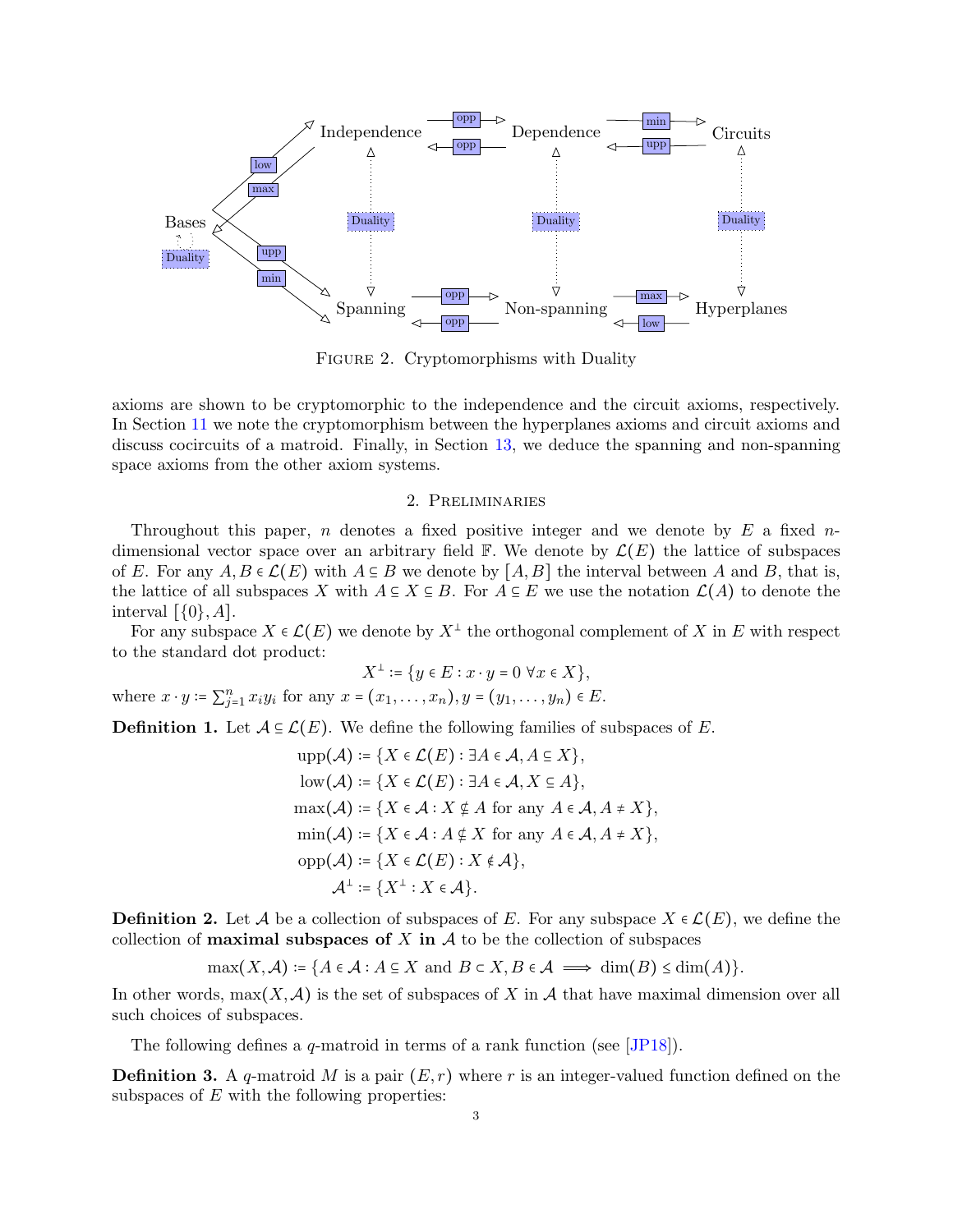FIGURE 2. Cryptomorphisms with Duality

axioms are shown to be cryptomorphic to the independence and the circuit axioms, respectively. In Section 11 we note the cryptomorphism between the hyperplanes axioms and circuit axioms and discuss cocircuits of a matroid. Finally, in Section 13, we deduce the spanning and non-spanning space axioms from the other axiom systems.

## 2. Preliminaries

Throughout this paper, $n$ denotes a fixed positive integer and we denote by $E$ a fixed $n$-dimensional vector space over an arbitrary field $\mathbb{F}$. We denote by $\mathcal{L}(E)$ the lattice of subspaces of $E$. For any $A, B \in \mathcal{L}(E)$ with $A \subseteq B$ we denote by $[A, B]$ the interval between $A$ and $B$, that is, the lattice of all subspaces $X$ with $A \subseteq X \subseteq B$. For $A \subseteq E$ we use the notation $\mathcal{L}(A)$ to denote the interval $[\{0\}, A]$.

For any subspace $X \in \mathcal{L}(E)$ we denote by $X^\perp$ the orthogonal complement of $X$ in $E$ with respect to the standard dot product:

$$X^\perp := \{y \in E : x \cdot y = 0 \ \forall x \in X\},$$

where $x \cdot y := \sum_{j=1}^{n} x_j y_j$ for any $x = (x_1, \dots, x_n), y = (y_1, \dots, y_n) \in E$.

**Definition 1.** Let $\mathcal{A} \subseteq \mathcal{L}(E)$. We define the following families of subspaces of $E$.

$$\begin{aligned}
\operatorname{upp}(\mathcal{A}) &:= \{X \in \mathcal{L}(E) : \exists A \in \mathcal{A}, A \subseteq X\}, \\
\operatorname{low}(\mathcal{A}) &:= \{X \in \mathcal{L}(E) : \exists A \in \mathcal{A}, X \subseteq A\}, \\
\max(\mathcal{A}) &:= \{X \in \mathcal{A} : X \nsubseteq A \text{ for any } A \in \mathcal{A}, A \neq X\}, \\
\min(\mathcal{A}) &:= \{X \in \mathcal{A} : A \nsubseteq X \text{ for any } A \in \mathcal{A}, A \neq X\}, \\
\operatorname{opp}(\mathcal{A}) &:= \{X \in \mathcal{L}(E) : X \notin \mathcal{A}\}, \\
\mathcal{A}^\perp &:= \{X^\perp : X \in \mathcal{A}\}.
\end{aligned}$$

**Definition 2.** Let $\mathcal{A}$ be a collection of subspaces of $E$. For any subspace $X \in \mathcal{L}(E)$, we define the collection of **maximal subspaces of** $X$ **in** $\mathcal{A}$ to be the collection of subspaces

$$\max(X, \mathcal{A}) := \{A \in \mathcal{A} : A \subseteq X \text{ and } B \subset X, B \in \mathcal{A} \implies \dim(B) \leq \dim(A)\}.$$

In other words, $\max(X, \mathcal{A})$ is the set of subspaces of $X$ in $\mathcal{A}$ that have maximal dimension over all such choices of subspaces.

The following defines a $q$-matroid in terms of a rank function (see [JP18]).

**Definition 3.** A $q$-matroid $M$ is a pair $(E, r)$ where $r$ is an integer-valued function defined on the subspaces of $E$ with the following properties: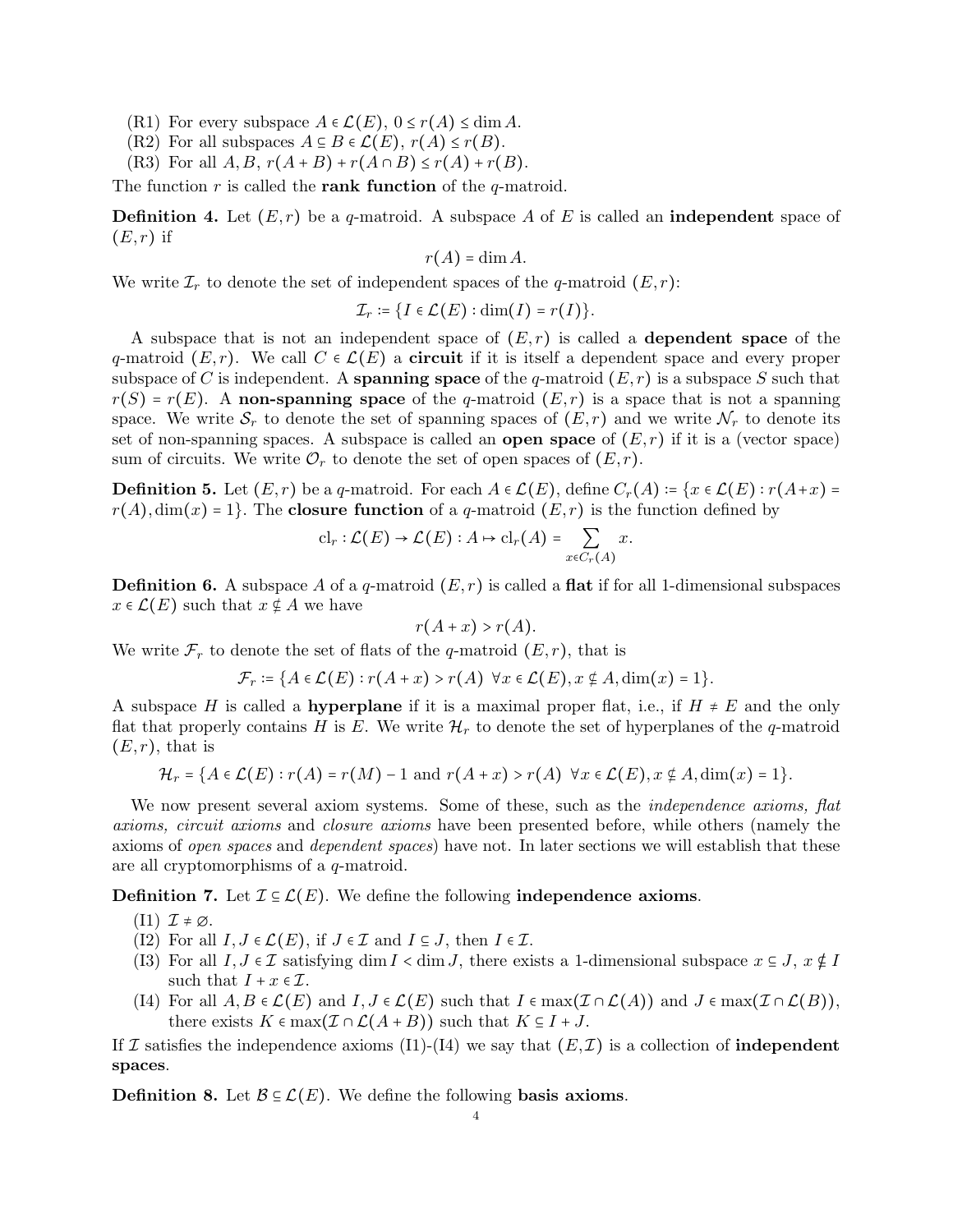(R1) For every subspace $A \in \mathcal{L}(E)$, $0 \le r(A) \le \dim A$.
(R2) For all subspaces $A \subseteq B \in \mathcal{L}(E)$, $r(A) \le r(B)$.
(R3) For all $A, B$, $r(A+B) + r(A \cap B) \le r(A) + r(B)$.

The function $r$ is called the **rank function** of the $q$-matroid.

**Definition 4.** Let $(E,r)$ be a $q$-matroid. A subspace $A$ of $E$ is called an **independent** space of $(E,r)$ if

$$r(A) = \dim A.$$

We write $\mathcal{I}_r$ to denote the set of independent spaces of the $q$-matroid $(E,r)$:

$$\mathcal{I}_r := \{I \in \mathcal{L}(E) : \dim(I) = r(I)\}.$$

A subspace that is not an independent space of $(E,r)$ is called a **dependent space** of the $q$-matroid $(E,r)$. We call $C \in \mathcal{L}(E)$ a **circuit** if it is itself a dependent space and every proper subspace of $C$ is independent. A **spanning space** of the $q$-matroid $(E,r)$ is a subspace $S$ such that $r(S) = r(E)$. A **non-spanning space** of the $q$-matroid $(E,r)$ is a space that is not a spanning space. We write $\mathcal{S}_r$ to denote the set of spanning spaces of $(E,r)$ and we write $\mathcal{N}_r$ to denote its set of non-spanning spaces. A subspace is called an **open space** of $(E,r)$ if it is a (vector space) sum of circuits. We write $\mathcal{O}_r$ to denote the set of open spaces of $(E,r)$.

**Definition 5.** Let $(E,r)$ be a $q$-matroid. For each $A \in \mathcal{L}(E)$, define $C_r(A) := \{x \in \mathcal{L}(E) : r(A+x) = r(A), \dim(x) = 1\}$. The **closure function** of a $q$-matroid $(E,r)$ is the function defined by

$$\mathrm{cl}_r : \mathcal{L}(E) \to \mathcal{L}(E) : A \mapsto \mathrm{cl}_r(A) = \sum_{x \in C_r(A)} x.$$

**Definition 6.** A subspace $A$ of a $q$-matroid $(E,r)$ is called a **flat** if for all 1-dimensional subspaces $x \in \mathcal{L}(E)$ such that $x \notin A$ we have

$$r(A+x) > r(A).$$

We write $\mathcal{F}_r$ to denote the set of flats of the $q$-matroid $(E,r)$, that is

$$\mathcal{F}_r := \{A \in \mathcal{L}(E) : r(A+x) > r(A) \ \ \forall x \in \mathcal{L}(E), x \nsubseteq A, \dim(x) = 1\}.$$

A subspace $H$ is called a **hyperplane** if it is a maximal proper flat, i.e., if $H \neq E$ and the only flat that properly contains $H$ is $E$. We write $\mathcal{H}_r$ to denote the set of hyperplanes of the $q$-matroid $(E,r)$, that is

$$\mathcal{H}_r = \{A \in \mathcal{L}(E) : r(A) = r(M) - 1 \text{ and } r(A+x) > r(A) \ \ \forall x \in \mathcal{L}(E), x \nsubseteq A, \dim(x) = 1\}.$$

We now present several axiom systems. Some of these, such as the *independence axioms, flat axioms, circuit axioms* and *closure axioms* have been presented before, while others (namely the axioms of *open spaces* and *dependent spaces*) have not. In later sections we will establish that these are all cryptomorphisms of a $q$-matroid.

**Definition 7.** Let $\mathcal{I} \subseteq \mathcal{L}(E)$. We define the following **independence axioms**.

(I1) $\mathcal{I} \neq \varnothing$.
(I2) For all $I, J \in \mathcal{L}(E)$, if $J \in \mathcal{I}$ and $I \subseteq J$, then $I \in \mathcal{I}$.
(I3) For all $I, J \in \mathcal{I}$ satisfying $\dim I < \dim J$, there exists a 1-dimensional subspace $x \subseteq J$, $x \nsubseteq I$ such that $I + x \in \mathcal{I}$.
(I4) For all $A, B \in \mathcal{L}(E)$ and $I, J \in \mathcal{L}(E)$ such that $I \in \max(\mathcal{I} \cap \mathcal{L}(A))$ and $J \in \max(\mathcal{I} \cap \mathcal{L}(B))$, there exists $K \in \max(\mathcal{I} \cap \mathcal{L}(A+B))$ such that $K \subseteq I + J$.

If $\mathcal{I}$ satisfies the independence axioms (I1)-(I4) we say that $(E, \mathcal{I})$ is a collection of **independent spaces**.

**Definition 8.** Let $\mathcal{B} \subseteq \mathcal{L}(E)$. We define the following **basis axioms**.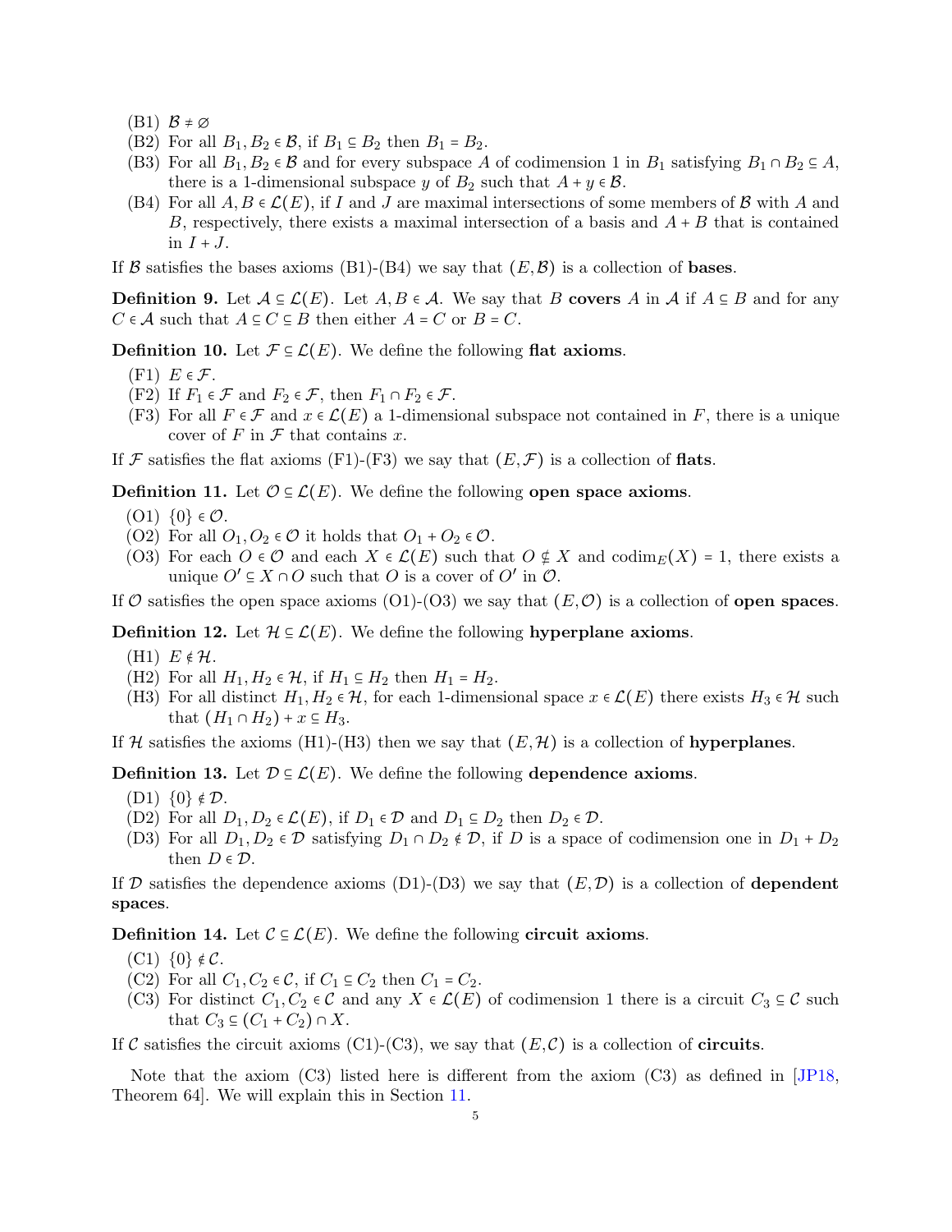- (B1) $\mathcal{B} \neq \varnothing$
- (B2) For all $B_1, B_2 \in \mathcal{B}$, if $B_1 \subseteq B_2$ then $B_1 = B_2$.
- (B3) For all $B_1, B_2 \in \mathcal{B}$ and for every subspace $A$ of codimension 1 in $B_1$ satisfying $B_1 \cap B_2 \subseteq A$, there is a 1-dimensional subspace $y$ of $B_2$ such that $A + y \in \mathcal{B}$.
- (B4) For all $A, B \in \mathcal{L}(E)$, if $I$ and $J$ are maximal intersections of some members of $\mathcal{B}$ with $A$ and $B$, respectively, there exists a maximal intersection of a basis and $A + B$ that is contained in $I + J$.

If $\mathcal{B}$ satisfies the bases axioms (B1)-(B4) we say that $(E, \mathcal{B})$ is a collection of **bases**.

**Definition 9.** Let $\mathcal{A} \subseteq \mathcal{L}(E)$. Let $A, B \in \mathcal{A}$. We say that $B$ **covers** $A$ in $\mathcal{A}$ if $A \subseteq B$ and for any $C \in \mathcal{A}$ such that $A \subseteq C \subseteq B$ then either $A = C$ or $B = C$.

**Definition 10.** Let $\mathcal{F} \subseteq \mathcal{L}(E)$. We define the following **flat axioms**.

- (F1) $E \in \mathcal{F}$.
- (F2) If $F_1 \in \mathcal{F}$ and $F_2 \in \mathcal{F}$, then $F_1 \cap F_2 \in \mathcal{F}$.
- (F3) For all $F \in \mathcal{F}$ and $x \in \mathcal{L}(E)$ a 1-dimensional subspace not contained in $F$, there is a unique cover of $F$ in $\mathcal{F}$ that contains $x$.

If $\mathcal{F}$ satisfies the flat axioms (F1)-(F3) we say that $(E, \mathcal{F})$ is a collection of **flats**.

**Definition 11.** Let $\mathcal{O} \subseteq \mathcal{L}(E)$. We define the following **open space axioms**.

- (O1) $\{0\} \in \mathcal{O}$.
- (O2) For all $O_1, O_2 \in \mathcal{O}$ it holds that $O_1 + O_2 \in \mathcal{O}$.
- (O3) For each $O \in \mathcal{O}$ and each $X \in \mathcal{L}(E)$ such that $O \nsubseteq X$ and $\operatorname{codim}_E(X) = 1$, there exists a unique $O' \subseteq X \cap O$ such that $O$ is a cover of $O'$ in $\mathcal{O}$.

If $\mathcal{O}$ satisfies the open space axioms (O1)-(O3) we say that $(E, \mathcal{O})$ is a collection of **open spaces**.

**Definition 12.** Let $\mathcal{H} \subseteq \mathcal{L}(E)$. We define the following **hyperplane axioms**.

- (H1) $E \notin \mathcal{H}$.
- (H2) For all $H_1, H_2 \in \mathcal{H}$, if $H_1 \subseteq H_2$ then $H_1 = H_2$.
- (H3) For all distinct $H_1, H_2 \in \mathcal{H}$, for each 1-dimensional space $x \in \mathcal{L}(E)$ there exists $H_3 \in \mathcal{H}$ such that $(H_1 \cap H_2) + x \subseteq H_3$.

If $\mathcal{H}$ satisfies the axioms (H1)-(H3) then we say that $(E, \mathcal{H})$ is a collection of **hyperplanes**.

**Definition 13.** Let $\mathcal{D} \subseteq \mathcal{L}(E)$. We define the following **dependence axioms**.

- (D1) $\{0\} \notin \mathcal{D}$.
- (D2) For all $D_1, D_2 \in \mathcal{L}(E)$, if $D_1 \in \mathcal{D}$ and $D_1 \subseteq D_2$ then $D_2 \in \mathcal{D}$.
- (D3) For all $D_1, D_2 \in \mathcal{D}$ satisfying $D_1 \cap D_2 \notin \mathcal{D}$, if $D$ is a space of codimension one in $D_1 + D_2$ then $D \in \mathcal{D}$.

If $\mathcal{D}$ satisfies the dependence axioms (D1)-(D3) we say that $(E, \mathcal{D})$ is a collection of **dependent spaces**.

**Definition 14.** Let $\mathcal{C} \subseteq \mathcal{L}(E)$. We define the following **circuit axioms**.

- (C1) $\{0\} \notin \mathcal{C}$.
- (C2) For all $C_1, C_2 \in \mathcal{C}$, if $C_1 \subseteq C_2$ then $C_1 = C_2$.
- (C3) For distinct $C_1, C_2 \in \mathcal{C}$ and any $X \in \mathcal{L}(E)$ of codimension 1 there is a circuit $C_3 \subseteq \mathcal{C}$ such that $C_3 \subseteq (C_1 + C_2) \cap X$.

If $\mathcal{C}$ satisfies the circuit axioms (C1)-(C3), we say that $(E, \mathcal{C})$ is a collection of **circuits**.

Note that the axiom (C3) listed here is different from the axiom (C3) as defined in [JP18, Theorem 64]. We will explain this in Section 11.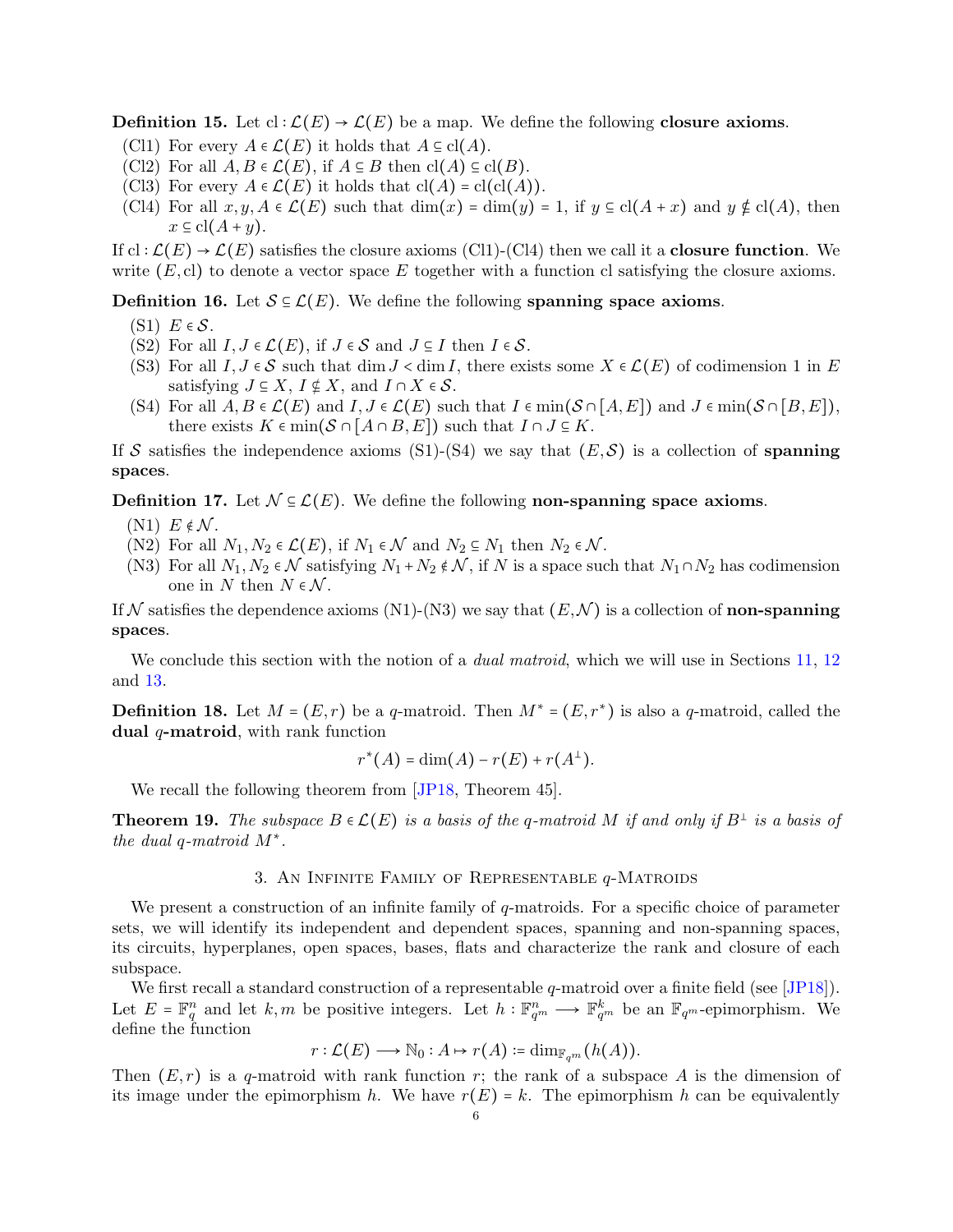**Definition 15.** Let $\mathrm{cl} : \mathcal{L}(E) \to \mathcal{L}(E)$ be a map. We define the following **closure axioms**.

(Cl1) For every $A \in \mathcal{L}(E)$ it holds that $A \subseteq \mathrm{cl}(A)$.
(Cl2) For all $A, B \in \mathcal{L}(E)$, if $A \subseteq B$ then $\mathrm{cl}(A) \subseteq \mathrm{cl}(B)$.
(Cl3) For every $A \in \mathcal{L}(E)$ it holds that $\mathrm{cl}(A) = \mathrm{cl}(\mathrm{cl}(A))$.
(Cl4) For all $x, y, A \in \mathcal{L}(E)$ such that $\dim(x) = \dim(y) = 1$, if $y \subseteq \mathrm{cl}(A + x)$ and $y \nsubseteq \mathrm{cl}(A)$, then $x \subseteq \mathrm{cl}(A + y)$.

If $\mathrm{cl} : \mathcal{L}(E) \to \mathcal{L}(E)$ satisfies the closure axioms (Cl1)-(Cl4) then we call it a **closure function**. We write $(E, \mathrm{cl})$ to denote a vector space $E$ together with a function cl satisfying the closure axioms.

**Definition 16.** Let $\mathcal{S} \subseteq \mathcal{L}(E)$. We define the following **spanning space axioms**.

(S1) $E \in \mathcal{S}$.
(S2) For all $I, J \in \mathcal{L}(E)$, if $J \in \mathcal{S}$ and $J \subseteq I$ then $I \in \mathcal{S}$.
(S3) For all $I, J \in \mathcal{S}$ such that $\dim J < \dim I$, there exists some $X \in \mathcal{L}(E)$ of codimension 1 in $E$ satisfying $J \subseteq X$, $I \nsubseteq X$, and $I \cap X \in \mathcal{S}$.
(S4) For all $A, B \in \mathcal{L}(E)$ and $I, J \in \mathcal{L}(E)$ such that $I \in \min(\mathcal{S} \cap [A, E])$ and $J \in \min(\mathcal{S} \cap [B, E])$, there exists $K \in \min(\mathcal{S} \cap [A \cap B, E])$ such that $I \cap J \subseteq K$.

If $\mathcal{S}$ satisfies the independence axioms (S1)-(S4) we say that $(E, \mathcal{S})$ is a collection of **spanning spaces**.

**Definition 17.** Let $\mathcal{N} \subseteq \mathcal{L}(E)$. We define the following **non-spanning space axioms**.

(N1) $E \notin \mathcal{N}$.
(N2) For all $N_1, N_2 \in \mathcal{L}(E)$, if $N_1 \in \mathcal{N}$ and $N_2 \subseteq N_1$ then $N_2 \in \mathcal{N}$.
(N3) For all $N_1, N_2 \in \mathcal{N}$ satisfying $N_1 + N_2 \notin \mathcal{N}$, if $N$ is a space such that $N_1 \cap N_2$ has codimension one in $N$ then $N \in \mathcal{N}$.

If $\mathcal{N}$ satisfies the dependence axioms (N1)-(N3) we say that $(E, \mathcal{N})$ is a collection of **non-spanning spaces**.

We conclude this section with the notion of a *dual matroid*, which we will use in Sections 11, 12 and 13.

**Definition 18.** Let $M = (E, r)$ be a $q$-matroid. Then $M^* = (E, r^*)$ is also a $q$-matroid, called the **dual $q$-matroid**, with rank function

$$r^*(A) = \dim(A) - r(E) + r(A^\perp).$$

We recall the following theorem from [JP18, Theorem 45].

**Theorem 19.** *The subspace $B \in \mathcal{L}(E)$ is a basis of the $q$-matroid $M$ if and only if $B^\perp$ is a basis of the dual $q$-matroid $M^*$.*

## 3. An Infinite Family of Representable $q$-Matroids

We present a construction of an infinite family of $q$-matroids. For a specific choice of parameter sets, we will identify its independent and dependent spaces, spanning and non-spanning spaces, its circuits, hyperplanes, open spaces, bases, flats and characterize the rank and closure of each subspace.

We first recall a standard construction of a representable $q$-matroid over a finite field (see [JP18]). Let $E = \mathbb{F}_q^n$ and let $k, m$ be positive integers. Let $h : \mathbb{F}_{q^m}^n \longrightarrow \mathbb{F}_{q^m}^k$ be an $\mathbb{F}_{q^m}$-epimorphism. We define the function

$$r : \mathcal{L}(E) \longrightarrow \mathbb{N}_0 : A \mapsto r(A) := \dim_{\mathbb{F}_{q^m}}(h(A)).$$

Then $(E, r)$ is a $q$-matroid with rank function $r$; the rank of a subspace $A$ is the dimension of its image under the epimorphism $h$. We have $r(E) = k$. The epimorphism $h$ can be equivalently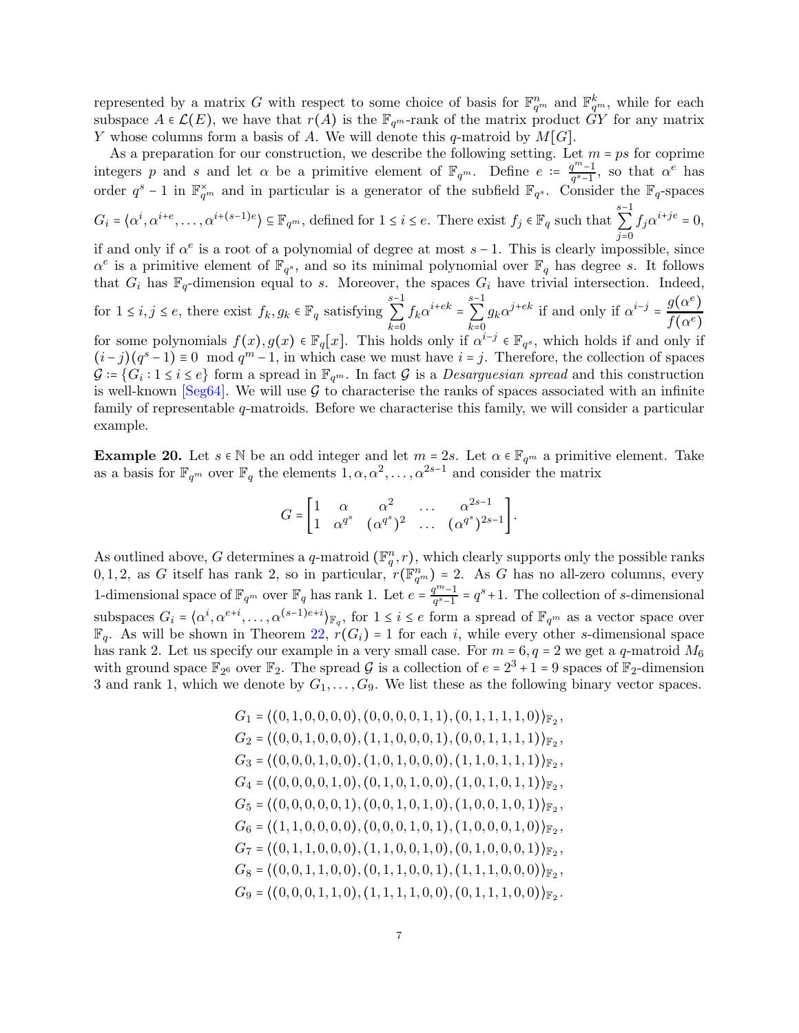represented by a matrix $G$ with respect to some choice of basis for $\mathbb{F}_{q^m}^n$ and $\mathbb{F}_{q^m}^k$, while for each subspace $A \in \mathcal{L}(E)$, we have that $r(A)$ is the $\mathbb{F}_{q^m}$-rank of the matrix product $GY$ for any matrix $Y$ whose columns form a basis of $A$. We will denote this $q$-matroid by $M[G]$.

As a preparation for our construction, we describe the following setting. Let $m = ps$ for coprime integers $p$ and $s$ and let $\alpha$ be a primitive element of $\mathbb{F}_{q^m}$. Define $e := \frac{q^m-1}{q^s-1}$, so that $\alpha^e$ has order $q^s - 1$ in $\mathbb{F}_{q^m}^\times$ and in particular is a generator of the subfield $\mathbb{F}_{q^s}$. Consider the $\mathbb{F}_q$-spaces $G_i = \langle \alpha^i, \alpha^{i+e}, \ldots, \alpha^{i+(s-1)e} \rangle \subseteq \mathbb{F}_{q^m}$, defined for $1 \leq i \leq e$. There exist $f_j \in \mathbb{F}_q$ such that $\sum_{j=0}^{s-1} f_j \alpha^{i+je} = 0$, if and only if $\alpha^e$ is a root of a polynomial of degree at most $s-1$. This is clearly impossible, since $\alpha^e$ is a primitive element of $\mathbb{F}_{q^s}$, and so its minimal polynomial over $\mathbb{F}_q$ has degree $s$. It follows that $G_i$ has $\mathbb{F}_q$-dimension equal to $s$. Moreover, the spaces $G_i$ have trivial intersection. Indeed, for $1 \leq i, j \leq e$, there exist $f_k, g_k \in \mathbb{F}_q$ satisfying $\sum_{k=0}^{s-1} f_k \alpha^{i+ek} = \sum_{k=0}^{s-1} g_k \alpha^{j+ek}$ if and only if $\alpha^{i-j} = \frac{g(\alpha^e)}{f(\alpha^e)}$ for some polynomials $f(x), g(x) \in \mathbb{F}_q[x]$. This holds only if $\alpha^{i-j} \in \mathbb{F}_{q^s}$, which holds if and only if $(i-j)(q^s - 1) \equiv 0 \mod q^m - 1$, in which case we must have $i = j$. Therefore, the collection of spaces $\mathcal{G} := \{G_i : 1 \leq i \leq e\}$ form a spread in $\mathbb{F}_{q^m}$. In fact $\mathcal{G}$ is a *Desarguesian spread* and this construction is well-known [Seg64]. We will use $\mathcal{G}$ to characterise the ranks of spaces associated with an infinite family of representable $q$-matroids. Before we characterise this family, we will consider a particular example.

**Example 20.** Let $s \in \mathbb{N}$ be an odd integer and let $m = 2s$. Let $\alpha \in \mathbb{F}_{q^m}$ a primitive element. Take as a basis for $\mathbb{F}_{q^m}$ over $\mathbb{F}_q$ the elements $1, \alpha, \alpha^2, \ldots, \alpha^{2s-1}$ and consider the matrix

$$G = \begin{bmatrix} 1 & \alpha & \alpha^2 & \ldots & \alpha^{2s-1} \\ 1 & \alpha^{q^s} & (\alpha^{q^s})^2 & \ldots & (\alpha^{q^s})^{2s-1} \end{bmatrix}.$$

As outlined above, $G$ determines a $q$-matroid $(\mathbb{F}_q^n, r)$, which clearly supports only the possible ranks $0, 1, 2$, as $G$ itself has rank 2, so in particular, $r(\mathbb{F}_{q^m}^n) = 2$. As $G$ has no all-zero columns, every 1-dimensional space of $\mathbb{F}_{q^m}$ over $\mathbb{F}_q$ has rank 1. Let $e = \frac{q^m-1}{q^s-1} = q^s + 1$. The collection of $s$-dimensional subspaces $G_i = \langle \alpha^i, \alpha^{e+i}, \ldots, \alpha^{(s-1)e+i} \rangle_{\mathbb{F}_q}$, for $1 \leq i \leq e$ form a spread of $\mathbb{F}_{q^m}$ as a vector space over $\mathbb{F}_q$. As will be shown in Theorem 22, $r(G_i) = 1$ for each $i$, while every other $s$-dimensional space has rank 2. Let us specify our example in a very small case. For $m = 6, q = 2$ we get a $q$-matroid $M_6$ with ground space $\mathbb{F}_{2^6}$ over $\mathbb{F}_2$. The spread $\mathcal{G}$ is a collection of $e = 2^3 + 1 = 9$ spaces of $\mathbb{F}_2$-dimension 3 and rank 1, which we denote by $G_1, \ldots, G_9$. We list these as the following binary vector spaces.

$$\begin{aligned}
G_1 &= \langle (0,1,0,0,0,0), (0,0,0,0,1,1), (0,1,1,1,1,0) \rangle_{\mathbb{F}_2}, \\
G_2 &= \langle (0,0,1,0,0,0), (1,1,0,0,0,1), (0,0,1,1,1,1) \rangle_{\mathbb{F}_2}, \\
G_3 &= \langle (0,0,0,1,0,0), (1,0,1,0,0,0), (1,1,0,1,1,1) \rangle_{\mathbb{F}_2}, \\
G_4 &= \langle (0,0,0,0,1,0), (0,1,0,1,0,0), (1,0,1,0,1,1) \rangle_{\mathbb{F}_2}, \\
G_5 &= \langle (0,0,0,0,0,1), (0,0,1,0,1,0), (1,0,0,1,0,1) \rangle_{\mathbb{F}_2}, \\
G_6 &= \langle (1,1,0,0,0,0), (0,0,0,1,0,1), (1,0,0,0,1,0) \rangle_{\mathbb{F}_2}, \\
G_7 &= \langle (0,1,1,0,0,0), (1,1,0,0,1,0), (0,1,0,0,0,1) \rangle_{\mathbb{F}_2}, \\
G_8 &= \langle (0,0,1,1,0,0), (0,1,1,0,0,1), (1,1,1,0,0,0) \rangle_{\mathbb{F}_2}, \\
G_9 &= \langle (0,0,0,1,1,0), (1,1,1,1,0,0), (0,1,1,1,0,0) \rangle_{\mathbb{F}_2}.
\end{aligned}$$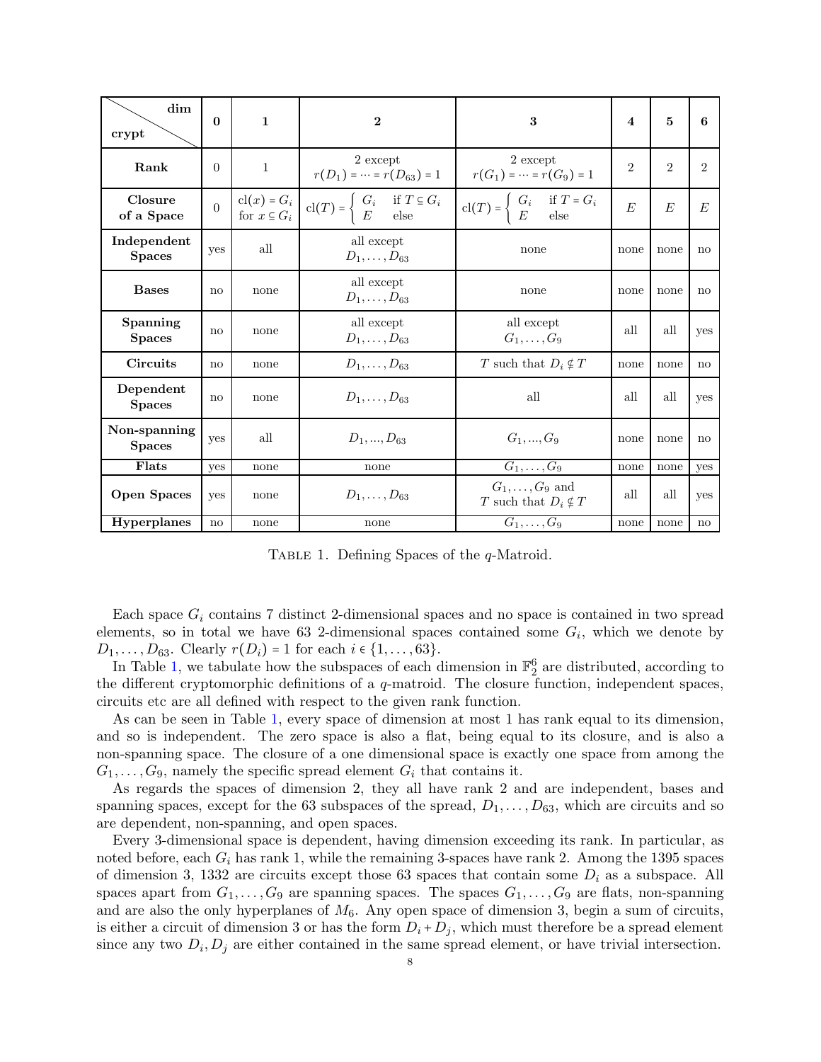| dim / crypt | **0** | **1** | **2** | **3** | **4** | **5** | **6** |
|---|---|---|---|---|---|---|---|
| **Rank** | 0 | 1 | 2 except $r(D_1) = \cdots = r(D_{63}) = 1$ | 2 except $r(G_1) = \cdots = r(G_9) = 1$ | 2 | 2 | 2 |
| **Closure of a Space** | 0 | $\text{cl}(x) = G_i$ for $x \subseteq G_i$ | $\text{cl}(T) = \begin{cases} G_i & \text{if } T \subseteq G_i \\ E & \text{else} \end{cases}$ | $\text{cl}(T) = \begin{cases} G_i & \text{if } T = G_i \\ E & \text{else} \end{cases}$ | $E$ | $E$ | $E$ |
| **Independent Spaces** | yes | all | all except $D_1, \ldots, D_{63}$ | none | none | none | no |
| **Bases** | no | none | all except $D_1, \ldots, D_{63}$ | none | none | none | no |
| **Spanning Spaces** | no | none | all except $D_1, \ldots, D_{63}$ | all except $G_1, \ldots, G_9$ | all | all | yes |
| **Circuits** | no | none | $D_1, \ldots, D_{63}$ | $T$ such that $D_i \nsubseteq T$ | none | none | no |
| **Dependent Spaces** | no | none | $D_1, \ldots, D_{63}$ | all | all | all | yes |
| **Non-spanning Spaces** | yes | all | $D_1, \ldots, D_{63}$ | $G_1, \ldots, G_9$ | none | none | no |
| **Flats** | yes | none | none | $G_1, \ldots, G_9$ | none | none | yes |
| **Open Spaces** | yes | none | $D_1, \ldots, D_{63}$ | $G_1, \ldots, G_9$ and $T$ such that $D_i \nsubseteq T$ | all | all | yes |
| **Hyperplanes** | no | none | none | $G_1, \ldots, G_9$ | none | none | no |

TABLE 1. Defining Spaces of the $q$-Matroid.

Each space $G_i$ contains 7 distinct 2-dimensional spaces and no space is contained in two spread elements, so in total we have 63 2-dimensional spaces contained some $G_i$, which we denote by $D_1, \ldots, D_{63}$. Clearly $r(D_i) = 1$ for each $i \in \{1, \ldots, 63\}$.

In Table 1, we tabulate how the subspaces of each dimension in $\mathbb{F}_2^6$ are distributed, according to the different cryptomorphic definitions of a $q$-matroid. The closure function, independent spaces, circuits etc are all defined with respect to the given rank function.

As can be seen in Table 1, every space of dimension at most 1 has rank equal to its dimension, and so is independent. The zero space is also a flat, being equal to its closure, and is also a non-spanning space. The closure of a one dimensional space is exactly one space from among the $G_1, \ldots, G_9$, namely the specific spread element $G_i$ that contains it.

As regards the spaces of dimension 2, they all have rank 2 and are independent, bases and spanning spaces, except for the 63 subspaces of the spread, $D_1, \ldots, D_{63}$, which are circuits and so are dependent, non-spanning, and open spaces.

Every 3-dimensional space is dependent, having dimension exceeding its rank. In particular, as noted before, each $G_i$ has rank 1, while the remaining 3-spaces have rank 2. Among the 1395 spaces of dimension 3, 1332 are circuits except those 63 spaces that contain some $D_i$ as a subspace. All spaces apart from $G_1, \ldots, G_9$ are spanning spaces. The spaces $G_1, \ldots, G_9$ are flats, non-spanning and are also the only hyperplanes of $M_6$. Any open space of dimension 3, begin a sum of circuits, is either a circuit of dimension 3 or has the form $D_i + D_j$, which must therefore be a spread element since any two $D_i, D_j$ are either contained in the same spread element, or have trivial intersection.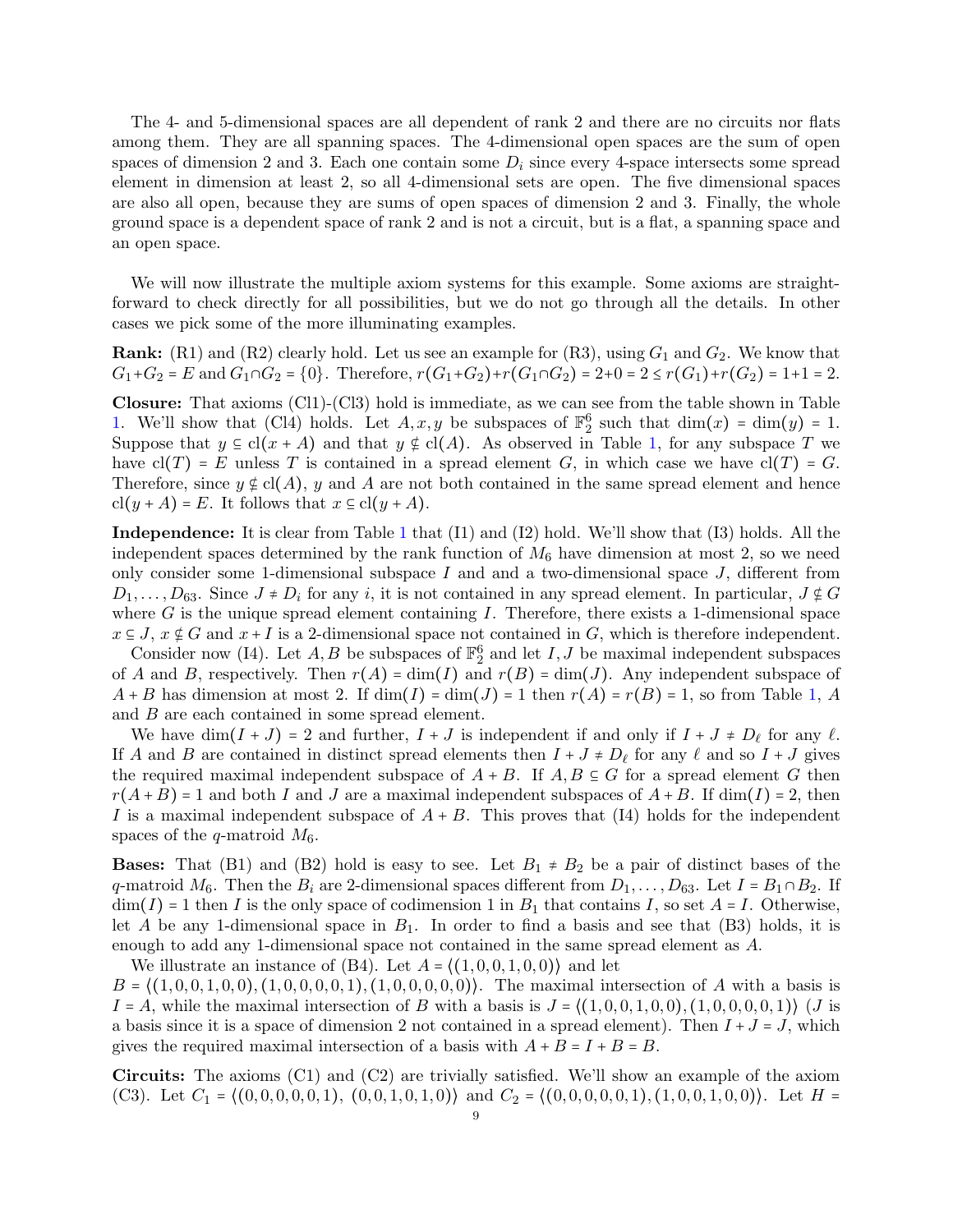The 4- and 5-dimensional spaces are all dependent of rank 2 and there are no circuits nor flats among them. They are all spanning spaces. The 4-dimensional open spaces are the sum of open spaces of dimension 2 and 3. Each one contain some $D_i$ since every 4-space intersects some spread element in dimension at least 2, so all 4-dimensional sets are open. The five dimensional spaces are also all open, because they are sums of open spaces of dimension 2 and 3. Finally, the whole ground space is a dependent space of rank 2 and is not a circuit, but is a flat, a spanning space and an open space.

We will now illustrate the multiple axiom systems for this example. Some axioms are straightforward to check directly for all possibilities, but we do not go through all the details. In other cases we pick some of the more illuminating examples.

**Rank:** (R1) and (R2) clearly hold. Let us see an example for (R3), using $G_1$ and $G_2$. We know that $G_1+G_2 = E$ and $G_1 \cap G_2 = \{0\}$. Therefore, $r(G_1+G_2)+r(G_1\cap G_2) = 2+0 = 2 \leq r(G_1)+r(G_2) = 1+1 = 2$.

**Closure:** That axioms (Cl1)-(Cl3) hold is immediate, as we can see from the table shown in Table 1. We'll show that (Cl4) holds. Let $A, x, y$ be subspaces of $\mathbb{F}_2^6$ such that $\dim(x) = \dim(y) = 1$. Suppose that $y \subseteq \mathrm{cl}(x+A)$ and that $y \nsubseteq \mathrm{cl}(A)$. As observed in Table 1, for any subspace $T$ we have $\mathrm{cl}(T) = E$ unless $T$ is contained in a spread element $G$, in which case we have $\mathrm{cl}(T) = G$. Therefore, since $y \nsubseteq \mathrm{cl}(A)$, $y$ and $A$ are not both contained in the same spread element and hence $\mathrm{cl}(y+A) = E$. It follows that $x \subseteq \mathrm{cl}(y+A)$.

**Independence:** It is clear from Table 1 that (I1) and (I2) hold. We'll show that (I3) holds. All the independent spaces determined by the rank function of $M_6$ have dimension at most 2, so we need only consider some 1-dimensional subspace $I$ and and a two-dimensional space $J$, different from $D_1, \ldots, D_{63}$. Since $J \neq D_i$ for any $i$, it is not contained in any spread element. In particular, $J \nsubseteq G$ where $G$ is the unique spread element containing $I$. Therefore, there exists a 1-dimensional space $x \subseteq J$, $x \nsubseteq G$ and $x+I$ is a 2-dimensional space not contained in $G$, which is therefore independent.

Consider now (I4). Let $A, B$ be subspaces of $\mathbb{F}_2^6$ and let $I, J$ be maximal independent subspaces of $A$ and $B$, respectively. Then $r(A) = \dim(I)$ and $r(B) = \dim(J)$. Any independent subspace of $A+B$ has dimension at most 2. If $\dim(I) = \dim(J) = 1$ then $r(A) = r(B) = 1$, so from Table 1, $A$ and $B$ are each contained in some spread element.

We have $\dim(I+J) = 2$ and further, $I+J$ is independent if and only if $I+J \neq D_\ell$ for any $\ell$. If $A$ and $B$ are contained in distinct spread elements then $I+J \neq D_\ell$ for any $\ell$ and so $I+J$ gives the required maximal independent subspace of $A+B$. If $A, B \subseteq G$ for a spread element $G$ then $r(A+B) = 1$ and both $I$ and $J$ are a maximal independent subspaces of $A+B$. If $\dim(I) = 2$, then $I$ is a maximal independent subspace of $A+B$. This proves that (I4) holds for the independent spaces of the $q$-matroid $M_6$.

**Bases:** That (B1) and (B2) hold is easy to see. Let $B_1 \neq B_2$ be a pair of distinct bases of the $q$-matroid $M_6$. Then the $B_i$ are 2-dimensional spaces different from $D_1, \ldots, D_{63}$. Let $I = B_1 \cap B_2$. If $\dim(I) = 1$ then $I$ is the only space of codimension 1 in $B_1$ that contains $I$, so set $A = I$. Otherwise, let $A$ be any 1-dimensional space in $B_1$. In order to find a basis and see that (B3) holds, it is enough to add any 1-dimensional space not contained in the same spread element as $A$.

We illustrate an instance of (B4). Let $A = \langle (1,0,0,1,0,0) \rangle$ and let $B = \langle (1,0,0,1,0,0), (1,0,0,0,0,1), (1,0,0,0,0,0) \rangle$. The maximal intersection of $A$ with a basis is $I = A$, while the maximal intersection of $B$ with a basis is $J = \langle (1,0,0,1,0,0), (1,0,0,0,0,1) \rangle$ ($J$ is a basis since it is a space of dimension 2 not contained in a spread element). Then $I+J = J$, which gives the required maximal intersection of a basis with $A+B = I+B = B$.

**Circuits:** The axioms (C1) and (C2) are trivially satisfied. We'll show an example of the axiom (C3). Let $C_1 = \langle (0,0,0,0,0,1),\ (0,0,1,0,1,0) \rangle$ and $C_2 = \langle (0,0,0,0,0,1), (1,0,0,1,0,0) \rangle$. Let $H =$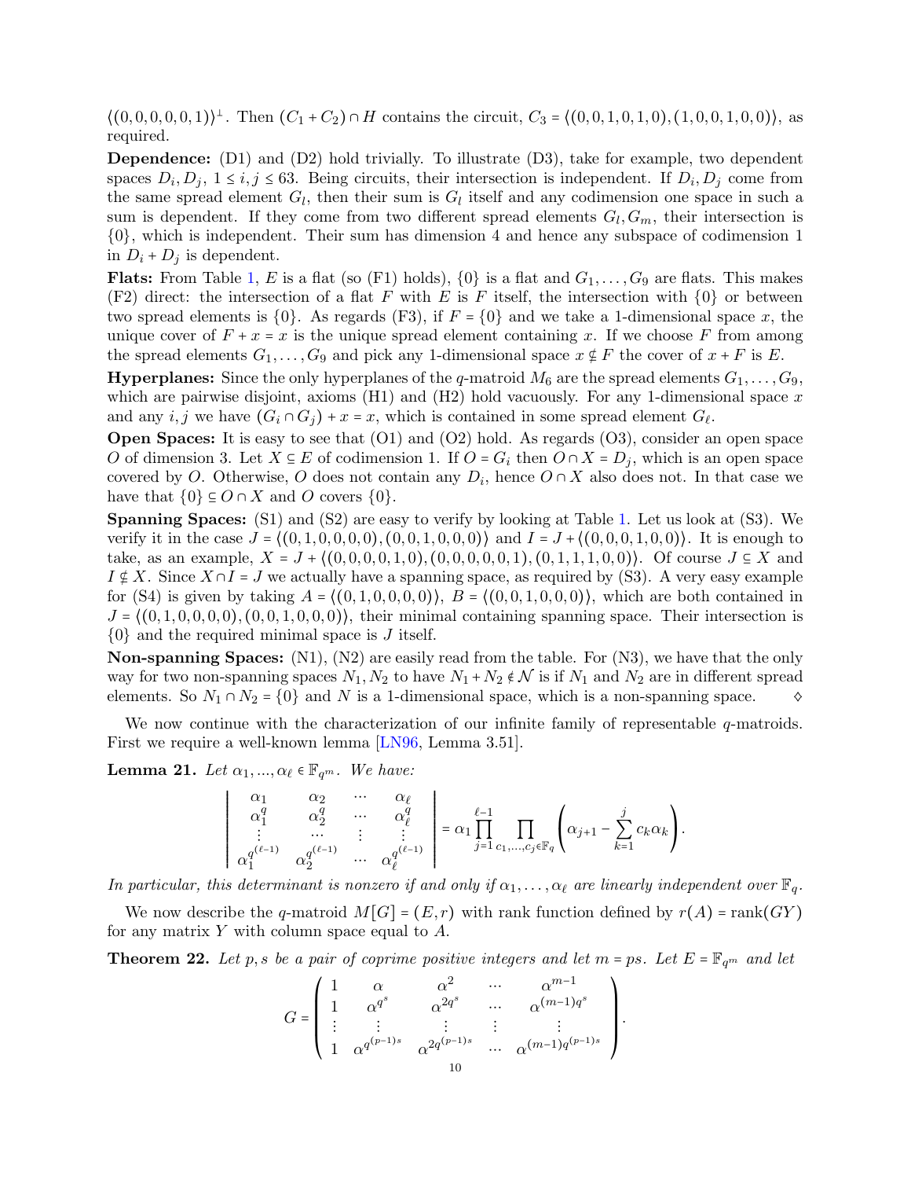$\langle (0,0,0,0,0,1) \rangle^{\perp}$. Then $(C_1 + C_2) \cap H$ contains the circuit, $C_3 = \langle (0,0,1,0,1,0), (1,0,0,1,0,0) \rangle$, as required.

**Dependence:** (D1) and (D2) hold trivially. To illustrate (D3), take for example, two dependent spaces $D_i, D_j$, $1 \le i,j \le 63$. Being circuits, their intersection is independent. If $D_i, D_j$ come from the same spread element $G_l$, then their sum is $G_l$ itself and any codimension one space in such a sum is dependent. If they come from two different spread elements $G_l, G_m$, their intersection is $\{0\}$, which is independent. Their sum has dimension 4 and hence any subspace of codimension 1 in $D_i + D_j$ is dependent.

**Flats:** From Table 1, $E$ is a flat (so (F1) holds), $\{0\}$ is a flat and $G_1, \ldots, G_9$ are flats. This makes (F2) direct: the intersection of a flat $F$ with $E$ is $F$ itself, the intersection with $\{0\}$ or between two spread elements is $\{0\}$. As regards (F3), if $F = \{0\}$ and we take a 1-dimensional space $x$, the unique cover of $F + x = x$ is the unique spread element containing $x$. If we choose $F$ from among the spread elements $G_1, \ldots, G_9$ and pick any 1-dimensional space $x \nsubseteq F$ the cover of $x + F$ is $E$.

**Hyperplanes:** Since the only hyperplanes of the $q$-matroid $M_6$ are the spread elements $G_1, \ldots, G_9$, which are pairwise disjoint, axioms (H1) and (H2) hold vacuously. For any 1-dimensional space $x$ and any $i, j$ we have $(G_i \cap G_j) + x = x$, which is contained in some spread element $G_\ell$.

**Open Spaces:** It is easy to see that (O1) and (O2) hold. As regards (O3), consider an open space $O$ of dimension 3. Let $X \subseteq E$ of codimension 1. If $O = G_i$ then $O \cap X = D_j$, which is an open space covered by $O$. Otherwise, $O$ does not contain any $D_i$, hence $O \cap X$ also does not. In that case we have that $\{0\} \subseteq O \cap X$ and $O$ covers $\{0\}$.

**Spanning Spaces:** (S1) and (S2) are easy to verify by looking at Table 1. Let us look at (S3). We verify it in the case $J = \langle (0,1,0,0,0,0), (0,0,1,0,0,0) \rangle$ and $I = J + \langle (0,0,0,1,0,0) \rangle$. It is enough to take, as an example, $X = J + \langle (0,0,0,0,1,0), (0,0,0,0,0,1), (0,1,1,1,0,0) \rangle$. Of course $J \subseteq X$ and $I \nsubseteq X$. Since $X \cap I = J$ we actually have a spanning space, as required by (S3). A very easy example for (S4) is given by taking $A = \langle (0,1,0,0,0,0) \rangle$, $B = \langle (0,0,1,0,0,0) \rangle$, which are both contained in $J = \langle (0,1,0,0,0,0), (0,0,1,0,0,0) \rangle$, their minimal containing spanning space. Their intersection is $\{0\}$ and the required minimal space is $J$ itself.

**Non-spanning Spaces:** (N1), (N2) are easily read from the table. For (N3), we have that the only way for two non-spanning spaces $N_1, N_2$ to have $N_1 + N_2 \notin \mathcal{N}$ is if $N_1$ and $N_2$ are in different spread elements. So $N_1 \cap N_2 = \{0\}$ and $N$ is a 1-dimensional space, which is a non-spanning space. ◊

We now continue with the characterization of our infinite family of representable $q$-matroids. First we require a well-known lemma [LN96, Lemma 3.51].

**Lemma 21.** *Let $\alpha_1, \ldots, \alpha_\ell \in \mathbb{F}_{q^m}$. We have:*

$$\begin{vmatrix} \alpha_1 & \alpha_2 & \cdots & \alpha_\ell \\ \alpha_1^q & \alpha_2^q & \cdots & \alpha_\ell^q \\ \vdots & \cdots & \vdots & \vdots \\ \alpha_1^{q^{(\ell-1)}} & \alpha_2^{q^{(\ell-1)}} & \cdots & \alpha_\ell^{q^{(\ell-1)}} \end{vmatrix} = \alpha_1 \prod_{j=1}^{\ell-1} \prod_{c_1,\ldots,c_j \in \mathbb{F}_q} \left( \alpha_{j+1} - \sum_{k=1}^{j} c_k \alpha_k \right).$$

*In particular, this determinant is nonzero if and only if $\alpha_1, \ldots, \alpha_\ell$ are linearly independent over $\mathbb{F}_q$.*

We now describe the $q$-matroid $M[G] = (E, r)$ with rank function defined by $r(A) = \operatorname{rank}(GY)$ for any matrix $Y$ with column space equal to $A$.

**Theorem 22.** *Let $p, s$ be a pair of coprime positive integers and let $m = ps$. Let $E = \mathbb{F}_{q^m}$ and let*

$$G = \begin{pmatrix} 1 & \alpha & \alpha^2 & \cdots & \alpha^{m-1} \\ 1 & \alpha^{q^s} & \alpha^{2q^s} & \cdots & \alpha^{(m-1)q^s} \\ \vdots & \vdots & \vdots & \vdots & \vdots \\ 1 & \alpha^{q^{(p-1)s}} & \alpha^{2q^{(p-1)s}} & \cdots & \alpha^{(m-1)q^{(p-1)s}} \end{pmatrix}.$$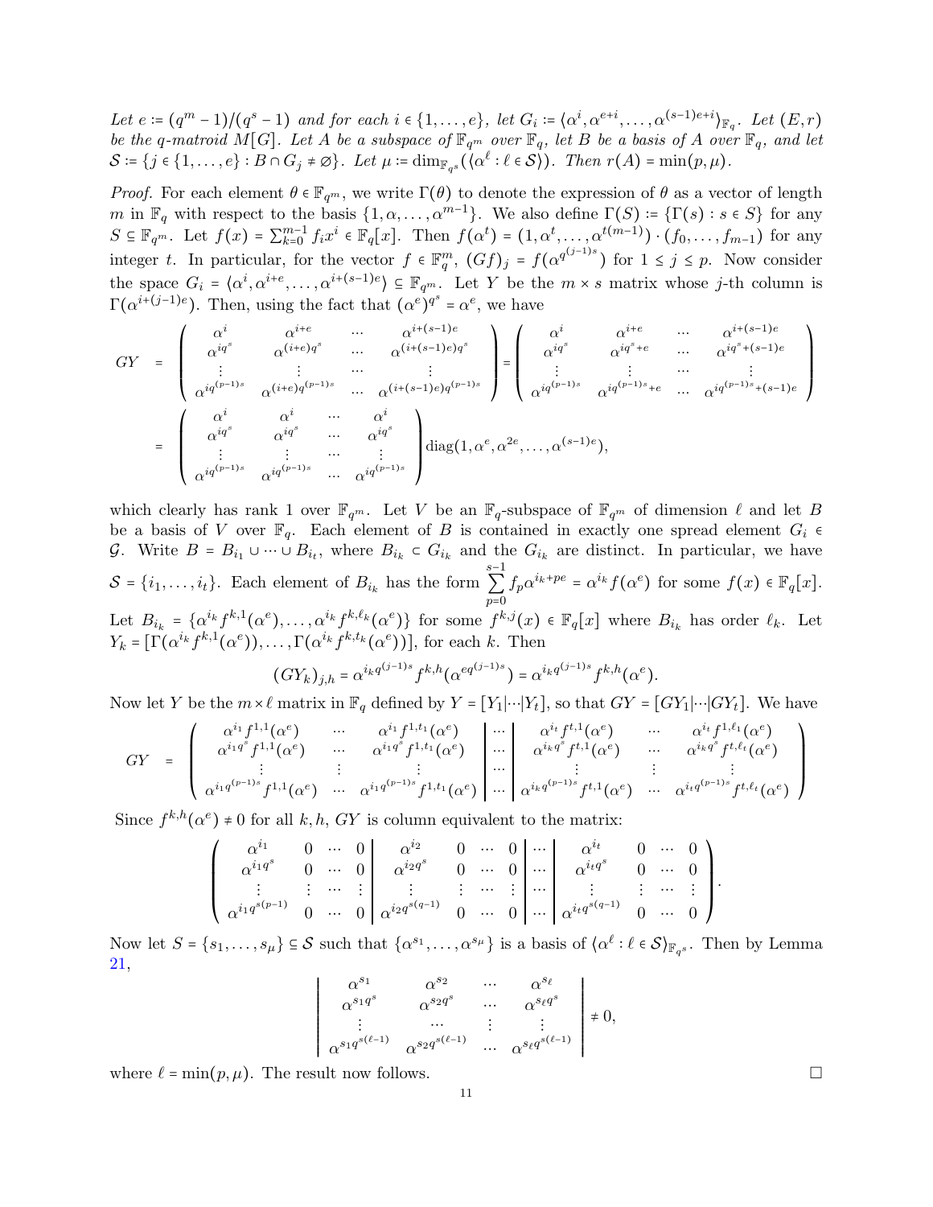*Let $e := (q^m - 1)/(q^s - 1)$ and for each $i \in \{1, \ldots, e\}$, let $G_i := \langle \alpha^i, \alpha^{e+i}, \ldots, \alpha^{(s-1)e+i} \rangle_{\mathbb{F}_q}$. Let $(E, r)$ be the q-matroid $M[G]$. Let $A$ be a subspace of $\mathbb{F}_{q^m}$ over $\mathbb{F}_q$, let $B$ be a basis of $A$ over $\mathbb{F}_q$, and let $\mathcal{S} := \{j \in \{1, \ldots, e\} : B \cap G_j \neq \varnothing\}$. Let $\mu := \dim_{\mathbb{F}_{q^s}}(\langle \alpha^\ell : \ell \in \mathcal{S} \rangle)$. Then $r(A) = \min(p, \mu)$.*

*Proof.* For each element $\theta \in \mathbb{F}_{q^m}$, we write $\Gamma(\theta)$ to denote the expression of $\theta$ as a vector of length $m$ in $\mathbb{F}_q$ with respect to the basis $\{1, \alpha, \ldots, \alpha^{m-1}\}$. We also define $\Gamma(S) := \{\Gamma(s) : s \in S\}$ for any $S \subseteq \mathbb{F}_{q^m}$. Let $f(x) = \sum_{k=0}^{m-1} f_i x^i \in \mathbb{F}_q[x]$. Then $f(\alpha^t) = (1, \alpha^t, \ldots, \alpha^{t(m-1)}) \cdot (f_0, \ldots, f_{m-1})$ for any integer $t$. In particular, for the vector $f \in \mathbb{F}_q^m$, $(Gf)_j = f(\alpha^{q^{(j-1)s}})$ for $1 \leq j \leq p$. Now consider the space $G_i = \langle \alpha^i, \alpha^{i+e}, \ldots, \alpha^{i+(s-1)e} \rangle \subseteq \mathbb{F}_{q^m}$. Let $Y$ be the $m \times s$ matrix whose $j$-th column is $\Gamma(\alpha^{i+(j-1)e})$. Then, using the fact that $(\alpha^e)^{q^s} = \alpha^e$, we have

$$
\begin{aligned}
GY &= \begin{pmatrix} \alpha^i & \alpha^{i+e} & \cdots & \alpha^{i+(s-1)e} \\ \alpha^{iq^s} & \alpha^{(i+e)q^s} & \cdots & \alpha^{(i+(s-1)e)q^s} \\ \vdots & \vdots & \cdots & \vdots \\ \alpha^{iq^{(p-1)s}} & \alpha^{(i+e)q^{(p-1)s}} & \cdots & \alpha^{(i+(s-1)e)q^{(p-1)s}} \end{pmatrix} = \begin{pmatrix} \alpha^i & \alpha^{i+e} & \cdots & \alpha^{i+(s-1)e} \\ \alpha^{iq^s} & \alpha^{iq^s+e} & \cdots & \alpha^{iq^s+(s-1)e} \\ \vdots & \vdots & \cdots & \vdots \\ \alpha^{iq^{(p-1)s}} & \alpha^{iq^{(p-1)s}+e} & \cdots & \alpha^{iq^{(p-1)s}+(s-1)e} \end{pmatrix} \\
&= \begin{pmatrix} \alpha^i & \alpha^i & \cdots & \alpha^i \\ \alpha^{iq^s} & \alpha^{iq^s} & \cdots & \alpha^{iq^s} \\ \vdots & \vdots & \cdots & \vdots \\ \alpha^{iq^{(p-1)s}} & \alpha^{iq^{(p-1)s}} & \cdots & \alpha^{iq^{(p-1)s}} \end{pmatrix} \mathrm{diag}(1, \alpha^e, \alpha^{2e}, \ldots, \alpha^{(s-1)e}),
\end{aligned}
$$

which clearly has rank 1 over $\mathbb{F}_{q^m}$. Let $V$ be an $\mathbb{F}_q$-subspace of $\mathbb{F}_{q^m}$ of dimension $\ell$ and let $B$ be a basis of $V$ over $\mathbb{F}_q$. Each element of $B$ is contained in exactly one spread element $G_i \in \mathcal{G}$. Write $B = B_{i_1} \cup \cdots \cup B_{i_t}$, where $B_{i_k} \subset G_{i_k}$ and the $G_{i_k}$ are distinct. In particular, we have $\mathcal{S} = \{i_1, \ldots, i_t\}$. Each element of $B_{i_k}$ has the form $\sum_{p=0}^{s-1} f_p \alpha^{i_k + pe} = \alpha^{i_k} f(\alpha^e)$ for some $f(x) \in \mathbb{F}_q[x]$. Let $B_{i_k} = \{\alpha^{i_k} f^{k,1}(\alpha^e), \ldots, \alpha^{i_k} f^{k,\ell_k}(\alpha^e)\}$ for some $f^{k,j}(x) \in \mathbb{F}_q[x]$ where $B_{i_k}$ has order $\ell_k$. Let $Y_k = [\Gamma(\alpha^{i_k} f^{k,1}(\alpha^e)), \ldots, \Gamma(\alpha^{i_k} f^{k,t_k}(\alpha^e))]$, for each $k$. Then

$$
(GY_k)_{j,h} = \alpha^{i_k q^{(j-1)s}} f^{k,h}(\alpha^{eq^{(j-1)s}}) = \alpha^{i_k q^{(j-1)s}} f^{k,h}(\alpha^e).
$$

Now let $Y$ be the $m \times \ell$ matrix in $\mathbb{F}_q$ defined by $Y = [Y_1 | \cdots | Y_t]$, so that $GY = [GY_1 | \cdots | GY_t]$. We have

$$
GY = \left( \begin{array}{ccc|c|ccc} \alpha^{i_1} f^{1,1}(\alpha^e) & \cdots & \alpha^{i_1} f^{1,t_1}(\alpha^e) & \cdots & \alpha^{i_t} f^{t,1}(\alpha^e) & \cdots & \alpha^{i_t} f^{1,\ell_1}(\alpha^e) \\ \alpha^{i_1 q^s} f^{1,1}(\alpha^e) & \cdots & \alpha^{i_1 q^s} f^{1,t_1}(\alpha^e) & \cdots & \alpha^{i_k q^s} f^{t,1}(\alpha^e) & \cdots & \alpha^{i_k q^s} f^{t,\ell_t}(\alpha^e) \\ \vdots & \vdots & \vdots & \cdots & \vdots & \vdots & \vdots \\ \alpha^{i_1 q^{(p-1)s}} f^{1,1}(\alpha^e) & \cdots & \alpha^{i_1 q^{(p-1)s}} f^{1,t_1}(\alpha^e) & \cdots & \alpha^{i_k q^{(p-1)s}} f^{t,1}(\alpha^e) & \cdots & \alpha^{i_t q^{(p-1)s}} f^{t,\ell_t}(\alpha^e) \end{array} \right)
$$

Since $f^{k,h}(\alpha^e) \neq 0$ for all $k, h$, $GY$ is column equivalent to the matrix:

$$
\left( \begin{array}{cccc|cccc|c|cccc} \alpha^{i_1} & 0 & \cdots & 0 & \alpha^{i_2} & 0 & \cdots & 0 & \cdots & \alpha^{i_t} & 0 & \cdots & 0 \\ \alpha^{i_1 q^s} & 0 & \cdots & 0 & \alpha^{i_2 q^s} & 0 & \cdots & 0 & \cdots & \alpha^{i_t q^s} & 0 & \cdots & 0 \\ \vdots & \vdots & \cdots & \vdots & \vdots & \vdots & \cdots & \vdots & \cdots & \vdots & \vdots & \cdots & \vdots \\ \alpha^{i_1 q^{s(p-1)}} & 0 & \cdots & 0 & \alpha^{i_2 q^{s(q-1)}} & 0 & \cdots & 0 & \cdots & \alpha^{i_t q^{s(q-1)}} & 0 & \cdots & 0 \end{array} \right).
$$

Now let $S = \{s_1, \ldots, s_\mu\} \subseteq \mathcal{S}$ such that $\{\alpha^{s_1}, \ldots, \alpha^{s_\mu}\}$ is a basis of $\langle \alpha^\ell : \ell \in \mathcal{S} \rangle_{\mathbb{F}_{q^s}}$. Then by Lemma 21,

$$
\begin{vmatrix} \alpha^{s_1} & \alpha^{s_2} & \cdots & \alpha^{s_\ell} \\ \alpha^{s_1 q^s} & \alpha^{s_2 q^s} & \cdots & \alpha^{s_\ell q^s} \\ \vdots & \cdots & \vdots & \vdots \\ \alpha^{s_1 q^{s(\ell-1)}} & \alpha^{s_2 q^{s(\ell-1)}} & \cdots & \alpha^{s_\ell q^{s(\ell-1)}} \end{vmatrix} \neq 0,
$$

where $\ell = \min(p, \mu)$. The result now follows. $\square$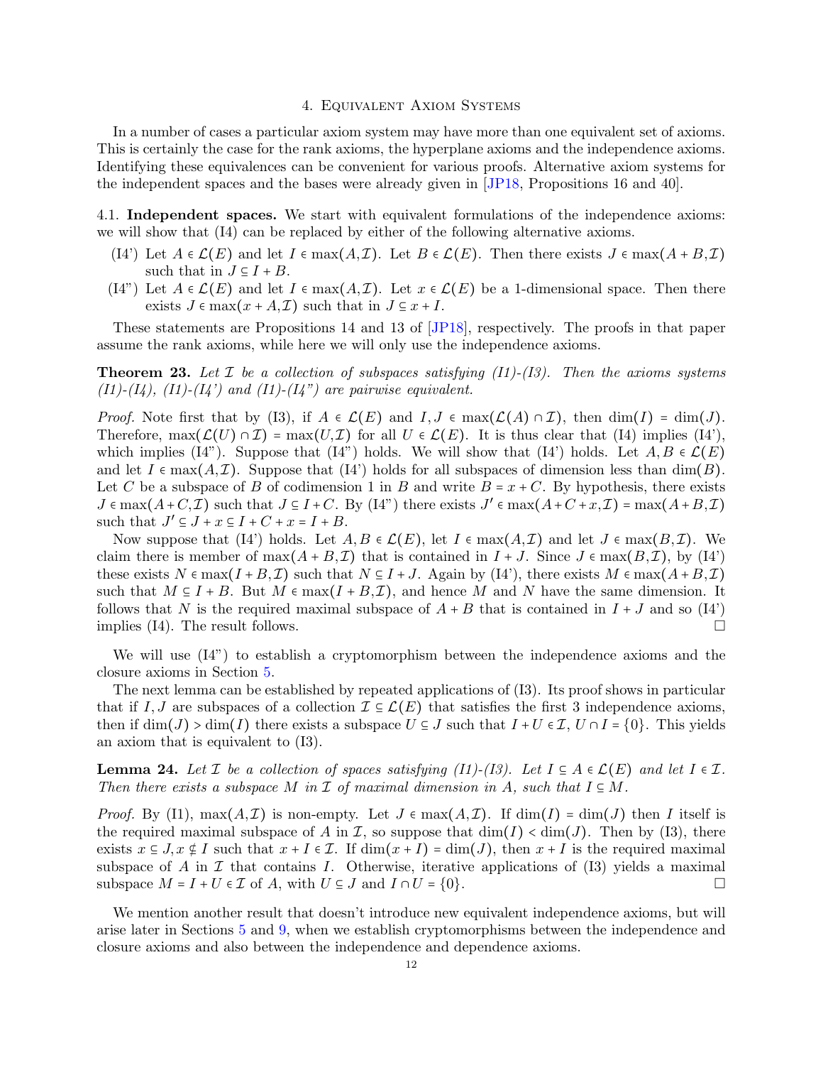## 4. Equivalent Axiom Systems

In a number of cases a particular axiom system may have more than one equivalent set of axioms. This is certainly the case for the rank axioms, the hyperplane axioms and the independence axioms. Identifying these equivalences can be convenient for various proofs. Alternative axiom systems for the independent spaces and the bases were already given in [JP18, Propositions 16 and 40].

### 4.1. Independent spaces.

We start with equivalent formulations of the independence axioms: we will show that (I4) can be replaced by either of the following alternative axioms.

- (I4') Let $A \in \mathcal{L}(E)$ and let $I \in \max(A,\mathcal{I})$. Let $B \in \mathcal{L}(E)$. Then there exists $J \in \max(A+B,\mathcal{I})$ such that in $J \subseteq I + B$.
- (I4") Let $A \in \mathcal{L}(E)$ and let $I \in \max(A,\mathcal{I})$. Let $x \in \mathcal{L}(E)$ be a 1-dimensional space. Then there exists $J \in \max(x+A,\mathcal{I})$ such that in $J \subseteq x + I$.

These statements are Propositions 14 and 13 of [JP18], respectively. The proofs in that paper assume the rank axioms, while here we will only use the independence axioms.

**Theorem 23.** *Let $\mathcal{I}$ be a collection of subspaces satisfying (I1)-(I3). Then the axioms systems (I1)-(I4), (I1)-(I4') and (I1)-(I4") are pairwise equivalent.*

*Proof.* Note first that by (I3), if $A \in \mathcal{L}(E)$ and $I, J \in \max(\mathcal{L}(A) \cap \mathcal{I})$, then $\dim(I) = \dim(J)$. Therefore, $\max(\mathcal{L}(U) \cap \mathcal{I}) = \max(U,\mathcal{I})$ for all $U \in \mathcal{L}(E)$. It is thus clear that (I4) implies (I4'), which implies (I4"). Suppose that (I4") holds. We will show that (I4') holds. Let $A, B \in \mathcal{L}(E)$ and let $I \in \max(A,\mathcal{I})$. Suppose that (I4') holds for all subspaces of dimension less than $\dim(B)$. Let $C$ be a subspace of $B$ of codimension 1 in $B$ and write $B = x + C$. By hypothesis, there exists $J \in \max(A+C,\mathcal{I})$ such that $J \subseteq I + C$. By (I4") there exists $J' \in \max(A+C+x,\mathcal{I}) = \max(A+B,\mathcal{I})$ such that $J' \subseteq J + x \subseteq I + C + x = I + B$.

Now suppose that (I4') holds. Let $A, B \in \mathcal{L}(E)$, let $I \in \max(A,\mathcal{I})$ and let $J \in \max(B,\mathcal{I})$. We claim there is member of $\max(A+B,\mathcal{I})$ that is contained in $I + J$. Since $J \in \max(B,\mathcal{I})$, by (I4') these exists $N \in \max(I+B,\mathcal{I})$ such that $N \subseteq I + J$. Again by (I4'), there exists $M \in \max(A+B,\mathcal{I})$ such that $M \subseteq I + B$. But $M \in \max(I+B,\mathcal{I})$, and hence $M$ and $N$ have the same dimension. It follows that $N$ is the required maximal subspace of $A+B$ that is contained in $I+J$ and so (I4') implies (I4). The result follows. $\square$

We will use (I4") to establish a cryptomorphism between the independence axioms and the closure axioms in Section 5.

The next lemma can be established by repeated applications of (I3). Its proof shows in particular that if $I, J$ are subspaces of a collection $\mathcal{I} \subseteq \mathcal{L}(E)$ that satisfies the first 3 independence axioms, then if $\dim(J) > \dim(I)$ there exists a subspace $U \subseteq J$ such that $I + U \in \mathcal{I}$, $U \cap I = \{0\}$. This yields an axiom that is equivalent to (I3).

**Lemma 24.** *Let $\mathcal{I}$ be a collection of spaces satisfying (I1)-(I3). Let $I \subseteq A \in \mathcal{L}(E)$ and let $I \in \mathcal{I}$. Then there exists a subspace $M$ in $\mathcal{I}$ of maximal dimension in $A$, such that $I \subseteq M$.*

*Proof.* By (I1), $\max(A,\mathcal{I})$ is non-empty. Let $J \in \max(A,\mathcal{I})$. If $\dim(I) = \dim(J)$ then $I$ itself is the required maximal subspace of $A$ in $\mathcal{I}$, so suppose that $\dim(I) < \dim(J)$. Then by (I3), there exists $x \subseteq J, x \nsubseteq I$ such that $x + I \in \mathcal{I}$. If $\dim(x+I) = \dim(J)$, then $x + I$ is the required maximal subspace of $A$ in $\mathcal{I}$ that contains $I$. Otherwise, iterative applications of (I3) yields a maximal subspace $M = I + U \in \mathcal{I}$ of $A$, with $U \subseteq J$ and $I \cap U = \{0\}$. $\square$

We mention another result that doesn't introduce new equivalent independence axioms, but will arise later in Sections 5 and 9, when we establish cryptomorphisms between the independence and closure axioms and also between the independence and dependence axioms.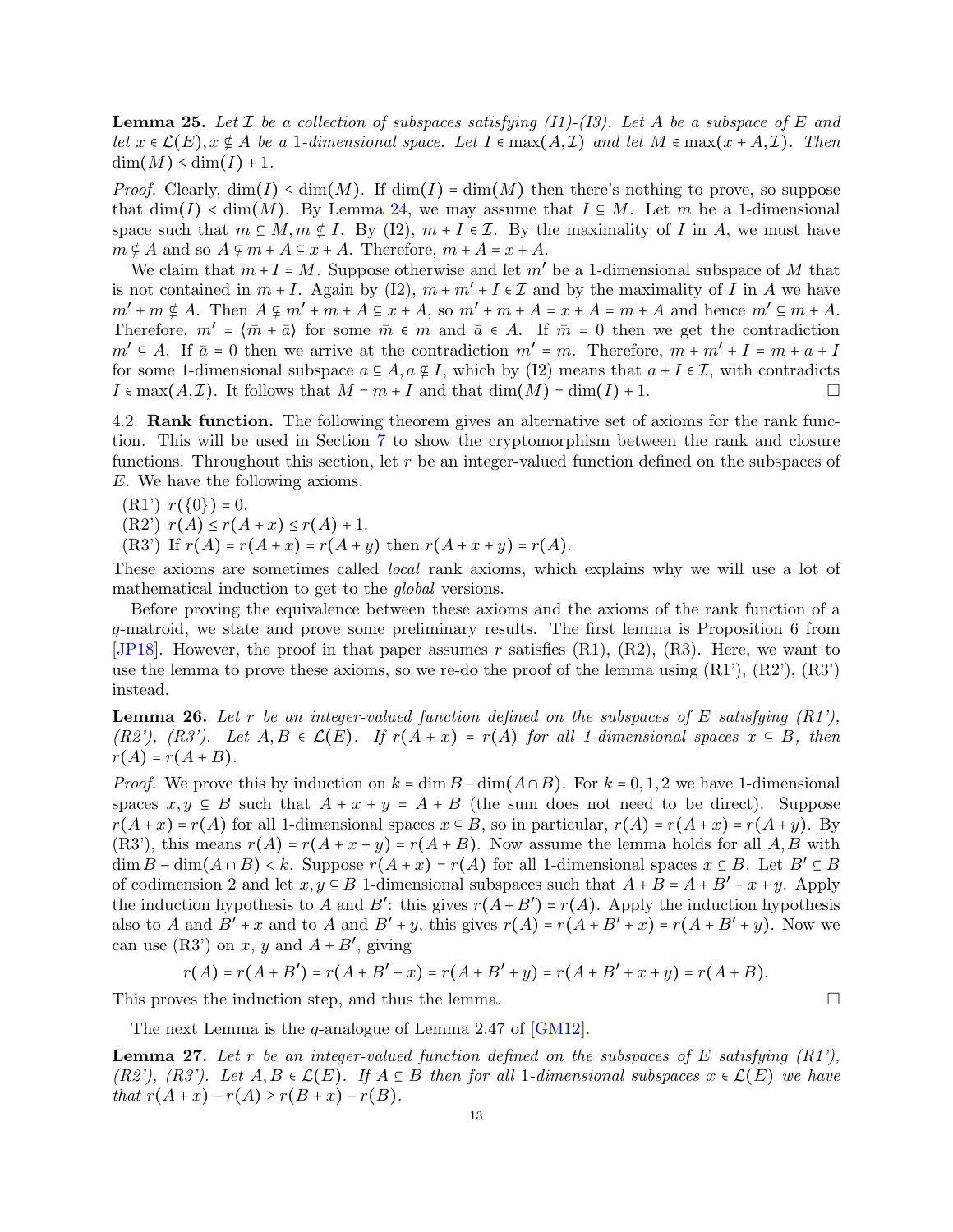**Lemma 25.** *Let $\mathcal{I}$ be a collection of subspaces satisfying (I1)-(I3). Let $A$ be a subspace of $E$ and let $x \in \mathcal{L}(E), x \notin A$ be a 1-dimensional space. Let $I \in \max(A, \mathcal{I})$ and let $M \in \max(x + A, \mathcal{I})$. Then $\dim(M) \leq \dim(I) + 1$.*

*Proof.* Clearly, $\dim(I) \leq \dim(M)$. If $\dim(I) = \dim(M)$ then there's nothing to prove, so suppose that $\dim(I) < \dim(M)$. By Lemma 24, we may assume that $I \subseteq M$. Let $m$ be a 1-dimensional space such that $m \subseteq M, m \notin I$. By (I2), $m + I \in \mathcal{I}$. By the maximality of $I$ in $A$, we must have $m \notin A$ and so $A \subsetneq m + A \subseteq x + A$. Therefore, $m + A = x + A$.

We claim that $m + I = M$. Suppose otherwise and let $m'$ be a 1-dimensional subspace of $M$ that is not contained in $m + I$. Again by (I2), $m + m' + I \in \mathcal{I}$ and by the maximality of $I$ in $A$ we have $m' + m \notin A$. Then $A \subsetneq m' + m + A \subseteq x + A$, so $m' + m + A = x + A = m + A$ and hence $m' \subseteq m + A$. Therefore, $m' = \langle \bar{m} + \bar{a} \rangle$ for some $\bar{m} \in m$ and $\bar{a} \in A$. If $\bar{m} = 0$ then we get the contradiction $m' \subseteq A$. If $\bar{a} = 0$ then we arrive at the contradiction $m' = m$. Therefore, $m + m' + I = m + a + I$ for some 1-dimensional subspace $a \subseteq A, a \notin I$, which by (I2) means that $a + I \in \mathcal{I}$, with contradicts $I \in \max(A, \mathcal{I})$. It follows that $M = m + I$ and that $\dim(M) = \dim(I) + 1$. □

4.2. **Rank function.** The following theorem gives an alternative set of axioms for the rank function. This will be used in Section 7 to show the cryptomorphism between the rank and closure functions. Throughout this section, let $r$ be an integer-valued function defined on the subspaces of $E$. We have the following axioms.

- (R1') $r(\{0\}) = 0$.
- (R2') $r(A) \leq r(A + x) \leq r(A) + 1$.
- (R3') If $r(A) = r(A + x) = r(A + y)$ then $r(A + x + y) = r(A)$.

These axioms are sometimes called *local* rank axioms, which explains why we will use a lot of mathematical induction to get to the *global* versions.

Before proving the equivalence between these axioms and the axioms of the rank function of a $q$-matroid, we state and prove some preliminary results. The first lemma is Proposition 6 from [JP18]. However, the proof in that paper assumes $r$ satisfies (R1), (R2), (R3). Here, we want to use the lemma to prove these axioms, so we re-do the proof of the lemma using (R1'), (R2'), (R3') instead.

**Lemma 26.** *Let $r$ be an integer-valued function defined on the subspaces of $E$ satisfying (R1'), (R2'), (R3'). Let $A, B \in \mathcal{L}(E)$. If $r(A + x) = r(A)$ for all 1-dimensional spaces $x \subseteq B$, then $r(A) = r(A + B)$.*

*Proof.* We prove this by induction on $k = \dim B - \dim(A \cap B)$. For $k = 0, 1, 2$ we have 1-dimensional spaces $x, y \subseteq B$ such that $A + x + y = A + B$ (the sum does not need to be direct). Suppose $r(A + x) = r(A)$ for all 1-dimensional spaces $x \subseteq B$, so in particular, $r(A) = r(A + x) = r(A + y)$. By (R3'), this means $r(A) = r(A + x + y) = r(A + B)$. Now assume the lemma holds for all $A, B$ with $\dim B - \dim(A \cap B) < k$. Suppose $r(A + x) = r(A)$ for all 1-dimensional spaces $x \subseteq B$. Let $B' \subseteq B$ of codimension 2 and let $x, y \subseteq B$ 1-dimensional subspaces such that $A + B = A + B' + x + y$. Apply the induction hypothesis to $A$ and $B'$: this gives $r(A + B') = r(A)$. Apply the induction hypothesis also to $A$ and $B' + x$ and to $A$ and $B' + y$, this gives $r(A) = r(A + B' + x) = r(A + B' + y)$. Now we can use (R3') on $x$, $y$ and $A + B'$, giving

$$r(A) = r(A + B') = r(A + B' + x) = r(A + B' + y) = r(A + B' + x + y) = r(A + B).$$

This proves the induction step, and thus the lemma. □

The next Lemma is the $q$-analogue of Lemma 2.47 of [GM12].

**Lemma 27.** *Let $r$ be an integer-valued function defined on the subspaces of $E$ satisfying (R1'), (R2'), (R3'). Let $A, B \in \mathcal{L}(E)$. If $A \subseteq B$ then for all 1-dimensional subspaces $x \in \mathcal{L}(E)$ we have that $r(A + x) - r(A) \geq r(B + x) - r(B)$.*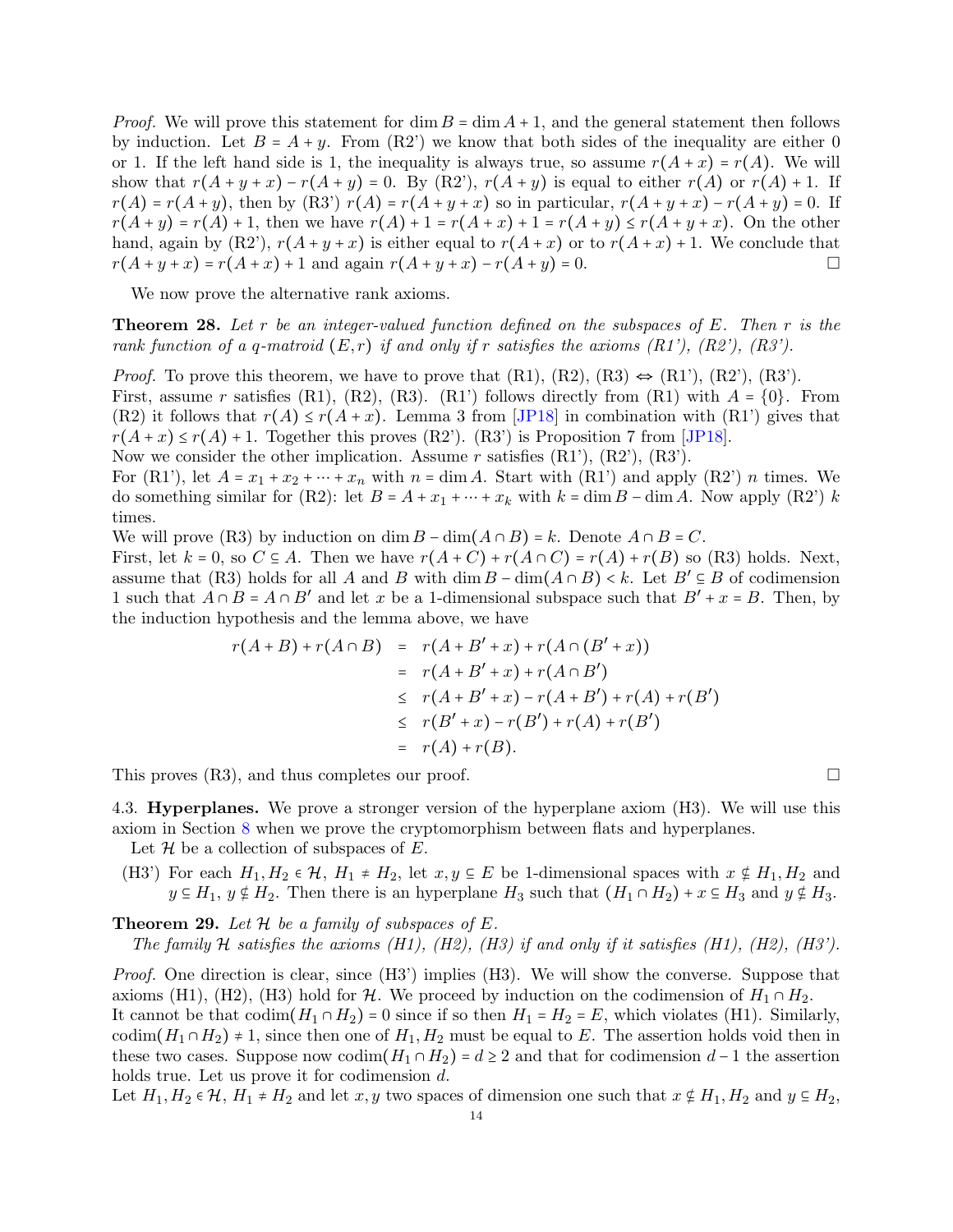*Proof.* We will prove this statement for $\dim B = \dim A + 1$, and the general statement then follows by induction. Let $B = A + y$. From (R2') we know that both sides of the inequality are either 0 or 1. If the left hand side is 1, the inequality is always true, so assume $r(A+x) = r(A)$. We will show that $r(A+y+x) - r(A+y) = 0$. By (R2'), $r(A+y)$ is equal to either $r(A)$ or $r(A)+1$. If $r(A) = r(A+y)$, then by (R3') $r(A) = r(A+y+x)$ so in particular, $r(A+y+x) - r(A+y) = 0$. If $r(A+y) = r(A)+1$, then we have $r(A)+1 = r(A+x)+1 = r(A+y) \leq r(A+y+x)$. On the other hand, again by (R2'), $r(A+y+x)$ is either equal to $r(A+x)$ or to $r(A+x)+1$. We conclude that $r(A+y+x) = r(A+x)+1$ and again $r(A+y+x) - r(A+y) = 0$. □

We now prove the alternative rank axioms.

**Theorem 28.** *Let $r$ be an integer-valued function defined on the subspaces of $E$. Then $r$ is the rank function of a q-matroid $(E,r)$ if and only if $r$ satisfies the axioms (R1'), (R2'), (R3').*

*Proof.* To prove this theorem, we have to prove that (R1), (R2), (R3) $\Leftrightarrow$ (R1'), (R2'), (R3').
First, assume $r$ satisfies (R1), (R2), (R3). (R1') follows directly from (R1) with $A = \{0\}$. From (R2) it follows that $r(A) \leq r(A+x)$. Lemma 3 from [JP18] in combination with (R1') gives that $r(A+x) \leq r(A)+1$. Together this proves (R2'). (R3') is Proposition 7 from [JP18].
Now we consider the other implication. Assume $r$ satisfies (R1'), (R2'), (R3').
For (R1'), let $A = x_1 + x_2 + \cdots + x_n$ with $n = \dim A$. Start with (R1') and apply (R2') $n$ times. We do something similar for (R2): let $B = A + x_1 + \cdots + x_k$ with $k = \dim B - \dim A$. Now apply (R2') $k$ times.
We will prove (R3) by induction on $\dim B - \dim(A \cap B) = k$. Denote $A \cap B = C$.
First, let $k = 0$, so $C \subseteq A$. Then we have $r(A+C) + r(A \cap C) = r(A) + r(B)$ so (R3) holds. Next, assume that (R3) holds for all $A$ and $B$ with $\dim B - \dim(A \cap B) < k$. Let $B' \subseteq B$ of codimension 1 such that $A \cap B = A \cap B'$ and let $x$ be a 1-dimensional subspace such that $B' + x = B$. Then, by the induction hypothesis and the lemma above, we have

$$
\begin{aligned}
r(A+B) + r(A \cap B) &= r(A+B'+x) + r(A \cap (B'+x)) \\
&= r(A+B'+x) + r(A \cap B') \\
&\leq r(A+B'+x) - r(A+B') + r(A) + r(B') \\
&\leq r(B'+x) - r(B') + r(A) + r(B') \\
&= r(A) + r(B).
\end{aligned}
$$

This proves (R3), and thus completes our proof. □

## 4.3. Hyperplanes.

We prove a stronger version of the hyperplane axiom (H3). We will use this axiom in Section 8 when we prove the cryptomorphism between flats and hyperplanes.

Let $\mathcal{H}$ be a collection of subspaces of $E$.

(H3') For each $H_1, H_2 \in \mathcal{H}$, $H_1 \neq H_2$, let $x, y \subseteq E$ be 1-dimensional spaces with $x \nsubseteq H_1, H_2$ and $y \subseteq H_1$, $y \nsubseteq H_2$. Then there is an hyperplane $H_3$ such that $(H_1 \cap H_2) + x \subseteq H_3$ and $y \nsubseteq H_3$.

**Theorem 29.** *Let $\mathcal{H}$ be a family of subspaces of $E$.*
*The family $\mathcal{H}$ satisfies the axioms (H1), (H2), (H3) if and only if it satisfies (H1), (H2), (H3').*

*Proof.* One direction is clear, since (H3') implies (H3). We will show the converse. Suppose that axioms (H1), (H2), (H3) hold for $\mathcal{H}$. We proceed by induction on the codimension of $H_1 \cap H_2$.
It cannot be that $\operatorname{codim}(H_1 \cap H_2) = 0$ since if so then $H_1 = H_2 = E$, which violates (H1). Similarly, $\operatorname{codim}(H_1 \cap H_2) \neq 1$, since then one of $H_1, H_2$ must be equal to $E$. The assertion holds void then in these two cases. Suppose now $\operatorname{codim}(H_1 \cap H_2) = d \geq 2$ and that for codimension $d-1$ the assertion holds true. Let us prove it for codimension $d$.
Let $H_1, H_2 \in \mathcal{H}$, $H_1 \neq H_2$ and let $x, y$ two spaces of dimension one such that $x \nsubseteq H_1, H_2$ and $y \subseteq H_2$,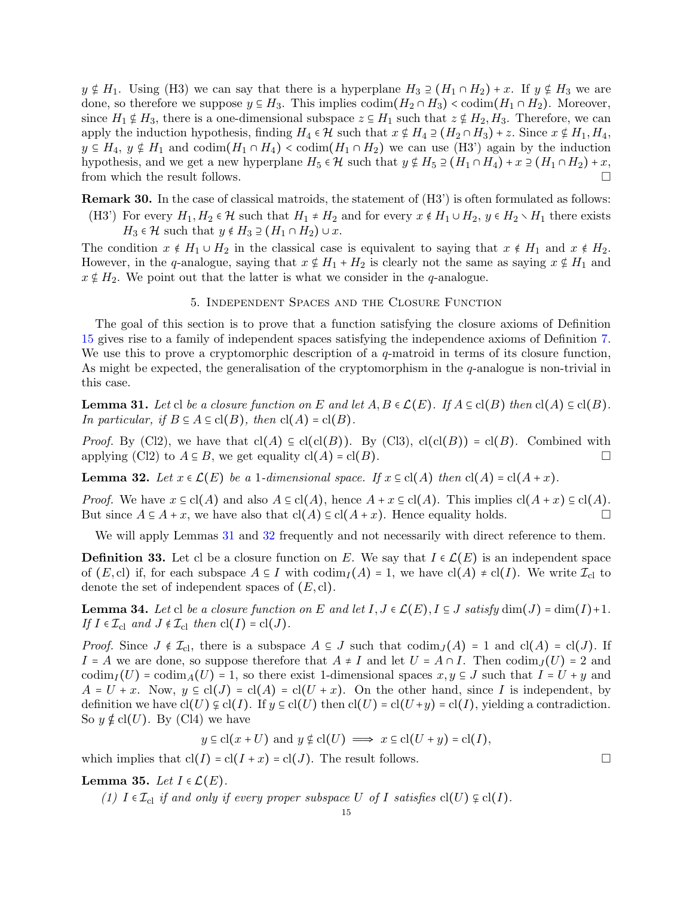$y \nsubseteq H_1$. Using (H3) we can say that there is a hyperplane $H_3 \supseteq (H_1 \cap H_2) + x$. If $y \nsubseteq H_3$ we are done, so therefore we suppose $y \subseteq H_3$. This implies $\operatorname{codim}(H_2 \cap H_3) < \operatorname{codim}(H_1 \cap H_2)$. Moreover, since $H_1 \nsubseteq H_3$, there is a one-dimensional subspace $z \subseteq H_1$ such that $z \nsubseteq H_2, H_3$. Therefore, we can apply the induction hypothesis, finding $H_4 \in \mathcal{H}$ such that $x \nsubseteq H_4 \supseteq (H_2 \cap H_3) + z$. Since $x \nsubseteq H_1, H_4$, $y \subseteq H_4$, $y \nsubseteq H_1$ and $\operatorname{codim}(H_1 \cap H_4) < \operatorname{codim}(H_1 \cap H_2)$ we can use (H3') again by the induction hypothesis, and we get a new hyperplane $H_5 \in \mathcal{H}$ such that $y \nsubseteq H_5 \supseteq (H_1 \cap H_4) + x \supseteq (H_1 \cap H_2) + x$, from which the result follows. $\square$

**Remark 30.** In the case of classical matroids, the statement of (H3') is often formulated as follows:

(H3') For every $H_1, H_2 \in \mathcal{H}$ such that $H_1 \neq H_2$ and for every $x \notin H_1 \cup H_2$, $y \in H_2 \setminus H_1$ there exists $H_3 \in \mathcal{H}$ such that $y \notin H_3 \supseteq (H_1 \cap H_2) \cup x$.

The condition $x \notin H_1 \cup H_2$ in the classical case is equivalent to saying that $x \notin H_1$ and $x \notin H_2$. However, in the $q$-analogue, saying that $x \nsubseteq H_1 + H_2$ is clearly not the same as saying $x \nsubseteq H_1$ and $x \nsubseteq H_2$. We point out that the latter is what we consider in the $q$-analogue.

## 5. Independent Spaces and the Closure Function

The goal of this section is to prove that a function satisfying the closure axioms of Definition 15 gives rise to a family of independent spaces satisfying the independence axioms of Definition 7. We use this to prove a cryptomorphic description of a $q$-matroid in terms of its closure function, As might be expected, the generalisation of the cryptomorphism in the $q$-analogue is non-trivial in this case.

**Lemma 31.** *Let* cl *be a closure function on $E$ and let $A, B \in \mathcal{L}(E)$. If $A \subseteq \operatorname{cl}(B)$ then $\operatorname{cl}(A) \subseteq \operatorname{cl}(B)$. In particular, if $B \subseteq A \subseteq \operatorname{cl}(B)$, then $\operatorname{cl}(A) = \operatorname{cl}(B)$.*

*Proof.* By (Cl2), we have that $\operatorname{cl}(A) \subseteq \operatorname{cl}(\operatorname{cl}(B))$. By (Cl3), $\operatorname{cl}(\operatorname{cl}(B)) = \operatorname{cl}(B)$. Combined with applying (Cl2) to $A \subseteq B$, we get equality $\operatorname{cl}(A) = \operatorname{cl}(B)$. $\square$

**Lemma 32.** *Let $x \in \mathcal{L}(E)$ be a 1-dimensional space. If $x \subseteq \operatorname{cl}(A)$ then $\operatorname{cl}(A) = \operatorname{cl}(A + x)$.*

*Proof.* We have $x \subseteq \operatorname{cl}(A)$ and also $A \subseteq \operatorname{cl}(A)$, hence $A + x \subseteq \operatorname{cl}(A)$. This implies $\operatorname{cl}(A + x) \subseteq \operatorname{cl}(A)$. But since $A \subseteq A + x$, we have also that $\operatorname{cl}(A) \subseteq \operatorname{cl}(A + x)$. Hence equality holds. $\square$

We will apply Lemmas 31 and 32 frequently and not necessarily with direct reference to them.

**Definition 33.** Let cl be a closure function on $E$. We say that $I \in \mathcal{L}(E)$ is an independent space of $(E, \operatorname{cl})$ if, for each subspace $A \subseteq I$ with $\operatorname{codim}_I(A) = 1$, we have $\operatorname{cl}(A) \neq \operatorname{cl}(I)$. We write $\mathcal{I}_{\operatorname{cl}}$ to denote the set of independent spaces of $(E, \operatorname{cl})$.

**Lemma 34.** *Let* cl *be a closure function on $E$ and let $I, J \in \mathcal{L}(E), I \subseteq J$ satisfy $\dim(J) = \dim(I) + 1$. If $I \in \mathcal{I}_{\operatorname{cl}}$ and $J \notin \mathcal{I}_{\operatorname{cl}}$ then $\operatorname{cl}(I) = \operatorname{cl}(J)$.*

*Proof.* Since $J \notin \mathcal{I}_{\operatorname{cl}}$, there is a subspace $A \subseteq J$ such that $\operatorname{codim}_J(A) = 1$ and $\operatorname{cl}(A) = \operatorname{cl}(J)$. If $I = A$ we are done, so suppose therefore that $A \neq I$ and let $U = A \cap I$. Then $\operatorname{codim}_J(U) = 2$ and $\operatorname{codim}_I(U) = \operatorname{codim}_A(U) = 1$, so there exist 1-dimensional spaces $x, y \subseteq J$ such that $I = U + y$ and $A = U + x$. Now, $y \subseteq \operatorname{cl}(J) = \operatorname{cl}(A) = \operatorname{cl}(U + x)$. On the other hand, since $I$ is independent, by definition we have $\operatorname{cl}(U) \subsetneq \operatorname{cl}(I)$. If $y \subseteq \operatorname{cl}(U)$ then $\operatorname{cl}(U) = \operatorname{cl}(U + y) = \operatorname{cl}(I)$, yielding a contradiction. So $y \nsubseteq \operatorname{cl}(U)$. By (Cl4) we have

$$y \subseteq \operatorname{cl}(x + U) \text{ and } y \nsubseteq \operatorname{cl}(U) \implies x \subseteq \operatorname{cl}(U + y) = \operatorname{cl}(I),$$

which implies that $\operatorname{cl}(I) = \operatorname{cl}(I + x) = \operatorname{cl}(J)$. The result follows. $\square$

**Lemma 35.** *Let $I \in \mathcal{L}(E)$.*

*(1) $I \in \mathcal{I}_{\operatorname{cl}}$ if and only if every proper subspace $U$ of $I$ satisfies $\operatorname{cl}(U) \subsetneq \operatorname{cl}(I)$.*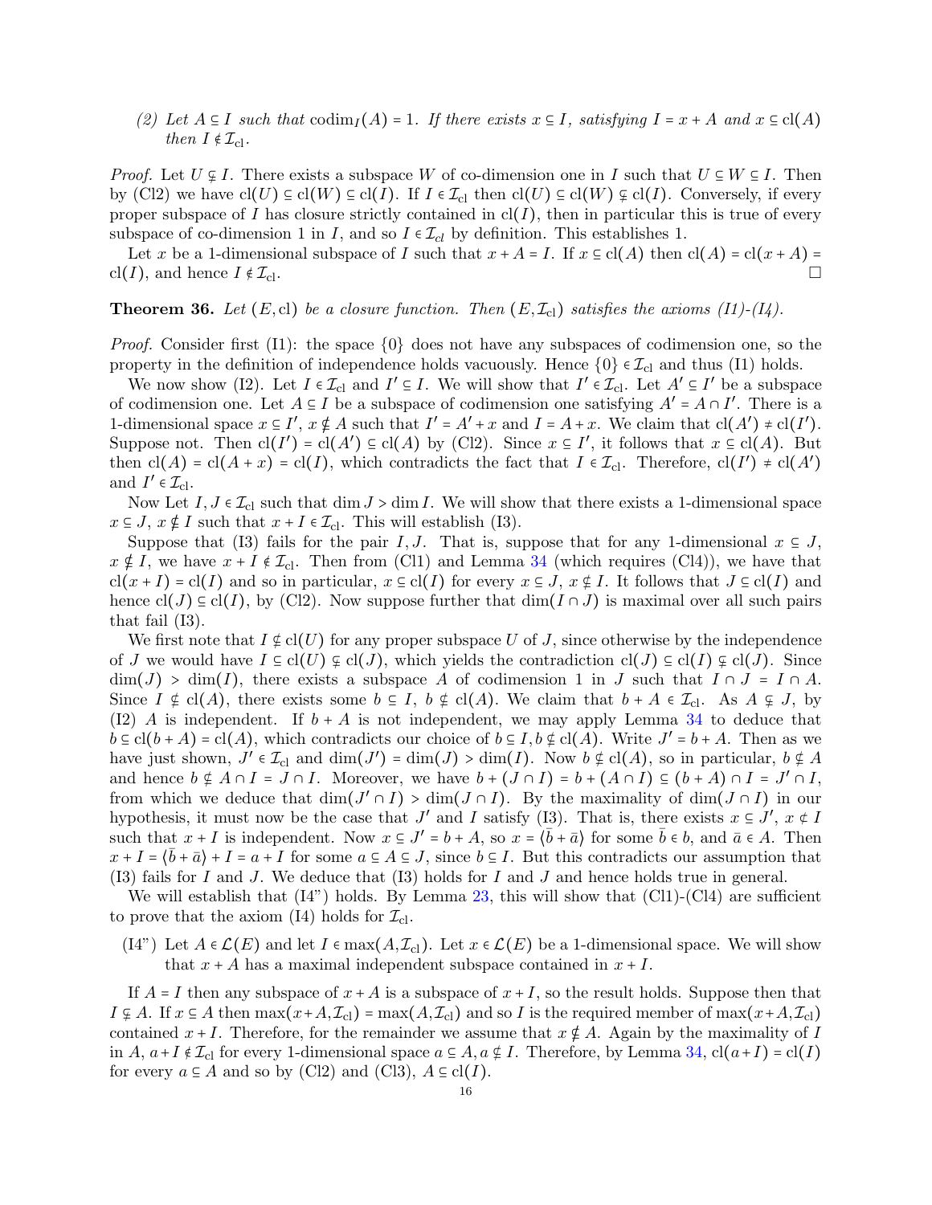(2) *Let $A \subseteq I$ such that* $\operatorname{codim}_I(A) = 1$*. If there exists $x \subseteq I$, satisfying $I = x + A$ and $x \subseteq \operatorname{cl}(A)$ then $I \notin \mathcal{I}_{\operatorname{cl}}$.*

*Proof.* Let $U \subsetneq I$. There exists a subspace $W$ of co-dimension one in $I$ such that $U \subseteq W \subseteq I$. Then by (Cl2) we have $\operatorname{cl}(U) \subseteq \operatorname{cl}(W) \subseteq \operatorname{cl}(I)$. If $I \in \mathcal{I}_{\operatorname{cl}}$ then $\operatorname{cl}(U) \subseteq \operatorname{cl}(W) \subsetneq \operatorname{cl}(I)$. Conversely, if every proper subspace of $I$ has closure strictly contained in $\operatorname{cl}(I)$, then in particular this is true of every subspace of co-dimension 1 in $I$, and so $I \in \mathcal{I}_{cl}$ by definition. This establishes 1.

Let $x$ be a 1-dimensional subspace of $I$ such that $x + A = I$. If $x \subseteq \operatorname{cl}(A)$ then $\operatorname{cl}(A) = \operatorname{cl}(x + A) = \operatorname{cl}(I)$, and hence $I \notin \mathcal{I}_{\operatorname{cl}}$. □

**Theorem 36.** *Let $(E, \operatorname{cl})$ be a closure function. Then $(E, \mathcal{I}_{\operatorname{cl}})$ satisfies the axioms (I1)-(I4).*

*Proof.* Consider first (I1): the space $\{0\}$ does not have any subspaces of codimension one, so the property in the definition of independence holds vacuously. Hence $\{0\} \in \mathcal{I}_{\operatorname{cl}}$ and thus (I1) holds.

We now show (I2). Let $I \in \mathcal{I}_{\operatorname{cl}}$ and $I' \subseteq I$. We will show that $I' \in \mathcal{I}_{\operatorname{cl}}$. Let $A' \subseteq I'$ be a subspace of codimension one. Let $A \subseteq I$ be a subspace of codimension one satisfying $A' = A \cap I'$. There is a 1-dimensional space $x \subseteq I'$, $x \nsubseteq A$ such that $I' = A' + x$ and $I = A + x$. We claim that $\operatorname{cl}(A') \neq \operatorname{cl}(I')$. Suppose not. Then $\operatorname{cl}(I') = \operatorname{cl}(A') \subseteq \operatorname{cl}(A)$ by (Cl2). Since $x \subseteq I'$, it follows that $x \subseteq \operatorname{cl}(A)$. But then $\operatorname{cl}(A) = \operatorname{cl}(A + x) = \operatorname{cl}(I)$, which contradicts the fact that $I \in \mathcal{I}_{\operatorname{cl}}$. Therefore, $\operatorname{cl}(I') \neq \operatorname{cl}(A')$ and $I' \in \mathcal{I}_{\operatorname{cl}}$.

Now Let $I, J \in \mathcal{I}_{\operatorname{cl}}$ such that $\dim J > \dim I$. We will show that there exists a 1-dimensional space $x \subseteq J$, $x \nsubseteq I$ such that $x + I \in \mathcal{I}_{\operatorname{cl}}$. This will establish (I3).

Suppose that (I3) fails for the pair $I, J$. That is, suppose that for any 1-dimensional $x \subseteq J$, $x \nsubseteq I$, we have $x + I \notin \mathcal{I}_{\operatorname{cl}}$. Then from (Cl1) and Lemma 34 (which requires (Cl4)), we have that $\operatorname{cl}(x + I) = \operatorname{cl}(I)$ and so in particular, $x \subseteq \operatorname{cl}(I)$ for every $x \subseteq J$, $x \nsubseteq I$. It follows that $J \subseteq \operatorname{cl}(I)$ and hence $\operatorname{cl}(J) \subseteq \operatorname{cl}(I)$, by (Cl2). Now suppose further that $\dim(I \cap J)$ is maximal over all such pairs that fail (I3).

We first note that $I \nsubseteq \operatorname{cl}(U)$ for any proper subspace $U$ of $J$, since otherwise by the independence of $J$ we would have $I \subseteq \operatorname{cl}(U) \subsetneq \operatorname{cl}(J)$, which yields the contradiction $\operatorname{cl}(J) \subseteq \operatorname{cl}(I) \subsetneq \operatorname{cl}(J)$. Since $\dim(J) > \dim(I)$, there exists a subspace $A$ of codimension 1 in $J$ such that $I \cap J = I \cap A$. Since $I \nsubseteq \operatorname{cl}(A)$, there exists some $b \subseteq I$, $b \nsubseteq \operatorname{cl}(A)$. We claim that $b + A \in \mathcal{I}_{\operatorname{cl}}$. As $A \subsetneq J$, by (I2) $A$ is independent. If $b + A$ is not independent, we may apply Lemma 34 to deduce that $b \subseteq \operatorname{cl}(b + A) = \operatorname{cl}(A)$, which contradicts our choice of $b \subseteq I, b \nsubseteq \operatorname{cl}(A)$. Write $J' = b + A$. Then as we have just shown, $J' \in \mathcal{I}_{\operatorname{cl}}$ and $\dim(J') = \dim(J) > \dim(I)$. Now $b \nsubseteq \operatorname{cl}(A)$, so in particular, $b \nsubseteq A$ and hence $b \nsubseteq A \cap I = J \cap I$. Moreover, we have $b + (J \cap I) = b + (A \cap I) \subseteq (b + A) \cap I = J' \cap I$, from which we deduce that $\dim(J' \cap I) > \dim(J \cap I)$. By the maximality of $\dim(J \cap I)$ in our hypothesis, it must now be the case that $J'$ and $I$ satisfy (I3). That is, there exists $x \subseteq J'$, $x \not\subset I$ such that $x + I$ is independent. Now $x \subseteq J' = b + A$, so $x = \langle \bar{b} + \bar{a} \rangle$ for some $\bar{b} \in b$, and $\bar{a} \in A$. Then $x + I = \langle \bar{b} + \bar{a} \rangle + I = a + I$ for some $a \subseteq A \subseteq J$, since $b \subseteq I$. But this contradicts our assumption that (I3) fails for $I$ and $J$. We deduce that (I3) holds for $I$ and $J$ and hence holds true in general.

We will establish that (I4") holds. By Lemma 23, this will show that (Cl1)-(Cl4) are sufficient to prove that the axiom (I4) holds for $\mathcal{I}_{\operatorname{cl}}$.

(I4") Let $A \in \mathcal{L}(E)$ and let $I \in \max(A, \mathcal{I}_{\operatorname{cl}})$. Let $x \in \mathcal{L}(E)$ be a 1-dimensional space. We will show that $x + A$ has a maximal independent subspace contained in $x + I$.

If $A = I$ then any subspace of $x + A$ is a subspace of $x + I$, so the result holds. Suppose then that $I \subsetneq A$. If $x \subseteq A$ then $\max(x + A, \mathcal{I}_{\operatorname{cl}}) = \max(A, \mathcal{I}_{\operatorname{cl}})$ and so $I$ is the required member of $\max(x + A, \mathcal{I}_{\operatorname{cl}})$ contained $x + I$. Therefore, for the remainder we assume that $x \nsubseteq A$. Again by the maximality of $I$ in $A$, $a + I \notin \mathcal{I}_{\operatorname{cl}}$ for every 1-dimensional space $a \subseteq A, a \nsubseteq I$. Therefore, by Lemma 34, $\operatorname{cl}(a + I) = \operatorname{cl}(I)$ for every $a \subseteq A$ and so by (Cl2) and (Cl3), $A \subseteq \operatorname{cl}(I)$.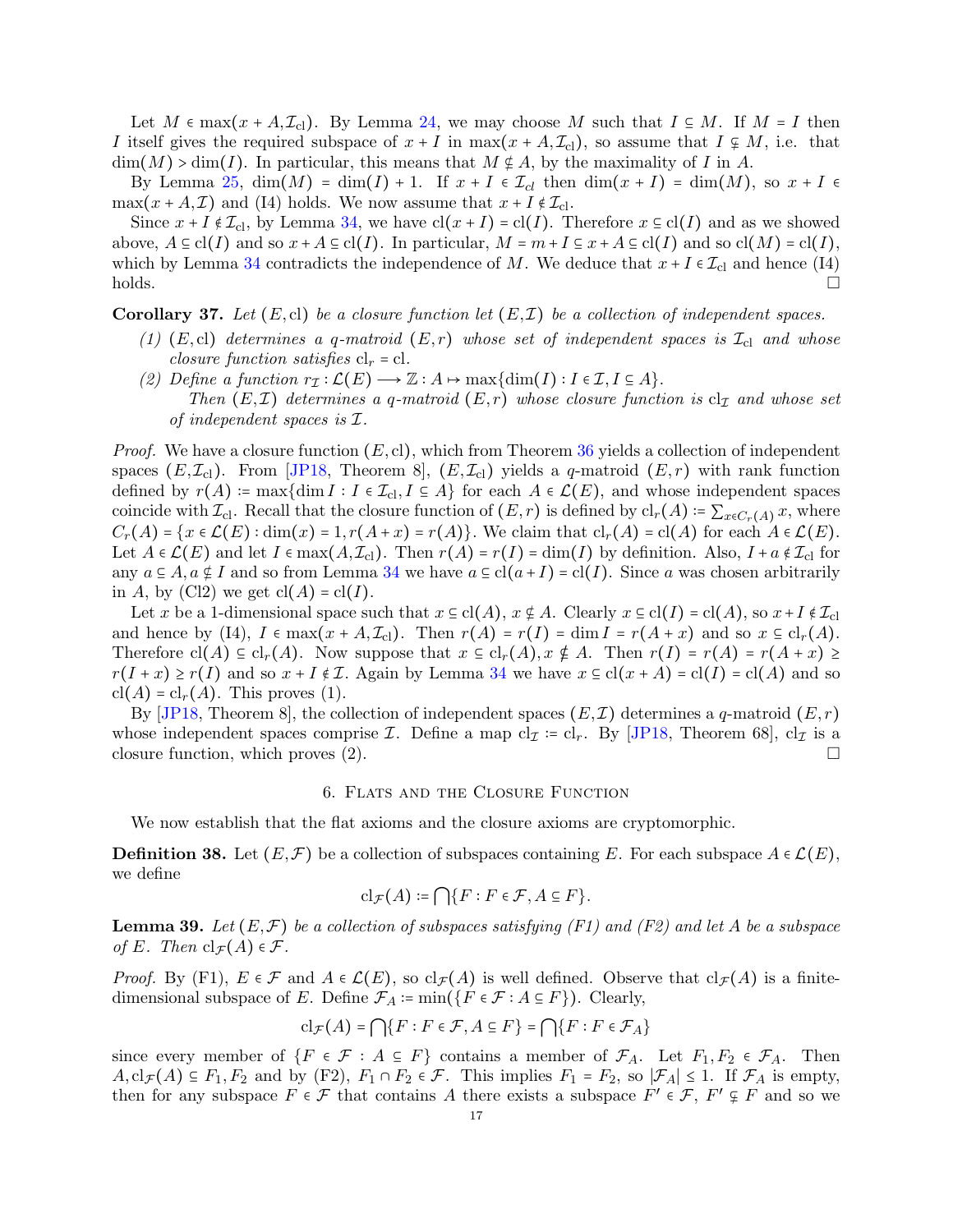Let $M \in \max(x + A, \mathcal{I}_{\text{cl}})$. By Lemma 24, we may choose $M$ such that $I \subseteq M$. If $M = I$ then $I$ itself gives the required subspace of $x + I$ in $\max(x + A, \mathcal{I}_{\text{cl}})$, so assume that $I \subsetneq M$, i.e. that $\dim(M) > \dim(I)$. In particular, this means that $M \notin A$, by the maximality of $I$ in $A$.

By Lemma 25, $\dim(M) = \dim(I) + 1$. If $x + I \in \mathcal{I}_{cl}$ then $\dim(x + I) = \dim(M)$, so $x + I \in \max(x + A, \mathcal{I})$ and (I4) holds. We now assume that $x + I \notin \mathcal{I}_{\text{cl}}$.

Since $x + I \notin \mathcal{I}_{\text{cl}}$, by Lemma 34, we have $\text{cl}(x + I) = \text{cl}(I)$. Therefore $x \subseteq \text{cl}(I)$ and as we showed above, $A \subseteq \text{cl}(I)$ and so $x + A \subseteq \text{cl}(I)$. In particular, $M = m + I \subseteq x + A \subseteq \text{cl}(I)$ and so $\text{cl}(M) = \text{cl}(I)$, which by Lemma 34 contradicts the independence of $M$. We deduce that $x + I \in \mathcal{I}_{\text{cl}}$ and hence (I4) holds. □

**Corollary 37.** *Let $(E, \text{cl})$ be a closure function let $(E, \mathcal{I})$ be a collection of independent spaces.*

*(1) $(E, \text{cl})$ determines a $q$-matroid $(E, r)$ whose set of independent spaces is $\mathcal{I}_{\text{cl}}$ and whose closure function satisfies $\text{cl}_r = \text{cl}$.*

*(2) Define a function $r_{\mathcal{I}} : \mathcal{L}(E) \longrightarrow \mathbb{Z} : A \mapsto \max\{\dim(I) : I \in \mathcal{I}, I \subseteq A\}$.*
*Then $(E, \mathcal{I})$ determines a $q$-matroid $(E, r)$ whose closure function is $\text{cl}_{\mathcal{I}}$ and whose set of independent spaces is $\mathcal{I}$.*

*Proof.* We have a closure function $(E, \text{cl})$, which from Theorem 36 yields a collection of independent spaces $(E, \mathcal{I}_{\text{cl}})$. From [JP18, Theorem 8], $(E, \mathcal{I}_{\text{cl}})$ yields a $q$-matroid $(E, r)$ with rank function defined by $r(A) := \max\{\dim I : I \in \mathcal{I}_{\text{cl}}, I \subseteq A\}$ for each $A \in \mathcal{L}(E)$, and whose independent spaces coincide with $\mathcal{I}_{\text{cl}}$. Recall that the closure function of $(E, r)$ is defined by $\text{cl}_r(A) := \sum_{x \in C_r(A)} x$, where $C_r(A) = \{x \in \mathcal{L}(E) : \dim(x) = 1, r(A + x) = r(A)\}$. We claim that $\text{cl}_r(A) = \text{cl}(A)$ for each $A \in \mathcal{L}(E)$. Let $A \in \mathcal{L}(E)$ and let $I \in \max(A, \mathcal{I}_{\text{cl}})$. Then $r(A) = r(I) = \dim(I)$ by definition. Also, $I + a \notin \mathcal{I}_{\text{cl}}$ for any $a \subseteq A, a \notin I$ and so from Lemma 34 we have $a \subseteq \text{cl}(a + I) = \text{cl}(I)$. Since $a$ was chosen arbitrarily in $A$, by (Cl2) we get $\text{cl}(A) = \text{cl}(I)$.

Let $x$ be a 1-dimensional space such that $x \subseteq \text{cl}(A)$, $x \notin A$. Clearly $x \subseteq \text{cl}(I) = \text{cl}(A)$, so $x + I \notin \mathcal{I}_{\text{cl}}$ and hence by (I4), $I \in \max(x + A, \mathcal{I}_{\text{cl}})$. Then $r(A) = r(I) = \dim I = r(A + x)$ and so $x \subseteq \text{cl}_r(A)$. Therefore $\text{cl}(A) \subseteq \text{cl}_r(A)$. Now suppose that $x \subseteq \text{cl}_r(A), x \notin A$. Then $r(I) = r(A) = r(A + x) \geq r(I + x) \geq r(I)$ and so $x + I \notin \mathcal{I}$. Again by Lemma 34 we have $x \subseteq \text{cl}(x + A) = \text{cl}(I) = \text{cl}(A)$ and so $\text{cl}(A) = \text{cl}_r(A)$. This proves (1).

By [JP18, Theorem 8], the collection of independent spaces $(E, \mathcal{I})$ determines a $q$-matroid $(E, r)$ whose independent spaces comprise $\mathcal{I}$. Define a map $\text{cl}_{\mathcal{I}} := \text{cl}_r$. By [JP18, Theorem 68], $\text{cl}_{\mathcal{I}}$ is a closure function, which proves (2). □

## 6. Flats and the Closure Function

We now establish that the flat axioms and the closure axioms are cryptomorphic.

**Definition 38.** Let $(E, \mathcal{F})$ be a collection of subspaces containing $E$. For each subspace $A \in \mathcal{L}(E)$, we define

$$\text{cl}_{\mathcal{F}}(A) := \bigcap\{F : F \in \mathcal{F}, A \subseteq F\}.$$

**Lemma 39.** *Let $(E, \mathcal{F})$ be a collection of subspaces satisfying (F1) and (F2) and let $A$ be a subspace of $E$. Then $\text{cl}_{\mathcal{F}}(A) \in \mathcal{F}$.*

*Proof.* By (F1), $E \in \mathcal{F}$ and $A \in \mathcal{L}(E)$, so $\text{cl}_{\mathcal{F}}(A)$ is well defined. Observe that $\text{cl}_{\mathcal{F}}(A)$ is a finite-dimensional subspace of $E$. Define $\mathcal{F}_A := \min(\{F \in \mathcal{F} : A \subseteq F\})$. Clearly,

$$\text{cl}_{\mathcal{F}}(A) = \bigcap\{F : F \in \mathcal{F}, A \subseteq F\} = \bigcap\{F : F \in \mathcal{F}_A\}$$

since every member of $\{F \in \mathcal{F} : A \subseteq F\}$ contains a member of $\mathcal{F}_A$. Let $F_1, F_2 \in \mathcal{F}_A$. Then $A, \text{cl}_{\mathcal{F}}(A) \subseteq F_1, F_2$ and by (F2), $F_1 \cap F_2 \in \mathcal{F}$. This implies $F_1 = F_2$, so $|\mathcal{F}_A| \leq 1$. If $\mathcal{F}_A$ is empty, then for any subspace $F \in \mathcal{F}$ that contains $A$ there exists a subspace $F' \in \mathcal{F}$, $F' \subsetneq F$ and so we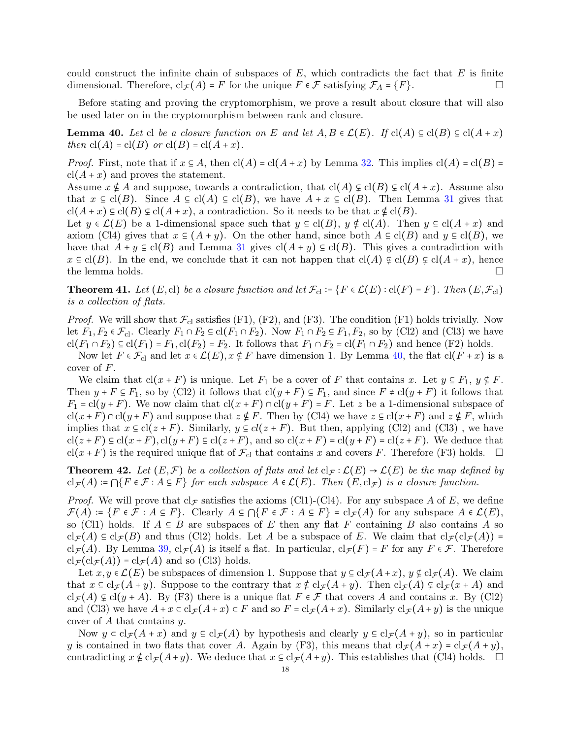could construct the infinite chain of subspaces of $E$, which contradicts the fact that $E$ is finite dimensional. Therefore, $\mathrm{cl}_{\mathcal{F}}(A) = F$ for the unique $F \in \mathcal{F}$ satisfying $\mathcal{F}_A = \{F\}$. □

Before stating and proving the cryptomorphism, we prove a result about closure that will also be used later on in the cryptomorphism between rank and closure.

**Lemma 40.** *Let* cl *be a closure function on* $E$ *and let* $A, B \in \mathcal{L}(E)$*. If* $\mathrm{cl}(A) \subseteq \mathrm{cl}(B) \subseteq \mathrm{cl}(A + x)$ *then* $\mathrm{cl}(A) = \mathrm{cl}(B)$ *or* $\mathrm{cl}(B) = \mathrm{cl}(A + x)$*.*

*Proof.* First, note that if $x \subseteq A$, then $\mathrm{cl}(A) = \mathrm{cl}(A + x)$ by Lemma 32. This implies $\mathrm{cl}(A) = \mathrm{cl}(B) = \mathrm{cl}(A + x)$ and proves the statement.
Assume $x \notin A$ and suppose, towards a contradiction, that $\mathrm{cl}(A) \subsetneq \mathrm{cl}(B) \subsetneq \mathrm{cl}(A + x)$. Assume also that $x \subseteq \mathrm{cl}(B)$. Since $A \subseteq \mathrm{cl}(A) \subseteq \mathrm{cl}(B)$, we have $A + x \subseteq \mathrm{cl}(B)$. Then Lemma 31 gives that $\mathrm{cl}(A + x) \subseteq \mathrm{cl}(B) \subsetneq \mathrm{cl}(A + x)$, a contradiction. So it needs to be that $x \notin \mathrm{cl}(B)$.
Let $y \in \mathcal{L}(E)$ be a 1-dimensional space such that $y \subseteq \mathrm{cl}(B)$, $y \notin \mathrm{cl}(A)$. Then $y \subseteq \mathrm{cl}(A + x)$ and axiom (Cl4) gives that $x \subseteq (A + y)$. On the other hand, since both $A \subseteq \mathrm{cl}(B)$ and $y \subseteq \mathrm{cl}(B)$, we have that $A + y \subseteq \mathrm{cl}(B)$ and Lemma 31 gives $\mathrm{cl}(A + y) \subseteq \mathrm{cl}(B)$. This gives a contradiction with $x \subseteq \mathrm{cl}(B)$. In the end, we conclude that it can not happen that $\mathrm{cl}(A) \subsetneq \mathrm{cl}(B) \subsetneq \mathrm{cl}(A + x)$, hence the lemma holds. □

**Theorem 41.** *Let* $(E, \mathrm{cl})$ *be a closure function and let* $\mathcal{F}_{\mathrm{cl}} := \{F \in \mathcal{L}(E) : \mathrm{cl}(F) = F\}$*. Then* $(E, \mathcal{F}_{\mathrm{cl}})$ *is a collection of flats.*

*Proof.* We will show that $\mathcal{F}_{\mathrm{cl}}$ satisfies (F1), (F2), and (F3). The condition (F1) holds trivially. Now let $F_1, F_2 \in \mathcal{F}_{\mathrm{cl}}$. Clearly $F_1 \cap F_2 \subseteq \mathrm{cl}(F_1 \cap F_2)$. Now $F_1 \cap F_2 \subseteq F_1, F_2$, so by (Cl2) and (Cl3) we have $\mathrm{cl}(F_1 \cap F_2) \subseteq \mathrm{cl}(F_1) = F_1, \mathrm{cl}(F_2) = F_2$. It follows that $F_1 \cap F_2 = \mathrm{cl}(F_1 \cap F_2)$ and hence (F2) holds.

Now let $F \in \mathcal{F}_{\mathrm{cl}}$ and let $x \in \mathcal{L}(E), x \notin F$ have dimension 1. By Lemma 40, the flat $\mathrm{cl}(F + x)$ is a cover of $F$.

We claim that $\mathrm{cl}(x + F)$ is unique. Let $F_1$ be a cover of $F$ that contains $x$. Let $y \subseteq F_1$, $y \notin F$. Then $y + F \subseteq F_1$, so by (Cl2) it follows that $\mathrm{cl}(y + F) \subseteq F_1$, and since $F \neq \mathrm{cl}(y + F)$ it follows that $F_1 = \mathrm{cl}(y + F)$. We now claim that $\mathrm{cl}(x + F) \cap \mathrm{cl}(y + F) = F$. Let $z$ be a 1-dimensional subspace of $\mathrm{cl}(x + F) \cap \mathrm{cl}(y + F)$ and suppose that $z \notin F$. Then by (Cl4) we have $z \subseteq \mathrm{cl}(x + F)$ and $z \notin F$, which implies that $x \subseteq \mathrm{cl}(z + F)$. Similarly, $y \subseteq cl(z + F)$. But then, applying (Cl2) and (Cl3) , we have $\mathrm{cl}(z + F) \subseteq \mathrm{cl}(x + F), \mathrm{cl}(y + F) \subseteq \mathrm{cl}(z + F)$, and so $\mathrm{cl}(x + F) = \mathrm{cl}(y + F) = \mathrm{cl}(z + F)$. We deduce that $\mathrm{cl}(x + F)$ is the required unique flat of $\mathcal{F}_{\mathrm{cl}}$ that contains $x$ and covers $F$. Therefore (F3) holds. □

**Theorem 42.** *Let* $(E, \mathcal{F})$ *be a collection of flats and let* $\mathrm{cl}_{\mathcal{F}} : \mathcal{L}(E) \to \mathcal{L}(E)$ *be the map defined by* $\mathrm{cl}_{\mathcal{F}}(A) := \bigcap\{F \in \mathcal{F} : A \subseteq F\}$ *for each subspace* $A \in \mathcal{L}(E)$*. Then* $(E, \mathrm{cl}_{\mathcal{F}})$ *is a closure function.*

*Proof.* We will prove that $\mathrm{cl}_{\mathcal{F}}$ satisfies the axioms (Cl1)-(Cl4). For any subspace $A$ of $E$, we define $\mathcal{F}(A) := \{F \in \mathcal{F} : A \subseteq F\}$. Clearly $A \subseteq \bigcap\{F \in \mathcal{F} : A \subseteq F\} = \mathrm{cl}_{\mathcal{F}}(A)$ for any subspace $A \in \mathcal{L}(E)$, so (Cl1) holds. If $A \subseteq B$ are subspaces of $E$ then any flat $F$ containing $B$ also contains $A$ so $\mathrm{cl}_{\mathcal{F}}(A) \subseteq \mathrm{cl}_{\mathcal{F}}(B)$ and thus (Cl2) holds. Let $A$ be a subspace of $E$. We claim that $\mathrm{cl}_{\mathcal{F}}(\mathrm{cl}_{\mathcal{F}}(A)) = \mathrm{cl}_{\mathcal{F}}(A)$. By Lemma 39, $\mathrm{cl}_{\mathcal{F}}(A)$ is itself a flat. In particular, $\mathrm{cl}_{\mathcal{F}}(F) = F$ for any $F \in \mathcal{F}$. Therefore $\mathrm{cl}_{\mathcal{F}}(\mathrm{cl}_{\mathcal{F}}(A)) = \mathrm{cl}_{\mathcal{F}}(A)$ and so (Cl3) holds.

Let $x, y \in \mathcal{L}(E)$ be subspaces of dimension 1. Suppose that $y \subseteq \mathrm{cl}_{\mathcal{F}}(A + x)$, $y \notin \mathrm{cl}_{\mathcal{F}}(A)$. We claim that $x \subseteq \mathrm{cl}_{\mathcal{F}}(A + y)$. Suppose to the contrary that $x \notin \mathrm{cl}_{\mathcal{F}}(A + y)$. Then $\mathrm{cl}_{\mathcal{F}}(A) \subsetneq \mathrm{cl}_{\mathcal{F}}(x + A)$ and $\mathrm{cl}_{\mathcal{F}}(A) \subsetneq \mathrm{cl}(y + A)$. By (F3) there is a unique flat $F \in \mathcal{F}$ that covers $A$ and contains $x$. By (Cl2) and (Cl3) we have $A + x \subset \mathrm{cl}_{\mathcal{F}}(A + x) \subset F$ and so $F = \mathrm{cl}_{\mathcal{F}}(A + x)$. Similarly $\mathrm{cl}_{\mathcal{F}}(A + y)$ is the unique cover of $A$ that contains $y$.

Now $y \subset \mathrm{cl}_{\mathcal{F}}(A + x)$ and $y \subseteq \mathrm{cl}_{\mathcal{F}}(A)$ by hypothesis and clearly $y \subseteq \mathrm{cl}_{\mathcal{F}}(A + y)$, so in particular $y$ is contained in two flats that cover $A$. Again by (F3), this means that $\mathrm{cl}_{\mathcal{F}}(A + x) = \mathrm{cl}_{\mathcal{F}}(A + y)$, contradicting $x \notin \mathrm{cl}_{\mathcal{F}}(A + y)$. We deduce that $x \subseteq \mathrm{cl}_{\mathcal{F}}(A + y)$. This establishes that (Cl4) holds. □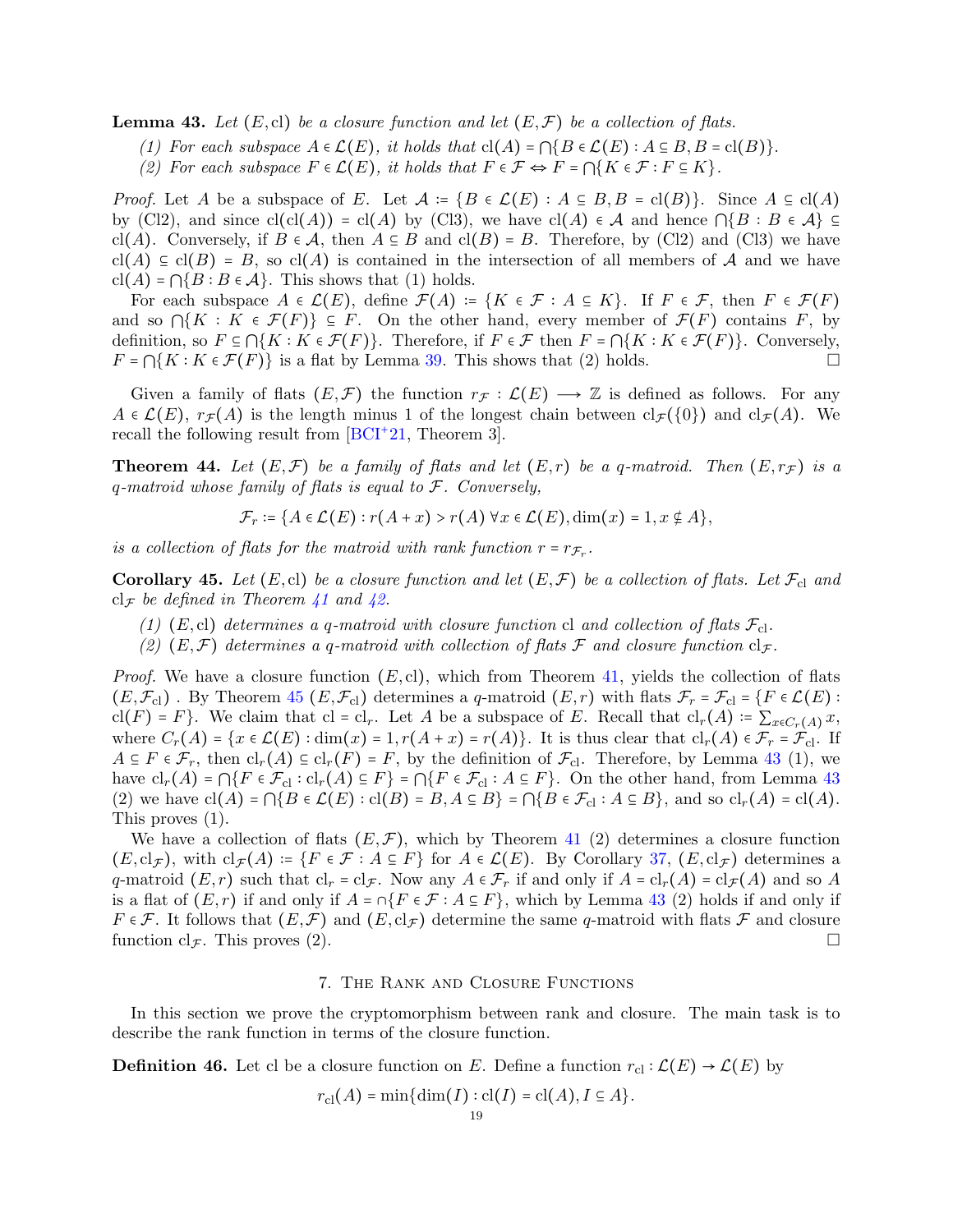**Lemma 43.** *Let* $(E, \mathrm{cl})$ *be a closure function and let* $(E, \mathcal{F})$ *be a collection of flats.*

*(1) For each subspace* $A \in \mathcal{L}(E)$*, it holds that* $\mathrm{cl}(A) = \bigcap\{B \in \mathcal{L}(E) : A \subseteq B, B = \mathrm{cl}(B)\}$*.*

*(2) For each subspace* $F \in \mathcal{L}(E)$*, it holds that* $F \in \mathcal{F} \Leftrightarrow F = \bigcap\{K \in \mathcal{F} : F \subseteq K\}$*.*

*Proof.* Let $A$ be a subspace of $E$. Let $\mathcal{A} := \{B \in \mathcal{L}(E) : A \subseteq B, B = \mathrm{cl}(B)\}$. Since $A \subseteq \mathrm{cl}(A)$ by (Cl2), and since $\mathrm{cl}(\mathrm{cl}(A)) = \mathrm{cl}(A)$ by (Cl3), we have $\mathrm{cl}(A) \in \mathcal{A}$ and hence $\bigcap\{B : B \in \mathcal{A}\} \subseteq \mathrm{cl}(A)$. Conversely, if $B \in \mathcal{A}$, then $A \subseteq B$ and $\mathrm{cl}(B) = B$. Therefore, by (Cl2) and (Cl3) we have $\mathrm{cl}(A) \subseteq \mathrm{cl}(B) = B$, so $\mathrm{cl}(A)$ is contained in the intersection of all members of $\mathcal{A}$ and we have $\mathrm{cl}(A) = \bigcap\{B : B \in \mathcal{A}\}$. This shows that (1) holds.

For each subspace $A \in \mathcal{L}(E)$, define $\mathcal{F}(A) := \{K \in \mathcal{F} : A \subseteq K\}$. If $F \in \mathcal{F}$, then $F \in \mathcal{F}(F)$ and so $\bigcap\{K : K \in \mathcal{F}(F)\} \subseteq F$. On the other hand, every member of $\mathcal{F}(F)$ contains $F$, by definition, so $F \subseteq \bigcap\{K : K \in \mathcal{F}(F)\}$. Therefore, if $F \in \mathcal{F}$ then $F = \bigcap\{K : K \in \mathcal{F}(F)\}$. Conversely, $F = \bigcap\{K : K \in \mathcal{F}(F)\}$ is a flat by Lemma 39. This shows that (2) holds. $\square$

Given a family of flats $(E, \mathcal{F})$ the function $r_{\mathcal{F}} : \mathcal{L}(E) \longrightarrow \mathbb{Z}$ is defined as follows. For any $A \in \mathcal{L}(E)$, $r_{\mathcal{F}}(A)$ is the length minus 1 of the longest chain between $\mathrm{cl}_{\mathcal{F}}(\{0\})$ and $\mathrm{cl}_{\mathcal{F}}(A)$. We recall the following result from [BCI+21, Theorem 3].

**Theorem 44.** *Let* $(E, \mathcal{F})$ *be a family of flats and let* $(E, r)$ *be a q-matroid. Then* $(E, r_{\mathcal{F}})$ *is a q-matroid whose family of flats is equal to* $\mathcal{F}$*. Conversely,*

$$\mathcal{F}_r := \{A \in \mathcal{L}(E) : r(A + x) > r(A)\ \forall x \in \mathcal{L}(E), \dim(x) = 1, x \nsubseteq A\},$$

*is a collection of flats for the matroid with rank function* $r = r_{\mathcal{F}_r}$*.*

**Corollary 45.** *Let* $(E, \mathrm{cl})$ *be a closure function and let* $(E, \mathcal{F})$ *be a collection of flats. Let* $\mathcal{F}_{\mathrm{cl}}$ *and* $\mathrm{cl}_{\mathcal{F}}$ *be defined in Theorem 41 and 42.*

*(1)* $(E, \mathrm{cl})$ *determines a q-matroid with closure function* $\mathrm{cl}$ *and collection of flats* $\mathcal{F}_{\mathrm{cl}}$*.*

*(2)* $(E, \mathcal{F})$ *determines a q-matroid with collection of flats* $\mathcal{F}$ *and closure function* $\mathrm{cl}_{\mathcal{F}}$*.*

*Proof.* We have a closure function $(E, \mathrm{cl})$, which from Theorem 41, yields the collection of flats $(E, \mathcal{F}_{\mathrm{cl}})$ . By Theorem 45 $(E, \mathcal{F}_{\mathrm{cl}})$ determines a $q$-matroid $(E, r)$ with flats $\mathcal{F}_r = \mathcal{F}_{\mathrm{cl}} = \{F \in \mathcal{L}(E) : \mathrm{cl}(F) = F\}$. We claim that $\mathrm{cl} = \mathrm{cl}_r$. Let $A$ be a subspace of $E$. Recall that $\mathrm{cl}_r(A) := \sum_{x \in C_r(A)} x$, where $C_r(A) = \{x \in \mathcal{L}(E) : \dim(x) = 1, r(A + x) = r(A)\}$. It is thus clear that $\mathrm{cl}_r(A) \in \mathcal{F}_r = \mathcal{F}_{\mathrm{cl}}$. If $A \subseteq F \in \mathcal{F}_r$, then $\mathrm{cl}_r(A) \subseteq \mathrm{cl}_r(F) = F$, by the definition of $\mathcal{F}_{\mathrm{cl}}$. Therefore, by Lemma 43 (1), we have $\mathrm{cl}_r(A) = \bigcap\{F \in \mathcal{F}_{\mathrm{cl}} : \mathrm{cl}_r(A) \subseteq F\} = \bigcap\{F \in \mathcal{F}_{\mathrm{cl}} : A \subseteq F\}$. On the other hand, from Lemma 43 (2) we have $\mathrm{cl}(A) = \bigcap\{B \in \mathcal{L}(E) : \mathrm{cl}(B) = B, A \subseteq B\} = \bigcap\{B \in \mathcal{F}_{\mathrm{cl}} : A \subseteq B\}$, and so $\mathrm{cl}_r(A) = \mathrm{cl}(A)$. This proves (1).

We have a collection of flats $(E, \mathcal{F})$, which by Theorem 41 (2) determines a closure function $(E, \mathrm{cl}_{\mathcal{F}})$, with $\mathrm{cl}_{\mathcal{F}}(A) := \{F \in \mathcal{F} : A \subseteq F\}$ for $A \in \mathcal{L}(E)$. By Corollary 37, $(E, \mathrm{cl}_{\mathcal{F}})$ determines a $q$-matroid $(E, r)$ such that $\mathrm{cl}_r = \mathrm{cl}_{\mathcal{F}}$. Now any $A \in \mathcal{F}_r$ if and only if $A = \mathrm{cl}_r(A) = \mathrm{cl}_{\mathcal{F}}(A)$ and so $A$ is a flat of $(E, r)$ if and only if $A = \cap\{F \in \mathcal{F} : A \subseteq F\}$, which by Lemma 43 (2) holds if and only if $F \in \mathcal{F}$. It follows that $(E, \mathcal{F})$ and $(E, \mathrm{cl}_{\mathcal{F}})$ determine the same $q$-matroid with flats $\mathcal{F}$ and closure function $\mathrm{cl}_{\mathcal{F}}$. This proves (2). $\square$

## 7. The Rank and Closure Functions

In this section we prove the cryptomorphism between rank and closure. The main task is to describe the rank function in terms of the closure function.

**Definition 46.** Let $\mathrm{cl}$ be a closure function on $E$. Define a function $r_{\mathrm{cl}} : \mathcal{L}(E) \to \mathcal{L}(E)$ by

$$r_{\mathrm{cl}}(A) = \min\{\dim(I) : \mathrm{cl}(I) = \mathrm{cl}(A), I \subseteq A\}.$$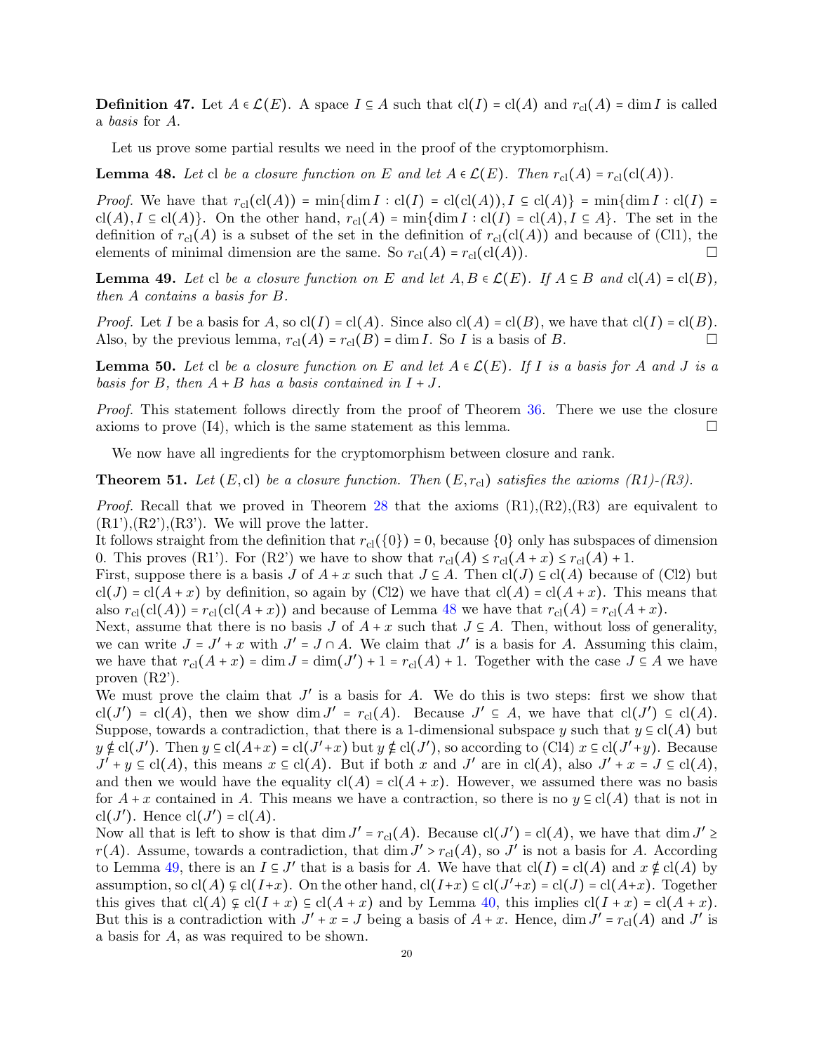**Definition 47.** Let $A \in \mathcal{L}(E)$. A space $I \subseteq A$ such that $\mathrm{cl}(I) = \mathrm{cl}(A)$ and $r_{\mathrm{cl}}(A) = \dim I$ is called a *basis* for $A$.

Let us prove some partial results we need in the proof of the cryptomorphism.

**Lemma 48.** *Let* cl *be a closure function on* $E$ *and let* $A \in \mathcal{L}(E)$*. Then* $r_{\mathrm{cl}}(A) = r_{\mathrm{cl}}(\mathrm{cl}(A))$.

*Proof.* We have that $r_{\mathrm{cl}}(\mathrm{cl}(A)) = \min\{\dim I : \mathrm{cl}(I) = \mathrm{cl}(\mathrm{cl}(A)), I \subseteq \mathrm{cl}(A)\} = \min\{\dim I : \mathrm{cl}(I) = \mathrm{cl}(A), I \subseteq \mathrm{cl}(A)\}$. On the other hand, $r_{\mathrm{cl}}(A) = \min\{\dim I : \mathrm{cl}(I) = \mathrm{cl}(A), I \subseteq A\}$. The set in the definition of $r_{\mathrm{cl}}(A)$ is a subset of the set in the definition of $r_{\mathrm{cl}}(\mathrm{cl}(A))$ and because of (Cl1), the elements of minimal dimension are the same. So $r_{\mathrm{cl}}(A) = r_{\mathrm{cl}}(\mathrm{cl}(A))$. □

**Lemma 49.** *Let* cl *be a closure function on* $E$ *and let* $A, B \in \mathcal{L}(E)$*. If* $A \subseteq B$ *and* $\mathrm{cl}(A) = \mathrm{cl}(B)$*, then* $A$ *contains a basis for* $B$.

*Proof.* Let $I$ be a basis for $A$, so $\mathrm{cl}(I) = \mathrm{cl}(A)$. Since also $\mathrm{cl}(A) = \mathrm{cl}(B)$, we have that $\mathrm{cl}(I) = \mathrm{cl}(B)$. Also, by the previous lemma, $r_{\mathrm{cl}}(A) = r_{\mathrm{cl}}(B) = \dim I$. So $I$ is a basis of $B$. □

**Lemma 50.** *Let* cl *be a closure function on* $E$ *and let* $A \in \mathcal{L}(E)$*. If* $I$ *is a basis for* $A$ *and* $J$ *is a basis for* $B$*, then* $A + B$ *has a basis contained in* $I + J$.

*Proof.* This statement follows directly from the proof of Theorem 36. There we use the closure axioms to prove (I4), which is the same statement as this lemma. □

We now have all ingredients for the cryptomorphism between closure and rank.

**Theorem 51.** *Let* $(E, \mathrm{cl})$ *be a closure function. Then* $(E, r_{\mathrm{cl}})$ *satisfies the axioms (R1)-(R3).*

*Proof.* Recall that we proved in Theorem 28 that the axioms (R1),(R2),(R3) are equivalent to (R1'),(R2'),(R3'). We will prove the latter.
It follows straight from the definition that $r_{\mathrm{cl}}(\{0\}) = 0$, because $\{0\}$ only has subspaces of dimension 0. This proves (R1'). For (R2') we have to show that $r_{\mathrm{cl}}(A) \leq r_{\mathrm{cl}}(A + x) \leq r_{\mathrm{cl}}(A) + 1$.
First, suppose there is a basis $J$ of $A + x$ such that $J \subseteq A$. Then $\mathrm{cl}(J) \subseteq \mathrm{cl}(A)$ because of (Cl2) but $\mathrm{cl}(J) = \mathrm{cl}(A + x)$ by definition, so again by (Cl2) we have that $\mathrm{cl}(A) = \mathrm{cl}(A + x)$. This means that also $r_{\mathrm{cl}}(\mathrm{cl}(A)) = r_{\mathrm{cl}}(\mathrm{cl}(A + x))$ and because of Lemma 48 we have that $r_{\mathrm{cl}}(A) = r_{\mathrm{cl}}(A + x)$.
Next, assume that there is no basis $J$ of $A + x$ such that $J \subseteq A$. Then, without loss of generality, we can write $J = J' + x$ with $J' = J \cap A$. We claim that $J'$ is a basis for $A$. Assuming this claim, we have that $r_{\mathrm{cl}}(A + x) = \dim J = \dim(J') + 1 = r_{\mathrm{cl}}(A) + 1$. Together with the case $J \subseteq A$ we have proven (R2').
We must prove the claim that $J'$ is a basis for $A$. We do this is two steps: first we show that $\mathrm{cl}(J') = \mathrm{cl}(A)$, then we show $\dim J' = r_{\mathrm{cl}}(A)$. Because $J' \subseteq A$, we have that $\mathrm{cl}(J') \subseteq \mathrm{cl}(A)$. Suppose, towards a contradiction, that there is a 1-dimensional subspace $y$ such that $y \subseteq \mathrm{cl}(A)$ but $y \nsubseteq \mathrm{cl}(J')$. Then $y \subseteq \mathrm{cl}(A+x) = \mathrm{cl}(J'+x)$ but $y \nsubseteq \mathrm{cl}(J')$, so according to (Cl4) $x \subseteq \mathrm{cl}(J'+y)$. Because $J' + y \subseteq \mathrm{cl}(A)$, this means $x \subseteq \mathrm{cl}(A)$. But if both $x$ and $J'$ are in $\mathrm{cl}(A)$, also $J' + x = J \subseteq \mathrm{cl}(A)$, and then we would have the equality $\mathrm{cl}(A) = \mathrm{cl}(A + x)$. However, we assumed there was no basis for $A + x$ contained in $A$. This means we have a contraction, so there is no $y \subseteq \mathrm{cl}(A)$ that is not in $\mathrm{cl}(J')$. Hence $\mathrm{cl}(J') = \mathrm{cl}(A)$.
Now all that is left to show is that $\dim J' = r_{\mathrm{cl}}(A)$. Because $\mathrm{cl}(J') = \mathrm{cl}(A)$, we have that $\dim J' \geq r(A)$. Assume, towards a contradiction, that $\dim J' > r_{\mathrm{cl}}(A)$, so $J'$ is not a basis for $A$. According to Lemma 49, there is an $I \subseteq J'$ that is a basis for $A$. We have that $\mathrm{cl}(I) = \mathrm{cl}(A)$ and $x \notin \mathrm{cl}(A)$ by assumption, so $\mathrm{cl}(A) \subsetneq \mathrm{cl}(I+x)$. On the other hand, $\mathrm{cl}(I+x) \subseteq \mathrm{cl}(J'+x) = \mathrm{cl}(J) = \mathrm{cl}(A+x)$. Together this gives that $\mathrm{cl}(A) \subsetneq \mathrm{cl}(I + x) \subseteq \mathrm{cl}(A + x)$ and by Lemma 40, this implies $\mathrm{cl}(I + x) = \mathrm{cl}(A + x)$. But this is a contradiction with $J' + x = J$ being a basis of $A + x$. Hence, $\dim J' = r_{\mathrm{cl}}(A)$ and $J'$ is a basis for $A$, as was required to be shown.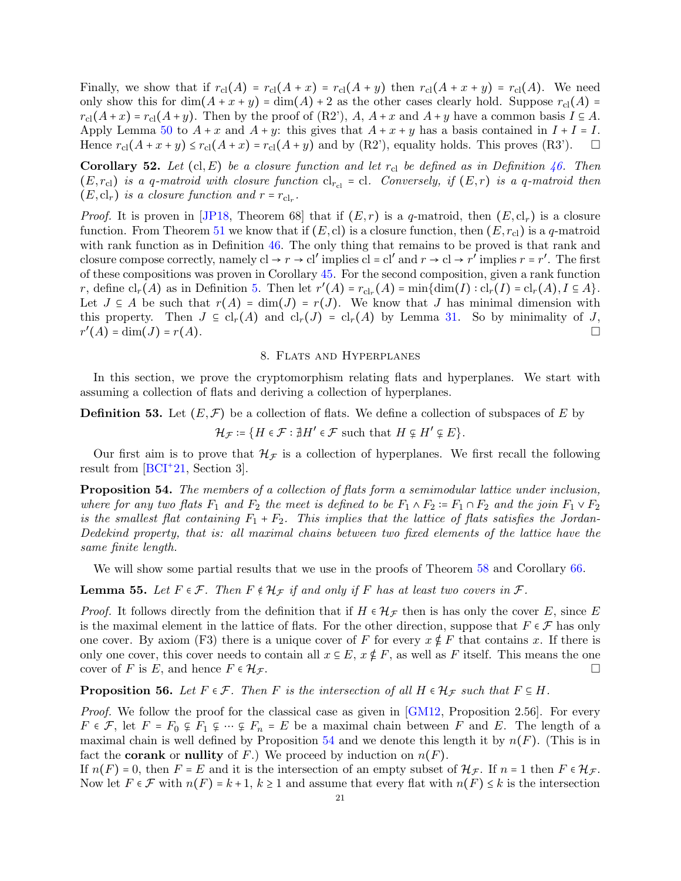Finally, we show that if $r_{\mathrm{cl}}(A) = r_{\mathrm{cl}}(A+x) = r_{\mathrm{cl}}(A+y)$ then $r_{\mathrm{cl}}(A+x+y) = r_{\mathrm{cl}}(A)$. We need only show this for $\dim(A+x+y) = \dim(A)+2$ as the other cases clearly hold. Suppose $r_{\mathrm{cl}}(A) = r_{\mathrm{cl}}(A+x) = r_{\mathrm{cl}}(A+y)$. Then by the proof of (R2'), $A$, $A+x$ and $A+y$ have a common basis $I \subseteq A$. Apply Lemma 50 to $A+x$ and $A+y$: this gives that $A+x+y$ has a basis contained in $I+I = I$. Hence $r_{\mathrm{cl}}(A+x+y) \leq r_{\mathrm{cl}}(A+x) = r_{\mathrm{cl}}(A+y)$ and by (R2'), equality holds. This proves (R3'). ◻

**Corollary 52.** *Let $(\mathrm{cl}, E)$ be a closure function and let $r_{\mathrm{cl}}$ be defined as in Definition 46. Then $(E, r_{\mathrm{cl}})$ is a q-matroid with closure function $\mathrm{cl}_{r_{\mathrm{cl}}} = \mathrm{cl}$. Conversely, if $(E,r)$ is a q-matroid then $(E, \mathrm{cl}_r)$ is a closure function and $r = r_{\mathrm{cl}_r}$.*

*Proof.* It is proven in [JP18, Theorem 68] that if $(E,r)$ is a $q$-matroid, then $(E, \mathrm{cl}_r)$ is a closure function. From Theorem 51 we know that if $(E, \mathrm{cl})$ is a closure function, then $(E, r_{\mathrm{cl}})$ is a $q$-matroid with rank function as in Definition 46. The only thing that remains to be proved is that rank and closure compose correctly, namely $\mathrm{cl} \to r \to \mathrm{cl}'$ implies $\mathrm{cl} = \mathrm{cl}'$ and $r \to \mathrm{cl} \to r'$ implies $r = r'$. The first of these compositions was proven in Corollary 45. For the second composition, given a rank function $r$, define $\mathrm{cl}_r(A)$ as in Definition 5. Then let $r'(A) = r_{\mathrm{cl}_r}(A) = \min\{\dim(I) : \mathrm{cl}_r(I) = \mathrm{cl}_r(A), I \subseteq A\}$. Let $J \subseteq A$ be such that $r(A) = \dim(J) = r(J)$. We know that $J$ has minimal dimension with this property. Then $J \subseteq \mathrm{cl}_r(A)$ and $\mathrm{cl}_r(J) = \mathrm{cl}_r(A)$ by Lemma 31. So by minimality of $J$, $r'(A) = \dim(J) = r(A)$. ◻

## 8. Flats and Hyperplanes

In this section, we prove the cryptomorphism relating flats and hyperplanes. We start with assuming a collection of flats and deriving a collection of hyperplanes.

**Definition 53.** Let $(E, \mathcal{F})$ be a collection of flats. We define a collection of subspaces of $E$ by

$$\mathcal{H}_{\mathcal{F}} := \{H \in \mathcal{F} : \nexists H' \in \mathcal{F} \text{ such that } H \subsetneq H' \subsetneq E\}.$$

Our first aim is to prove that $\mathcal{H}_{\mathcal{F}}$ is a collection of hyperplanes. We first recall the following result from [BCI+21, Section 3].

**Proposition 54.** *The members of a collection of flats form a semimodular lattice under inclusion, where for any two flats $F_1$ and $F_2$ the meet is defined to be $F_1 \wedge F_2 := F_1 \cap F_2$ and the join $F_1 \vee F_2$ is the smallest flat containing $F_1 + F_2$. This implies that the lattice of flats satisfies the Jordan-Dedekind property, that is: all maximal chains between two fixed elements of the lattice have the same finite length.*

We will show some partial results that we use in the proofs of Theorem 58 and Corollary 66.

**Lemma 55.** *Let $F \in \mathcal{F}$. Then $F \notin \mathcal{H}_{\mathcal{F}}$ if and only if $F$ has at least two covers in $\mathcal{F}$.*

*Proof.* It follows directly from the definition that if $H \in \mathcal{H}_{\mathcal{F}}$ then is has only the cover $E$, since $E$ is the maximal element in the lattice of flats. For the other direction, suppose that $F \in \mathcal{F}$ has only one cover. By axiom (F3) there is a unique cover of $F$ for every $x \notin F$ that contains $x$. If there is only one cover, this cover needs to contain all $x \subseteq E$, $x \notin F$, as well as $F$ itself. This means the one cover of $F$ is $E$, and hence $F \in \mathcal{H}_{\mathcal{F}}$. ◻

**Proposition 56.** *Let $F \in \mathcal{F}$. Then $F$ is the intersection of all $H \in \mathcal{H}_{\mathcal{F}}$ such that $F \subseteq H$.*

*Proof.* We follow the proof for the classical case as given in [GM12, Proposition 2.56]. For every $F \in \mathcal{F}$, let $F = F_0 \subsetneq F_1 \subsetneq \cdots \subsetneq F_n = E$ be a maximal chain between $F$ and $E$. The length of a maximal chain is well defined by Proposition 54 and we denote this length it by $n(F)$. (This is in fact the **corank** or **nullity** of $F$.) We proceed by induction on $n(F)$.
If $n(F) = 0$, then $F = E$ and it is the intersection of an empty subset of $\mathcal{H}_{\mathcal{F}}$. If $n = 1$ then $F \in \mathcal{H}_{\mathcal{F}}$. Now let $F \in \mathcal{F}$ with $n(F) = k+1$, $k \geq 1$ and assume that every flat with $n(F) \leq k$ is the intersection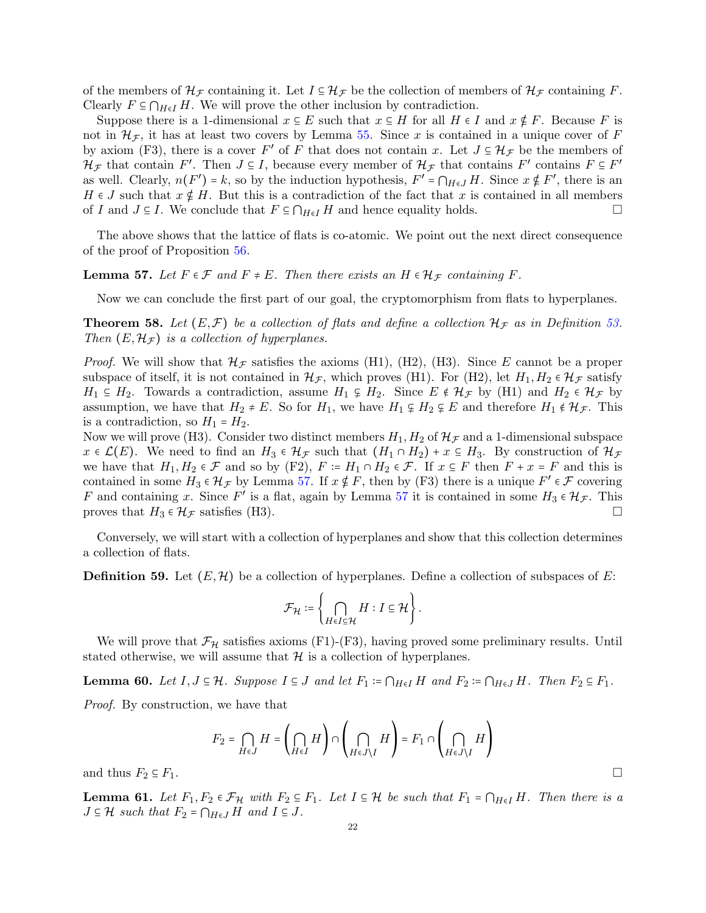of the members of $\mathcal{H}_\mathcal{F}$ containing it. Let $I \subseteq \mathcal{H}_\mathcal{F}$ be the collection of members of $\mathcal{H}_\mathcal{F}$ containing $F$. Clearly $F \subseteq \bigcap_{H\in I} H$. We will prove the other inclusion by contradiction.

Suppose there is a 1-dimensional $x \subseteq E$ such that $x \subseteq H$ for all $H \in I$ and $x \nsubseteq F$. Because $F$ is not in $\mathcal{H}_\mathcal{F}$, it has at least two covers by Lemma 55. Since $x$ is contained in a unique cover of $F$ by axiom (F3), there is a cover $F'$ of $F$ that does not contain $x$. Let $J \subseteq \mathcal{H}_\mathcal{F}$ be the members of $\mathcal{H}_\mathcal{F}$ that contain $F'$. Then $J \subseteq I$, because every member of $\mathcal{H}_\mathcal{F}$ that contains $F'$ contains $F \subseteq F'$ as well. Clearly, $n(F') = k$, so by the induction hypothesis, $F' = \bigcap_{H\in J} H$. Since $x \nsubseteq F'$, there is an $H \in J$ such that $x \nsubseteq H$. But this is a contradiction of the fact that $x$ is contained in all members of $I$ and $J \subseteq I$. We conclude that $F \subseteq \bigcap_{H\in I} H$ and hence equality holds. □

The above shows that the lattice of flats is co-atomic. We point out the next direct consequence of the proof of Proposition 56.

**Lemma 57.** *Let $F \in \mathcal{F}$ and $F \neq E$. Then there exists an $H \in \mathcal{H}_\mathcal{F}$ containing $F$.*

Now we can conclude the first part of our goal, the cryptomorphism from flats to hyperplanes.

**Theorem 58.** *Let $(E, \mathcal{F})$ be a collection of flats and define a collection $\mathcal{H}_\mathcal{F}$ as in Definition 53. Then $(E, \mathcal{H}_\mathcal{F})$ is a collection of hyperplanes.*

*Proof.* We will show that $\mathcal{H}_\mathcal{F}$ satisfies the axioms (H1), (H2), (H3). Since $E$ cannot be a proper subspace of itself, it is not contained in $\mathcal{H}_\mathcal{F}$, which proves (H1). For (H2), let $H_1, H_2 \in \mathcal{H}_\mathcal{F}$ satisfy $H_1 \subseteq H_2$. Towards a contradiction, assume $H_1 \subsetneq H_2$. Since $E \notin \mathcal{H}_\mathcal{F}$ by (H1) and $H_2 \in \mathcal{H}_\mathcal{F}$ by assumption, we have that $H_2 \neq E$. So for $H_1$, we have $H_1 \subsetneq H_2 \subsetneq E$ and therefore $H_1 \notin \mathcal{H}_\mathcal{F}$. This is a contradiction, so $H_1 = H_2$.
Now we will prove (H3). Consider two distinct members $H_1, H_2$ of $\mathcal{H}_\mathcal{F}$ and a 1-dimensional subspace $x \in \mathcal{L}(E)$. We need to find an $H_3 \in \mathcal{H}_\mathcal{F}$ such that $(H_1 \cap H_2) + x \subseteq H_3$. By construction of $\mathcal{H}_\mathcal{F}$ we have that $H_1, H_2 \in \mathcal{F}$ and so by (F2), $F := H_1 \cap H_2 \in \mathcal{F}$. If $x \subseteq F$ then $F + x = F$ and this is contained in some $H_3 \in \mathcal{H}_\mathcal{F}$ by Lemma 57. If $x \nsubseteq F$, then by (F3) there is a unique $F' \in \mathcal{F}$ covering $F$ and containing $x$. Since $F'$ is a flat, again by Lemma 57 it is contained in some $H_3 \in \mathcal{H}_\mathcal{F}$. This proves that $H_3 \in \mathcal{H}_\mathcal{F}$ satisfies (H3). □

Conversely, we will start with a collection of hyperplanes and show that this collection determines a collection of flats.

**Definition 59.** Let $(E, \mathcal{H})$ be a collection of hyperplanes. Define a collection of subspaces of $E$:

$$\mathcal{F}_\mathcal{H} := \left\{ \bigcap_{H\in I\subseteq\mathcal{H}} H : I \subseteq \mathcal{H} \right\}.$$

We will prove that $\mathcal{F}_\mathcal{H}$ satisfies axioms (F1)-(F3), having proved some preliminary results. Until stated otherwise, we will assume that $\mathcal{H}$ is a collection of hyperplanes.

**Lemma 60.** *Let $I, J \subseteq \mathcal{H}$. Suppose $I \subseteq J$ and let $F_1 := \bigcap_{H\in I} H$ and $F_2 := \bigcap_{H\in J} H$. Then $F_2 \subseteq F_1$.*

*Proof.* By construction, we have that

$$F_2 = \bigcap_{H\in J} H = \left(\bigcap_{H\in I} H\right) \cap \left(\bigcap_{H\in J\setminus I} H\right) = F_1 \cap \left(\bigcap_{H\in J\setminus I} H\right)$$

and thus $F_2 \subseteq F_1$. □

**Lemma 61.** *Let $F_1, F_2 \in \mathcal{F}_\mathcal{H}$ with $F_2 \subseteq F_1$. Let $I \subseteq \mathcal{H}$ be such that $F_1 = \bigcap_{H\in I} H$. Then there is a $J \subseteq \mathcal{H}$ such that $F_2 = \bigcap_{H\in J} H$ and $I \subseteq J$.*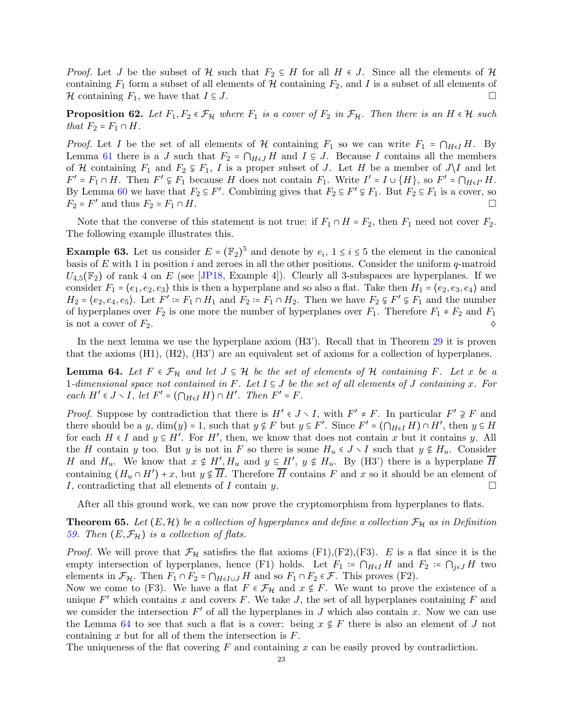*Proof.* Let $J$ be the subset of $\mathcal{H}$ such that $F_2 \subseteq H$ for all $H \in J$. Since all the elements of $\mathcal{H}$ containing $F_1$ form a subset of all elements of $\mathcal{H}$ containing $F_2$, and $I$ is a subset of all elements of $\mathcal{H}$ containing $F_1$, we have that $I \subseteq J$. □

**Proposition 62.** *Let $F_1, F_2 \in \mathcal{F}_\mathcal{H}$ where $F_1$ is a cover of $F_2$ in $\mathcal{F}_\mathcal{H}$. Then there is an $H \in \mathcal{H}$ such that $F_2 = F_1 \cap H$.*

*Proof.* Let $I$ be the set of all elements of $\mathcal{H}$ containing $F_1$ so we can write $F_1 = \bigcap_{H \in I} H$. By Lemma 61 there is a $J$ such that $F_2 = \bigcap_{H \in J} H$ and $I \subseteq J$. Because $I$ contains all the members of $\mathcal{H}$ containing $F_1$ and $F_2 \subsetneq F_1$, $I$ is a proper subset of $J$. Let $H$ be a member of $J \backslash I$ and let $F' = F_1 \cap H$. Then $F' \subsetneq F_1$ because $H$ does not contain $F_1$. Write $I' = I \cup \{H\}$, so $F' = \bigcap_{H \in I'} H$. By Lemma 60 we have that $F_2 \subseteq F'$. Combining gives that $F_2 \subseteq F' \subsetneq F_1$. But $F_2 \subseteq F_1$ is a cover, so $F_2 = F'$ and thus $F_2 = F_1 \cap H$. □

Note that the converse of this statement is not true: if $F_1 \cap H = F_2$, then $F_1$ need not cover $F_2$. The following example illustrates this.

**Example 63.** Let us consider $E = (\mathbb{F}_2)^5$ and denote by $e_i$, $1 \leq i \leq 5$ the element in the canonical basis of $E$ with 1 in position $i$ and zeroes in all the other positions. Consider the uniform $q$-matroid $U_{4,5}(\mathbb{F}_2)$ of rank 4 on $E$ (see [JP18, Example 4]). Clearly all 3-subspaces are hyperplanes. If we consider $F_1 = \langle e_1, e_2, e_3 \rangle$ this is then a hyperplane and so also a flat. Take then $H_1 = \langle e_2, e_3, e_4 \rangle$ and $H_2 = \langle e_2, e_4, e_5 \rangle$. Let $F' := F_1 \cap H_1$ and $F_2 := F_1 \cap H_2$. Then we have $F_2 \subsetneq F' \subsetneq F_1$ and the number of hyperplanes over $F_2$ is one more the number of hyperplanes over $F_1$. Therefore $F_1 \neq F_2$ and $F_1$ is not a cover of $F_2$. ◇

In the next lemma we use the hyperplane axiom (H3'). Recall that in Theorem 29 it is proven that the axioms (H1), (H2), (H3') are an equivalent set of axioms for a collection of hyperplanes.

**Lemma 64.** *Let $F \in \mathcal{F}_\mathcal{H}$ and let $J \subseteq \mathcal{H}$ be the set of elements of $\mathcal{H}$ containing $F$. Let $x$ be a 1-dimensional space not contained in $F$. Let $I \subseteq J$ be the set of all elements of $J$ containing $x$. For each $H' \in J \smallsetminus I$, let $F' = (\bigcap_{H \in I} H) \cap H'$. Then $F' = F$.*

*Proof.* Suppose by contradiction that there is $H' \in J \smallsetminus I$, with $F' \neq F$. In particular $F' \supsetneq F$ and there should be a $y$, $\dim(y) = 1$, such that $y \nsubseteq F$ but $y \subseteq F'$. Since $F' = (\bigcap_{H \in I} H) \cap H'$, then $y \subseteq H$ for each $H \in I$ and $y \subseteq H'$. For $H'$, then, we know that does not contain $x$ but it contains $y$. All the $H$ contain $y$ too. But $y$ is not in $F$ so there is some $H_u \in J \smallsetminus I$ such that $y \nsubseteq H_u$. Consider $H$ and $H_u$. We know that $x \nsubseteq H', H_u$ and $y \subseteq H'$, $y \nsubseteq H_u$. By (H3') there is a hyperplane $\overline{H}$ containing $(H_u \cap H') + x$, but $y \nsubseteq \overline{H}$. Therefore $\overline{H}$ contains $F$ and $x$ so it should be an element of $I$, contradicting that all elements of $I$ contain $y$. □

After all this ground work, we can now prove the cryptomorphism from hyperplanes to flats.

**Theorem 65.** *Let $(E, \mathcal{H})$ be a collection of hyperplanes and define a collection $\mathcal{F}_\mathcal{H}$ as in Definition 59. Then $(E, \mathcal{F}_\mathcal{H})$ is a collection of flats.*

*Proof.* We will prove that $\mathcal{F}_\mathcal{H}$ satisfies the flat axioms (F1),(F2),(F3). $E$ is a flat since it is the empty intersection of hyperplanes, hence (F1) holds. Let $F_1 := \bigcap_{H \in I} H$ and $F_2 := \bigcap_{j \in J} H$ two elements in $\mathcal{F}_\mathcal{H}$. Then $F_1 \cap F_2 = \bigcap_{H \in I \cup J} H$ and so $F_1 \cap F_2 \in \mathcal{F}$. This proves (F2).
Now we come to (F3). We have a flat $F \in \mathcal{F}_\mathcal{H}$ and $x \nsubseteq F$. We want to prove the existence of a unique $F'$ which contains $x$ and covers $F$. We take $J$, the set of all hyperplanes containing $F$ and we consider the intersection $F'$ of all the hyperplanes in $J$ which also contain $x$. Now we can use the Lemma 64 to see that such a flat is a cover: being $x \nsubseteq F$ there is also an element of $J$ not containing $x$ but for all of them the intersection is $F$.
The uniqueness of the flat covering $F$ and containing $x$ can be easily proved by contradiction.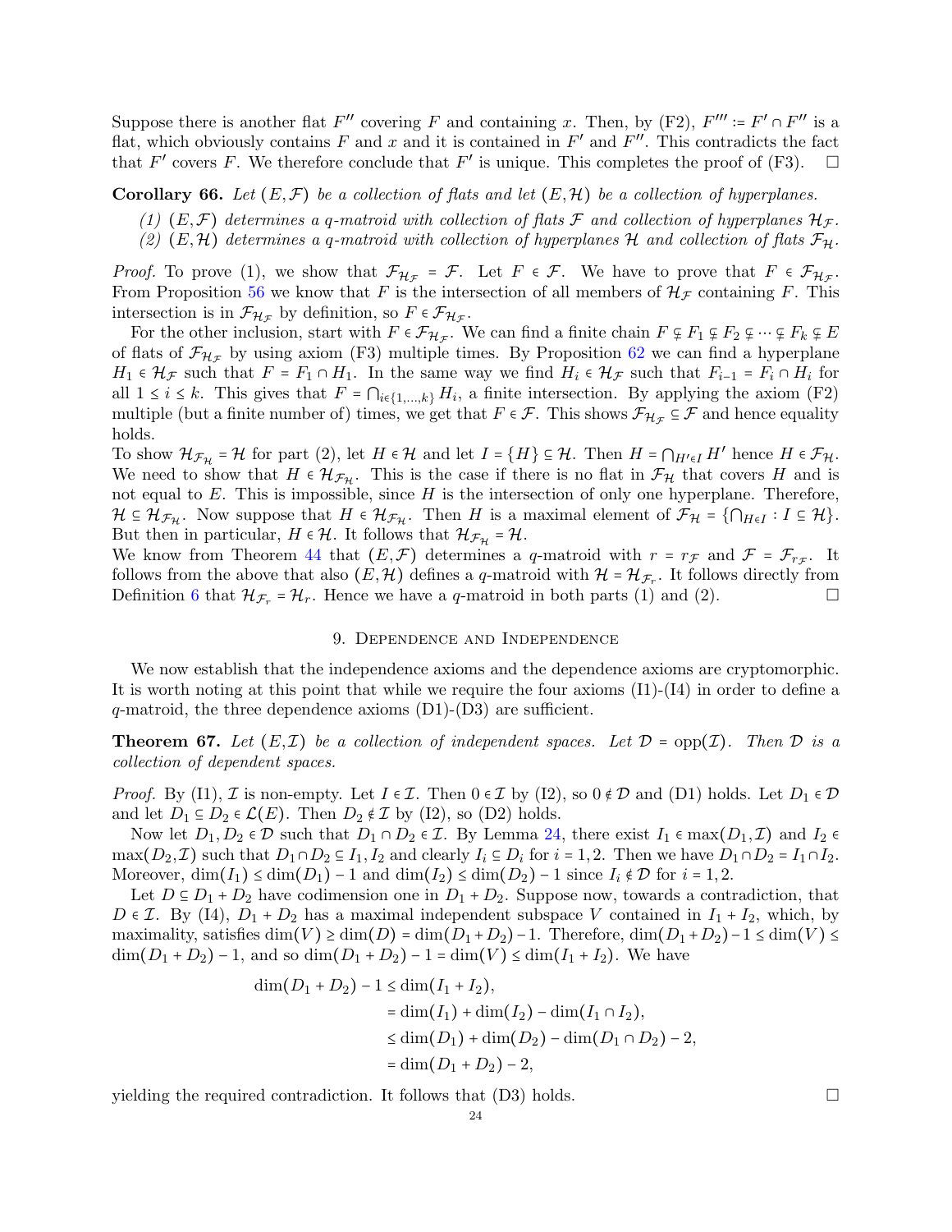Suppose there is another flat $F''$ covering $F$ and containing $x$. Then, by (F2), $F''' := F' \cap F''$ is a flat, which obviously contains $F$ and $x$ and it is contained in $F'$ and $F''$. This contradicts the fact that $F'$ covers $F$. We therefore conclude that $F'$ is unique. This completes the proof of (F3). □

**Corollary 66.** *Let $(E, \mathcal{F})$ be a collection of flats and let $(E, \mathcal{H})$ be a collection of hyperplanes.*

*(1) $(E, \mathcal{F})$ determines a q-matroid with collection of flats $\mathcal{F}$ and collection of hyperplanes $\mathcal{H}_{\mathcal{F}}$.*
*(2) $(E, \mathcal{H})$ determines a q-matroid with collection of hyperplanes $\mathcal{H}$ and collection of flats $\mathcal{F}_{\mathcal{H}}$.*

*Proof.* To prove (1), we show that $\mathcal{F}_{\mathcal{H}_{\mathcal{F}}} = \mathcal{F}$. Let $F \in \mathcal{F}$. We have to prove that $F \in \mathcal{F}_{\mathcal{H}_{\mathcal{F}}}$. From Proposition 56 we know that $F$ is the intersection of all members of $\mathcal{H}_{\mathcal{F}}$ containing $F$. This intersection is in $\mathcal{F}_{\mathcal{H}_{\mathcal{F}}}$ by definition, so $F \in \mathcal{F}_{\mathcal{H}_{\mathcal{F}}}$.

For the other inclusion, start with $F \in \mathcal{F}_{\mathcal{H}_{\mathcal{F}}}$. We can find a finite chain $F \subsetneq F_1 \subsetneq F_2 \subsetneq \cdots \subsetneq F_k \subsetneq E$ of flats of $\mathcal{F}_{\mathcal{H}_{\mathcal{F}}}$ by using axiom (F3) multiple times. By Proposition 62 we can find a hyperplane $H_1 \in \mathcal{H}_{\mathcal{F}}$ such that $F = F_1 \cap H_1$. In the same way we find $H_i \in \mathcal{H}_{\mathcal{F}}$ such that $F_{i-1} = F_i \cap H_i$ for all $1 \leq i \leq k$. This gives that $F = \bigcap_{i \in \{1,\dots,k\}} H_i$, a finite intersection. By applying the axiom (F2) multiple (but a finite number of) times, we get that $F \in \mathcal{F}$. This shows $\mathcal{F}_{\mathcal{H}_{\mathcal{F}}} \subseteq \mathcal{F}$ and hence equality holds.

To show $\mathcal{H}_{\mathcal{F}_{\mathcal{H}}} = \mathcal{H}$ for part (2), let $H \in \mathcal{H}$ and let $I = \{H\} \subseteq \mathcal{H}$. Then $H = \bigcap_{H' \in I} H'$ hence $H \in \mathcal{F}_{\mathcal{H}}$. We need to show that $H \in \mathcal{H}_{\mathcal{F}_{\mathcal{H}}}$. This is the case if there is no flat in $\mathcal{F}_{\mathcal{H}}$ that covers $H$ and is not equal to $E$. This is impossible, since $H$ is the intersection of only one hyperplane. Therefore, $\mathcal{H} \subseteq \mathcal{H}_{\mathcal{F}_{\mathcal{H}}}$. Now suppose that $H \in \mathcal{H}_{\mathcal{F}_{\mathcal{H}}}$. Then $H$ is a maximal element of $\mathcal{F}_{\mathcal{H}} = \{\bigcap_{H \in I} : I \subseteq \mathcal{H}\}$. But then in particular, $H \in \mathcal{H}$. It follows that $\mathcal{H}_{\mathcal{F}_{\mathcal{H}}} = \mathcal{H}$.

We know from Theorem 44 that $(E, \mathcal{F})$ determines a $q$-matroid with $r = r_{\mathcal{F}}$ and $\mathcal{F} = \mathcal{F}_{r_{\mathcal{F}}}$. It follows from the above that also $(E, \mathcal{H})$ defines a $q$-matroid with $\mathcal{H} = \mathcal{H}_{\mathcal{F}_r}$. It follows directly from Definition 6 that $\mathcal{H}_{\mathcal{F}_r} = \mathcal{H}_r$. Hence we have a $q$-matroid in both parts (1) and (2). □

## 9. Dependence and Independence

We now establish that the independence axioms and the dependence axioms are cryptomorphic. It is worth noting at this point that while we require the four axioms (I1)-(I4) in order to define a $q$-matroid, the three dependence axioms (D1)-(D3) are sufficient.

**Theorem 67.** *Let $(E, \mathcal{I})$ be a collection of independent spaces. Let $\mathcal{D} = \text{opp}(\mathcal{I})$. Then $\mathcal{D}$ is a collection of dependent spaces.*

*Proof.* By (I1), $\mathcal{I}$ is non-empty. Let $I \in \mathcal{I}$. Then $0 \in \mathcal{I}$ by (I2), so $0 \notin \mathcal{D}$ and (D1) holds. Let $D_1 \in \mathcal{D}$ and let $D_1 \subseteq D_2 \in \mathcal{L}(E)$. Then $D_2 \notin \mathcal{I}$ by (I2), so (D2) holds.

Now let $D_1, D_2 \in \mathcal{D}$ such that $D_1 \cap D_2 \in \mathcal{I}$. By Lemma 24, there exist $I_1 \in \max(D_1, \mathcal{I})$ and $I_2 \in \max(D_2, \mathcal{I})$ such that $D_1 \cap D_2 \subseteq I_1, I_2$ and clearly $I_i \subseteq D_i$ for $i = 1, 2$. Then we have $D_1 \cap D_2 = I_1 \cap I_2$. Moreover, $\dim(I_1) \leq \dim(D_1) - 1$ and $\dim(I_2) \leq \dim(D_2) - 1$ since $I_i \notin \mathcal{D}$ for $i = 1, 2$.

Let $D \subseteq D_1 + D_2$ have codimension one in $D_1 + D_2$. Suppose now, towards a contradiction, that $D \in \mathcal{I}$. By (I4), $D_1 + D_2$ has a maximal independent subspace $V$ contained in $I_1 + I_2$, which, by maximality, satisfies $\dim(V) \geq \dim(D) = \dim(D_1 + D_2) - 1$. Therefore, $\dim(D_1 + D_2) - 1 \leq \dim(V) \leq \dim(D_1 + D_2) - 1$, and so $\dim(D_1 + D_2) - 1 = \dim(V) \leq \dim(I_1 + I_2)$. We have

$$
\begin{aligned}
\dim(D_1 + D_2) - 1 &\leq \dim(I_1 + I_2), \\
&= \dim(I_1) + \dim(I_2) - \dim(I_1 \cap I_2), \\
&\leq \dim(D_1) + \dim(D_2) - \dim(D_1 \cap D_2) - 2, \\
&= \dim(D_1 + D_2) - 2,
\end{aligned}
$$

yielding the required contradiction. It follows that (D3) holds. □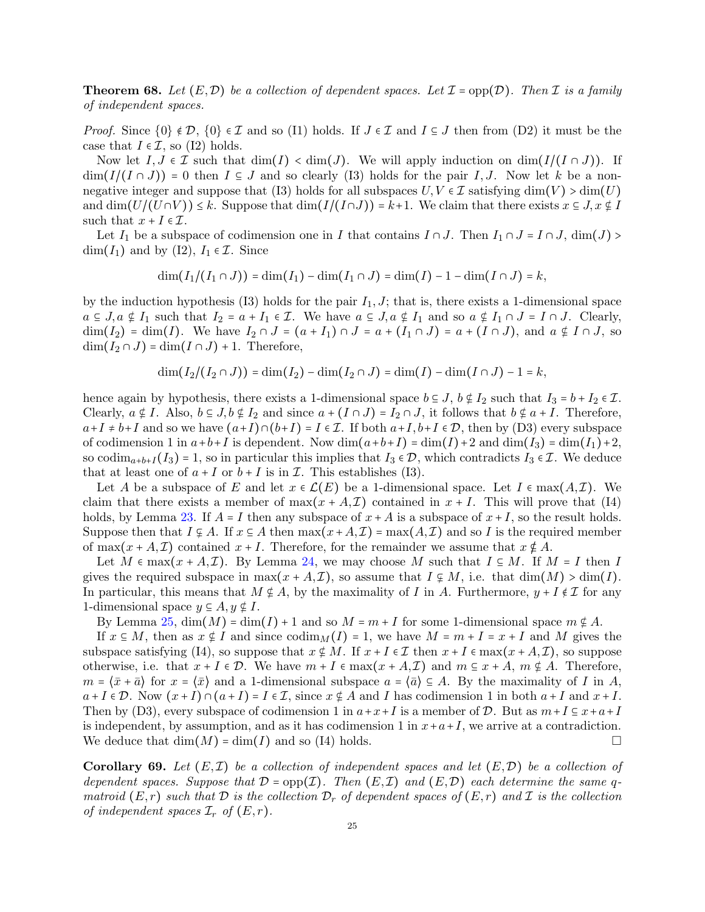**Theorem 68.** *Let $(E, \mathcal{D})$ be a collection of dependent spaces. Let $\mathcal{I} = \text{opp}(\mathcal{D})$. Then $\mathcal{I}$ is a family of independent spaces.*

*Proof.* Since $\{0\} \notin \mathcal{D}$, $\{0\} \in \mathcal{I}$ and so (I1) holds. If $J \in \mathcal{I}$ and $I \subseteq J$ then from (D2) it must be the case that $I \in \mathcal{I}$, so (I2) holds.

Now let $I, J \in \mathcal{I}$ such that $\dim(I) < \dim(J)$. We will apply induction on $\dim(I/(I \cap J))$. If $\dim(I/(I \cap J)) = 0$ then $I \subseteq J$ and so clearly (I3) holds for the pair $I, J$. Now let $k$ be a non-negative integer and suppose that (I3) holds for all subspaces $U, V \in \mathcal{I}$ satisfying $\dim(V) > \dim(U)$ and $\dim(U/(U \cap V)) \leq k$. Suppose that $\dim(I/(I \cap J)) = k+1$. We claim that there exists $x \subseteq J, x \not\subseteq I$ such that $x + I \in \mathcal{I}$.

Let $I_1$ be a subspace of codimension one in $I$ that contains $I \cap J$. Then $I_1 \cap J = I \cap J$, $\dim(J) > \dim(I_1)$ and by (I2), $I_1 \in \mathcal{I}$. Since

$$\dim(I_1/(I_1 \cap J)) = \dim(I_1) - \dim(I_1 \cap J) = \dim(I) - 1 - \dim(I \cap J) = k,$$

by the induction hypothesis (I3) holds for the pair $I_1, J$; that is, there exists a 1-dimensional space $a \subseteq J, a \not\subseteq I_1$ such that $I_2 = a + I_1 \in \mathcal{I}$. We have $a \subseteq J, a \not\subseteq I_1$ and so $a \not\subseteq I_1 \cap J = I \cap J$. Clearly, $\dim(I_2) = \dim(I)$. We have $I_2 \cap J = (a + I_1) \cap J = a + (I_1 \cap J) = a + (I \cap J)$, and $a \not\subseteq I \cap J$, so $\dim(I_2 \cap J) = \dim(I \cap J) + 1$. Therefore,

$$\dim(I_2/(I_2 \cap J)) = \dim(I_2) - \dim(I_2 \cap J) = \dim(I) - \dim(I \cap J) - 1 = k,$$

hence again by hypothesis, there exists a 1-dimensional space $b \subseteq J$, $b \not\subseteq I_2$ such that $I_3 = b + I_2 \in \mathcal{I}$. Clearly, $a \not\subseteq I$. Also, $b \subseteq J, b \not\subseteq I_2$ and since $a + (I \cap J) = I_2 \cap J$, it follows that $b \not\subseteq a + I$. Therefore, $a + I \neq b + I$ and so we have $(a + I) \cap (b + I) = I \in \mathcal{I}$. If both $a + I, b + I \in \mathcal{D}$, then by (D3) every subspace of codimension 1 in $a + b + I$ is dependent. Now $\dim(a + b + I) = \dim(I) + 2$ and $\dim(I_3) = \dim(I_1) + 2$, so $\text{codim}_{a+b+I}(I_3) = 1$, so in particular this implies that $I_3 \in \mathcal{D}$, which contradicts $I_3 \in \mathcal{I}$. We deduce that at least one of $a + I$ or $b + I$ is in $\mathcal{I}$. This establishes (I3).

Let $A$ be a subspace of $E$ and let $x \in \mathcal{L}(E)$ be a 1-dimensional space. Let $I \in \max(A, \mathcal{I})$. We claim that there exists a member of $\max(x + A, \mathcal{I})$ contained in $x + I$. This will prove that (I4) holds, by Lemma 23. If $A = I$ then any subspace of $x + A$ is a subspace of $x + I$, so the result holds. Suppose then that $I \subsetneq A$. If $x \subseteq A$ then $\max(x + A, \mathcal{I}) = \max(A, \mathcal{I})$ and so $I$ is the required member of $\max(x + A, \mathcal{I})$ contained $x + I$. Therefore, for the remainder we assume that $x \not\subseteq A$.

Let $M \in \max(x + A, \mathcal{I})$. By Lemma 24, we may choose $M$ such that $I \subseteq M$. If $M = I$ then $I$ gives the required subspace in $\max(x + A, \mathcal{I})$, so assume that $I \subsetneq M$, i.e. that $\dim(M) > \dim(I)$. In particular, this means that $M \not\subseteq A$, by the maximality of $I$ in $A$. Furthermore, $y + I \notin \mathcal{I}$ for any 1-dimensional space $y \subseteq A, y \not\subseteq I$.

By Lemma 25, $\dim(M) = \dim(I) + 1$ and so $M = m + I$ for some 1-dimensional space $m \not\subseteq A$.

If $x \subseteq M$, then as $x \not\subseteq I$ and since $\text{codim}_M(I) = 1$, we have $M = m + I = x + I$ and $M$ gives the subspace satisfying (I4), so suppose that $x \not\subseteq M$. If $x + I \in \mathcal{I}$ then $x + I \in \max(x + A, \mathcal{I})$, so suppose otherwise, i.e. that $x + I \in \mathcal{D}$. We have $m + I \in \max(x + A, \mathcal{I})$ and $m \subseteq x + A$, $m \not\subseteq A$. Therefore, $m = \langle \bar{x} + \bar{a} \rangle$ for $x = \langle \bar{x} \rangle$ and a 1-dimensional subspace $a = \langle \bar{a} \rangle \subseteq A$. By the maximality of $I$ in $A$, $a + I \in \mathcal{D}$. Now $(x + I) \cap (a + I) = I \in \mathcal{I}$, since $x \not\subseteq A$ and $I$ has codimension 1 in both $a + I$ and $x + I$. Then by (D3), every subspace of codimension 1 in $a + x + I$ is a member of $\mathcal{D}$. But as $m + I \subseteq x + a + I$ is independent, by assumption, and as it has codimension 1 in $x + a + I$, we arrive at a contradiction. We deduce that $\dim(M) = \dim(I)$ and so (I4) holds. $\square$

**Corollary 69.** *Let $(E, \mathcal{I})$ be a collection of independent spaces and let $(E, \mathcal{D})$ be a collection of dependent spaces. Suppose that $\mathcal{D} = \text{opp}(\mathcal{I})$. Then $(E, \mathcal{I})$ and $(E, \mathcal{D})$ each determine the same $q$-matroid $(E, r)$ such that $\mathcal{D}$ is the collection $\mathcal{D}_r$ of dependent spaces of $(E, r)$ and $\mathcal{I}$ is the collection of independent spaces $\mathcal{I}_r$ of $(E, r)$.*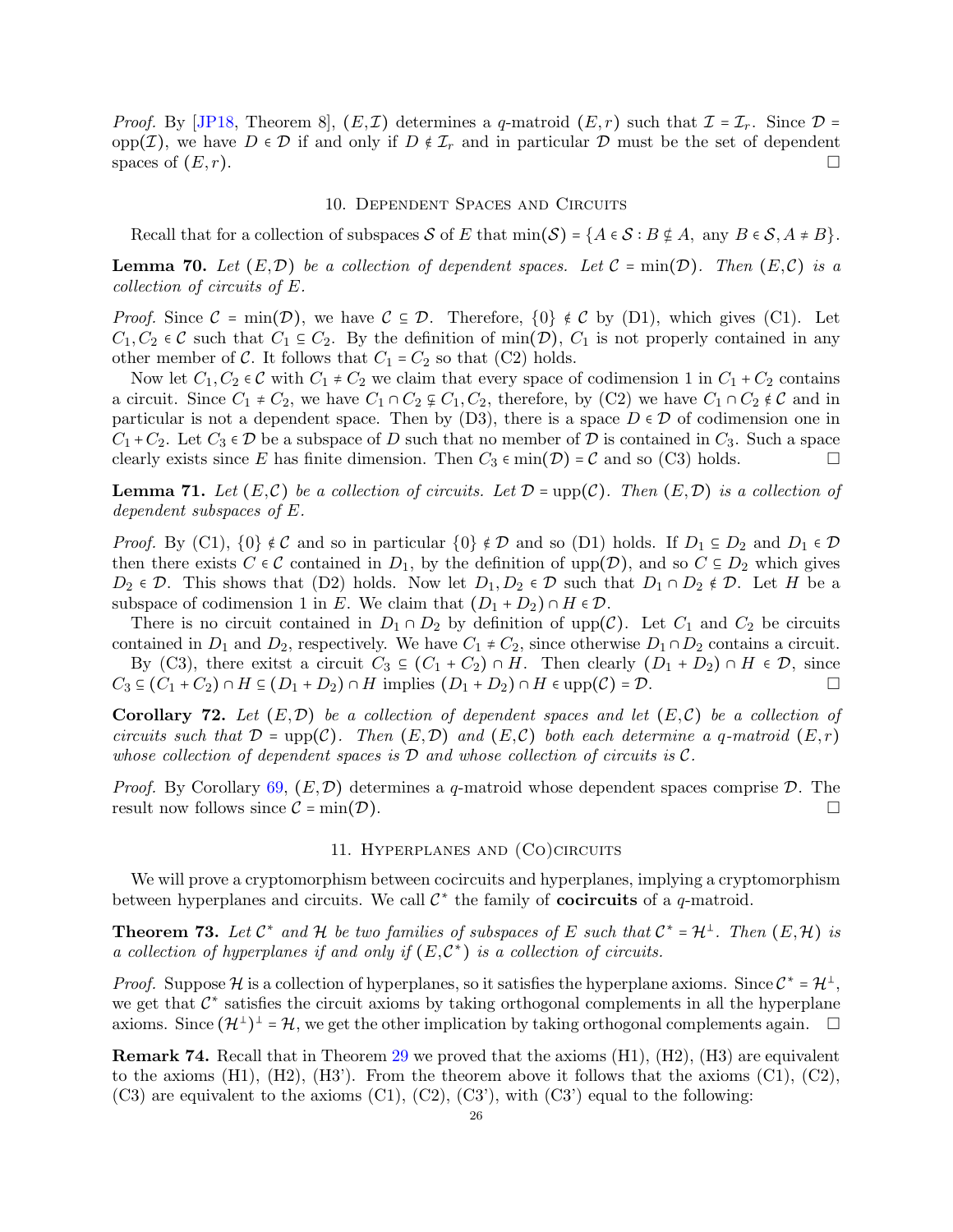*Proof.* By [JP18, Theorem 8], $(E,\mathcal{I})$ determines a $q$-matroid $(E,r)$ such that $\mathcal{I} = \mathcal{I}_r$. Since $\mathcal{D} = \text{opp}(\mathcal{I})$, we have $D \in \mathcal{D}$ if and only if $D \notin \mathcal{I}_r$ and in particular $\mathcal{D}$ must be the set of dependent spaces of $(E,r)$. □

## 10. Dependent Spaces and Circuits

Recall that for a collection of subspaces $\mathcal{S}$ of $E$ that $\min(\mathcal{S}) = \{A \in \mathcal{S} : B \nsubseteq A, \text{ any } B \in \mathcal{S}, A \neq B\}$.

**Lemma 70.** *Let $(E,\mathcal{D})$ be a collection of dependent spaces. Let $\mathcal{C} = \min(\mathcal{D})$. Then $(E,\mathcal{C})$ is a collection of circuits of $E$.*

*Proof.* Since $\mathcal{C} = \min(\mathcal{D})$, we have $\mathcal{C} \subseteq \mathcal{D}$. Therefore, $\{0\} \notin \mathcal{C}$ by (D1), which gives (C1). Let $C_1, C_2 \in \mathcal{C}$ such that $C_1 \subseteq C_2$. By the definition of $\min(\mathcal{D})$, $C_1$ is not properly contained in any other member of $\mathcal{C}$. It follows that $C_1 = C_2$ so that (C2) holds.

Now let $C_1, C_2 \in \mathcal{C}$ with $C_1 \neq C_2$ we claim that every space of codimension 1 in $C_1 + C_2$ contains a circuit. Since $C_1 \neq C_2$, we have $C_1 \cap C_2 \subsetneq C_1, C_2$, therefore, by (C2) we have $C_1 \cap C_2 \notin \mathcal{C}$ and in particular is not a dependent space. Then by (D3), there is a space $D \in \mathcal{D}$ of codimension one in $C_1 + C_2$. Let $C_3 \in \mathcal{D}$ be a subspace of $D$ such that no member of $\mathcal{D}$ is contained in $C_3$. Such a space clearly exists since $E$ has finite dimension. Then $C_3 \in \min(\mathcal{D}) = \mathcal{C}$ and so (C3) holds. □

**Lemma 71.** *Let $(E,\mathcal{C})$ be a collection of circuits. Let $\mathcal{D} = \text{upp}(\mathcal{C})$. Then $(E,\mathcal{D})$ is a collection of dependent subspaces of $E$.*

*Proof.* By (C1), $\{0\} \notin \mathcal{C}$ and so in particular $\{0\} \notin \mathcal{D}$ and so (D1) holds. If $D_1 \subseteq D_2$ and $D_1 \in \mathcal{D}$ then there exists $C \in \mathcal{C}$ contained in $D_1$, by the definition of $\text{upp}(\mathcal{D})$, and so $C \subseteq D_2$ which gives $D_2 \in \mathcal{D}$. This shows that (D2) holds. Now let $D_1, D_2 \in \mathcal{D}$ such that $D_1 \cap D_2 \notin \mathcal{D}$. Let $H$ be a subspace of codimension 1 in $E$. We claim that $(D_1 + D_2) \cap H \in \mathcal{D}$.

There is no circuit contained in $D_1 \cap D_2$ by definition of $\text{upp}(\mathcal{C})$. Let $C_1$ and $C_2$ be circuits contained in $D_1$ and $D_2$, respectively. We have $C_1 \neq C_2$, since otherwise $D_1 \cap D_2$ contains a circuit.

By (C3), there exitst a circuit $C_3 \subseteq (C_1 + C_2) \cap H$. Then clearly $(D_1 + D_2) \cap H \in \mathcal{D}$, since $C_3 \subseteq (C_1 + C_2) \cap H \subseteq (D_1 + D_2) \cap H$ implies $(D_1 + D_2) \cap H \in \text{upp}(\mathcal{C}) = \mathcal{D}$. □

**Corollary 72.** *Let $(E,\mathcal{D})$ be a collection of dependent spaces and let $(E,\mathcal{C})$ be a collection of circuits such that $\mathcal{D} = \text{upp}(\mathcal{C})$. Then $(E,\mathcal{D})$ and $(E,\mathcal{C})$ both each determine a $q$-matroid $(E,r)$ whose collection of dependent spaces is $\mathcal{D}$ and whose collection of circuits is $\mathcal{C}$.*

*Proof.* By Corollary 69, $(E,\mathcal{D})$ determines a $q$-matroid whose dependent spaces comprise $\mathcal{D}$. The result now follows since $\mathcal{C} = \min(\mathcal{D})$. □

## 11. Hyperplanes and (Co)circuits

We will prove a cryptomorphism between cocircuits and hyperplanes, implying a cryptomorphism between hyperplanes and circuits. We call $\mathcal{C}^*$ the family of **cocircuits** of a $q$-matroid.

**Theorem 73.** *Let $\mathcal{C}^*$ and $\mathcal{H}$ be two families of subspaces of $E$ such that $\mathcal{C}^* = \mathcal{H}^\perp$. Then $(E,\mathcal{H})$ is a collection of hyperplanes if and only if $(E,\mathcal{C}^*)$ is a collection of circuits.*

*Proof.* Suppose $\mathcal{H}$ is a collection of hyperplanes, so it satisfies the hyperplane axioms. Since $\mathcal{C}^* = \mathcal{H}^\perp$, we get that $\mathcal{C}^*$ satisfies the circuit axioms by taking orthogonal complements in all the hyperplane axioms. Since $(\mathcal{H}^\perp)^\perp = \mathcal{H}$, we get the other implication by taking orthogonal complements again. □

**Remark 74.** Recall that in Theorem 29 we proved that the axioms (H1), (H2), (H3) are equivalent to the axioms (H1), (H2), (H3'). From the theorem above it follows that the axioms (C1), (C2), (C3) are equivalent to the axioms (C1), (C2), (C3'), with (C3') equal to the following: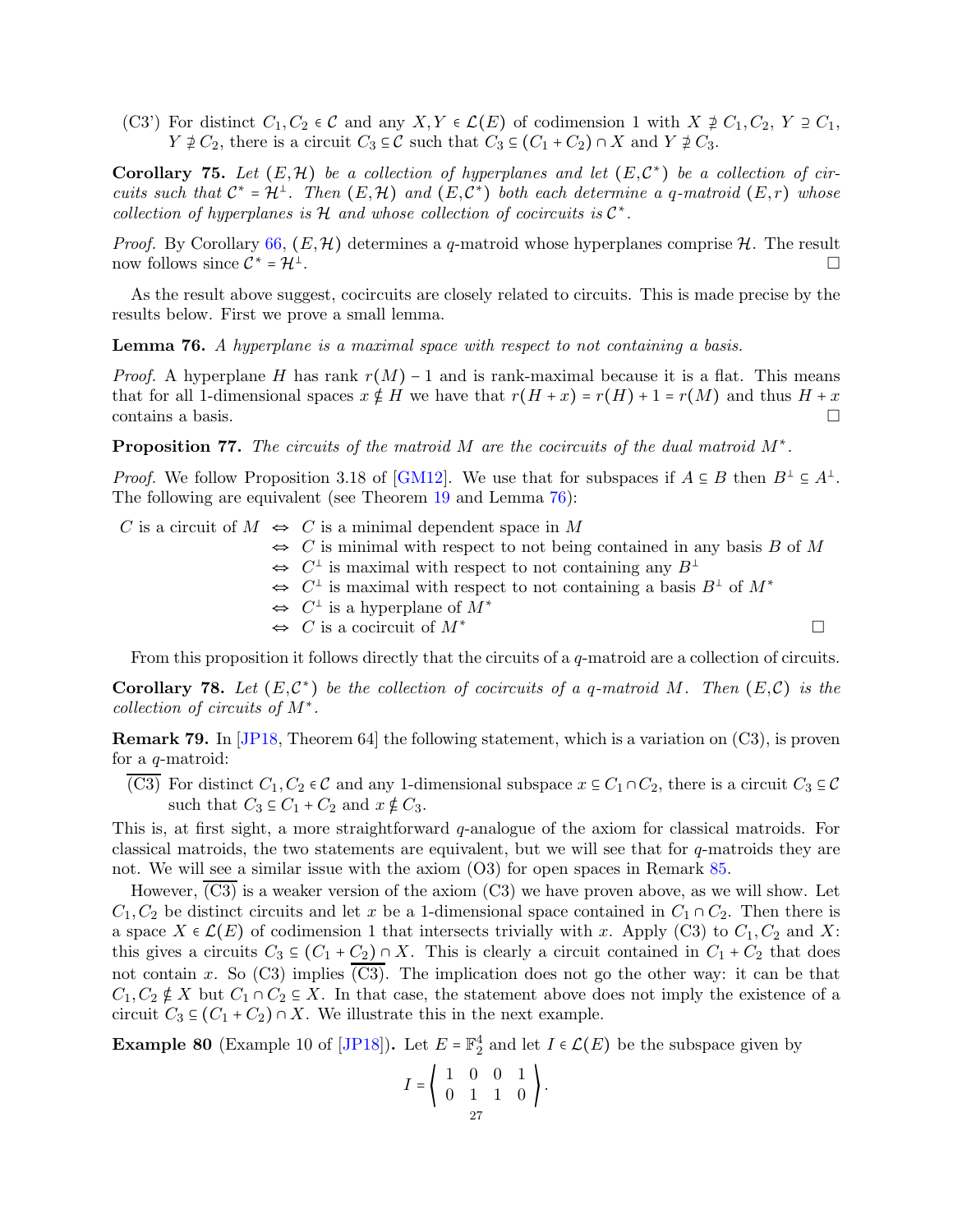(C3') For distinct $C_1, C_2 \in \mathcal{C}$ and any $X, Y \in \mathcal{L}(E)$ of codimension 1 with $X \not\supseteq C_1, C_2$, $Y \supseteq C_1$, $Y \not\supseteq C_2$, there is a circuit $C_3 \subseteq \mathcal{C}$ such that $C_3 \subseteq (C_1 + C_2) \cap X$ and $Y \not\supseteq C_3$.

**Corollary 75.** *Let $(E, \mathcal{H})$ be a collection of hyperplanes and let $(E, \mathcal{C}^*)$ be a collection of circuits such that $\mathcal{C}^* = \mathcal{H}^\perp$. Then $(E, \mathcal{H})$ and $(E, \mathcal{C}^*)$ both each determine a $q$-matroid $(E, r)$ whose collection of hyperplanes is $\mathcal{H}$ and whose collection of cocircuits is $\mathcal{C}^*$.*

*Proof.* By Corollary 66, $(E, \mathcal{H})$ determines a $q$-matroid whose hyperplanes comprise $\mathcal{H}$. The result now follows since $\mathcal{C}^* = \mathcal{H}^\perp$. □

As the result above suggest, cocircuits are closely related to circuits. This is made precise by the results below. First we prove a small lemma.

**Lemma 76.** *A hyperplane is a maximal space with respect to not containing a basis.*

*Proof.* A hyperplane $H$ has rank $r(M) - 1$ and is rank-maximal because it is a flat. This means that for all 1-dimensional spaces $x \notin H$ we have that $r(H + x) = r(H) + 1 = r(M)$ and thus $H + x$ contains a basis. □

**Proposition 77.** *The circuits of the matroid $M$ are the cocircuits of the dual matroid $M^*$.*

*Proof.* We follow Proposition 3.18 of [GM12]. We use that for subspaces if $A \subseteq B$ then $B^\perp \subseteq A^\perp$. The following are equivalent (see Theorem 19 and Lemma 76):

$$
\begin{aligned}
C \text{ is a circuit of } M &\Leftrightarrow C \text{ is a minimal dependent space in } M \\
&\Leftrightarrow C \text{ is minimal with respect to not being contained in any basis } B \text{ of } M \\
&\Leftrightarrow C^\perp \text{ is maximal with respect to not containing any } B^\perp \\
&\Leftrightarrow C^\perp \text{ is maximal with respect to not containing a basis } B^\perp \text{ of } M^* \\
&\Leftrightarrow C^\perp \text{ is a hyperplane of } M^* \\
&\Leftrightarrow C \text{ is a cocircuit of } M^*
\end{aligned}
$$

□

From this proposition it follows directly that the circuits of a $q$-matroid are a collection of circuits.

**Corollary 78.** *Let $(E, \mathcal{C}^*)$ be the collection of cocircuits of a $q$-matroid $M$. Then $(E, \mathcal{C})$ is the collection of circuits of $M^*$.*

**Remark 79.** In [JP18, Theorem 64] the following statement, which is a variation on (C3), is proven for a $q$-matroid:

$\overline{\text{(C3)}}$ For distinct $C_1, C_2 \in \mathcal{C}$ and any 1-dimensional subspace $x \subseteq C_1 \cap C_2$, there is a circuit $C_3 \subseteq \mathcal{C}$ such that $C_3 \subseteq C_1 + C_2$ and $x \notin C_3$.

This is, at first sight, a more straightforward $q$-analogue of the axiom for classical matroids. For classical matroids, the two statements are equivalent, but we will see that for $q$-matroids they are not. We will see a similar issue with the axiom (O3) for open spaces in Remark 85.

However, $\overline{\text{(C3)}}$ is a weaker version of the axiom (C3) we have proven above, as we will show. Let $C_1, C_2$ be distinct circuits and let $x$ be a 1-dimensional space contained in $C_1 \cap C_2$. Then there is a space $X \in \mathcal{L}(E)$ of codimension 1 that intersects trivially with $x$. Apply (C3) to $C_1, C_2$ and $X$: this gives a circuits $C_3 \subseteq (C_1 + C_2) \cap X$. This is clearly a circuit contained in $C_1 + C_2$ that does not contain $x$. So (C3) implies $\overline{\text{(C3)}}$. The implication does not go the other way: it can be that $C_1, C_2 \notin X$ but $C_1 \cap C_2 \subseteq X$. In that case, the statement above does not imply the existence of a circuit $C_3 \subseteq (C_1 + C_2) \cap X$. We illustrate this in the next example.

**Example 80** (Example 10 of [JP18])**.** Let $E = \mathbb{F}_2^4$ and let $I \in \mathcal{L}(E)$ be the subspace given by

$$I = \left\langle \begin{array}{cccc} 1 & 0 & 0 & 1 \\ 0 & 1 & 1 & 0 \end{array} \right\rangle.$$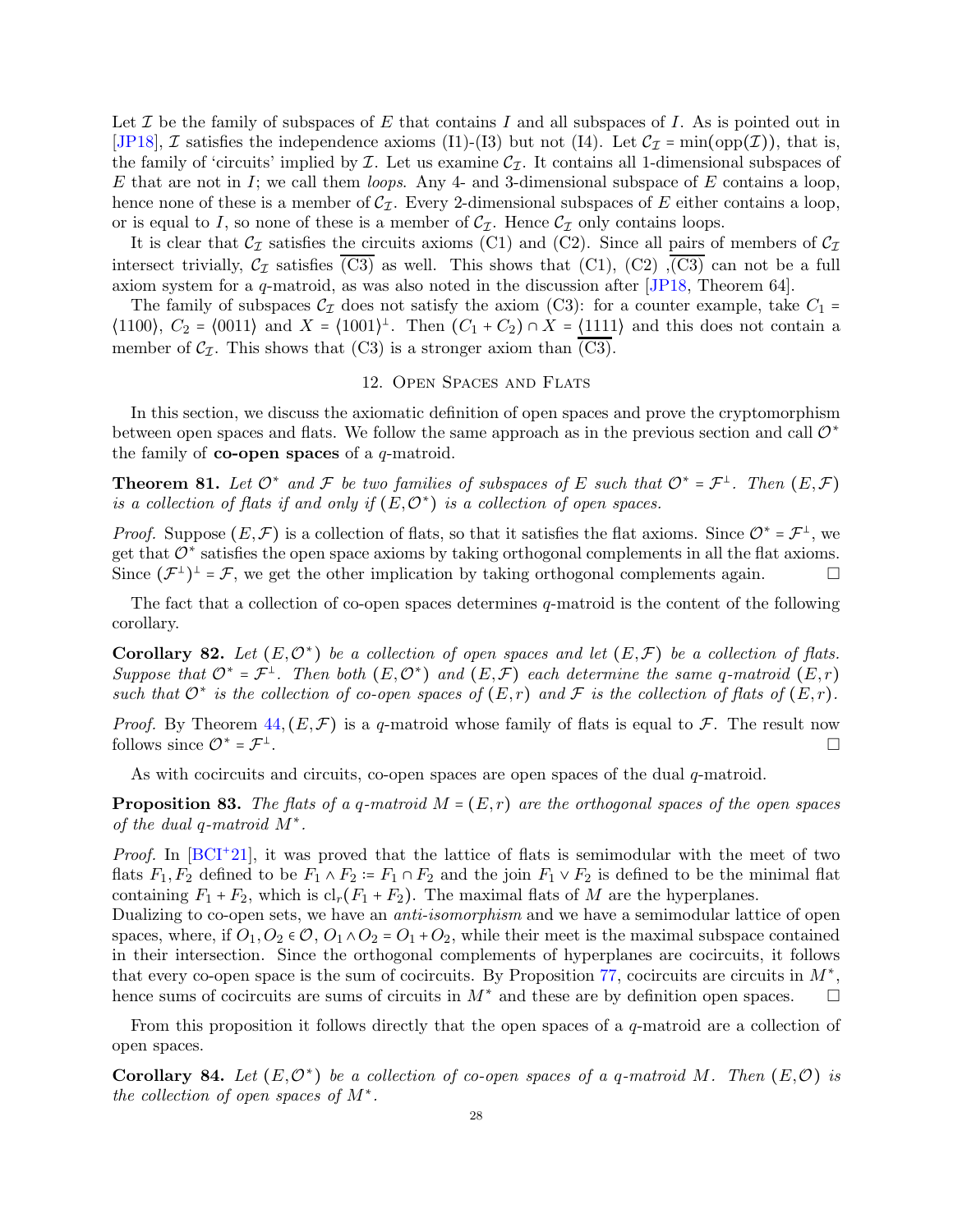Let $\mathcal{I}$ be the family of subspaces of $E$ that contains $I$ and all subspaces of $I$. As is pointed out in [JP18], $\mathcal{I}$ satisfies the independence axioms (I1)-(I3) but not (I4). Let $\mathcal{C}_{\mathcal{I}} = \min(\text{opp}(\mathcal{I}))$, that is, the family of 'circuits' implied by $\mathcal{I}$. Let us examine $\mathcal{C}_{\mathcal{I}}$. It contains all 1-dimensional subspaces of $E$ that are not in $I$; we call them *loops*. Any 4- and 3-dimensional subspace of $E$ contains a loop, hence none of these is a member of $\mathcal{C}_{\mathcal{I}}$. Every 2-dimensional subspaces of $E$ either contains a loop, or is equal to $I$, so none of these is a member of $\mathcal{C}_{\mathcal{I}}$. Hence $\mathcal{C}_{\mathcal{I}}$ only contains loops.

It is clear that $\mathcal{C}_{\mathcal{I}}$ satisfies the circuits axioms (C1) and (C2). Since all pairs of members of $\mathcal{C}_{\mathcal{I}}$ intersect trivially, $\mathcal{C}_{\mathcal{I}}$ satisfies $\overline{\text{(C3)}}$ as well. This shows that (C1), (C2) ,$\overline{\text{(C3)}}$ can not be a full axiom system for a $q$-matroid, as was also noted in the discussion after [JP18, Theorem 64].

The family of subspaces $\mathcal{C}_{\mathcal{I}}$ does not satisfy the axiom (C3): for a counter example, take $C_1 = \langle 1100 \rangle$, $C_2 = \langle 0011 \rangle$ and $X = \langle 1001 \rangle^{\perp}$. Then $(C_1 + C_2) \cap X = \langle 1111 \rangle$ and this does not contain a member of $\mathcal{C}_{\mathcal{I}}$. This shows that (C3) is a stronger axiom than $\overline{\text{(C3)}}$.

## 12. Open Spaces and Flats

In this section, we discuss the axiomatic definition of open spaces and prove the cryptomorphism between open spaces and flats. We follow the same approach as in the previous section and call $\mathcal{O}^*$ the family of **co-open spaces** of a $q$-matroid.

**Theorem 81.** *Let $\mathcal{O}^*$ and $\mathcal{F}$ be two families of subspaces of $E$ such that $\mathcal{O}^* = \mathcal{F}^{\perp}$. Then $(E, \mathcal{F})$ is a collection of flats if and only if $(E, \mathcal{O}^*)$ is a collection of open spaces.*

*Proof.* Suppose $(E, \mathcal{F})$ is a collection of flats, so that it satisfies the flat axioms. Since $\mathcal{O}^* = \mathcal{F}^{\perp}$, we get that $\mathcal{O}^*$ satisfies the open space axioms by taking orthogonal complements in all the flat axioms. Since $(\mathcal{F}^{\perp})^{\perp} = \mathcal{F}$, we get the other implication by taking orthogonal complements again. □

The fact that a collection of co-open spaces determines $q$-matroid is the content of the following corollary.

**Corollary 82.** *Let $(E, \mathcal{O}^*)$ be a collection of open spaces and let $(E, \mathcal{F})$ be a collection of flats. Suppose that $\mathcal{O}^* = \mathcal{F}^{\perp}$. Then both $(E, \mathcal{O}^*)$ and $(E, \mathcal{F})$ each determine the same $q$-matroid $(E, r)$ such that $\mathcal{O}^*$ is the collection of co-open spaces of $(E, r)$ and $\mathcal{F}$ is the collection of flats of $(E, r)$.*

*Proof.* By Theorem 44, $(E, \mathcal{F})$ is a $q$-matroid whose family of flats is equal to $\mathcal{F}$. The result now follows since $\mathcal{O}^* = \mathcal{F}^{\perp}$. □

As with cocircuits and circuits, co-open spaces are open spaces of the dual $q$-matroid.

**Proposition 83.** *The flats of a $q$-matroid $M = (E, r)$ are the orthogonal spaces of the open spaces of the dual $q$-matroid $M^*$.*

*Proof.* In [BCI+21], it was proved that the lattice of flats is semimodular with the meet of two flats $F_1, F_2$ defined to be $F_1 \wedge F_2 := F_1 \cap F_2$ and the join $F_1 \vee F_2$ is defined to be the minimal flat containing $F_1 + F_2$, which is $\text{cl}_r(F_1 + F_2)$. The maximal flats of $M$ are the hyperplanes.
Dualizing to co-open sets, we have an *anti-isomorphism* and we have a semimodular lattice of open spaces, where, if $O_1, O_2 \in \mathcal{O}$, $O_1 \wedge O_2 = O_1 + O_2$, while their meet is the maximal subspace contained in their intersection. Since the orthogonal complements of hyperplanes are cocircuits, it follows that every co-open space is the sum of cocircuits. By Proposition 77, cocircuits are circuits in $M^*$, hence sums of cocircuits are sums of circuits in $M^*$ and these are by definition open spaces. □

From this proposition it follows directly that the open spaces of a $q$-matroid are a collection of open spaces.

**Corollary 84.** *Let $(E, \mathcal{O}^*)$ be a collection of co-open spaces of a $q$-matroid $M$. Then $(E, \mathcal{O})$ is the collection of open spaces of $M^*$.*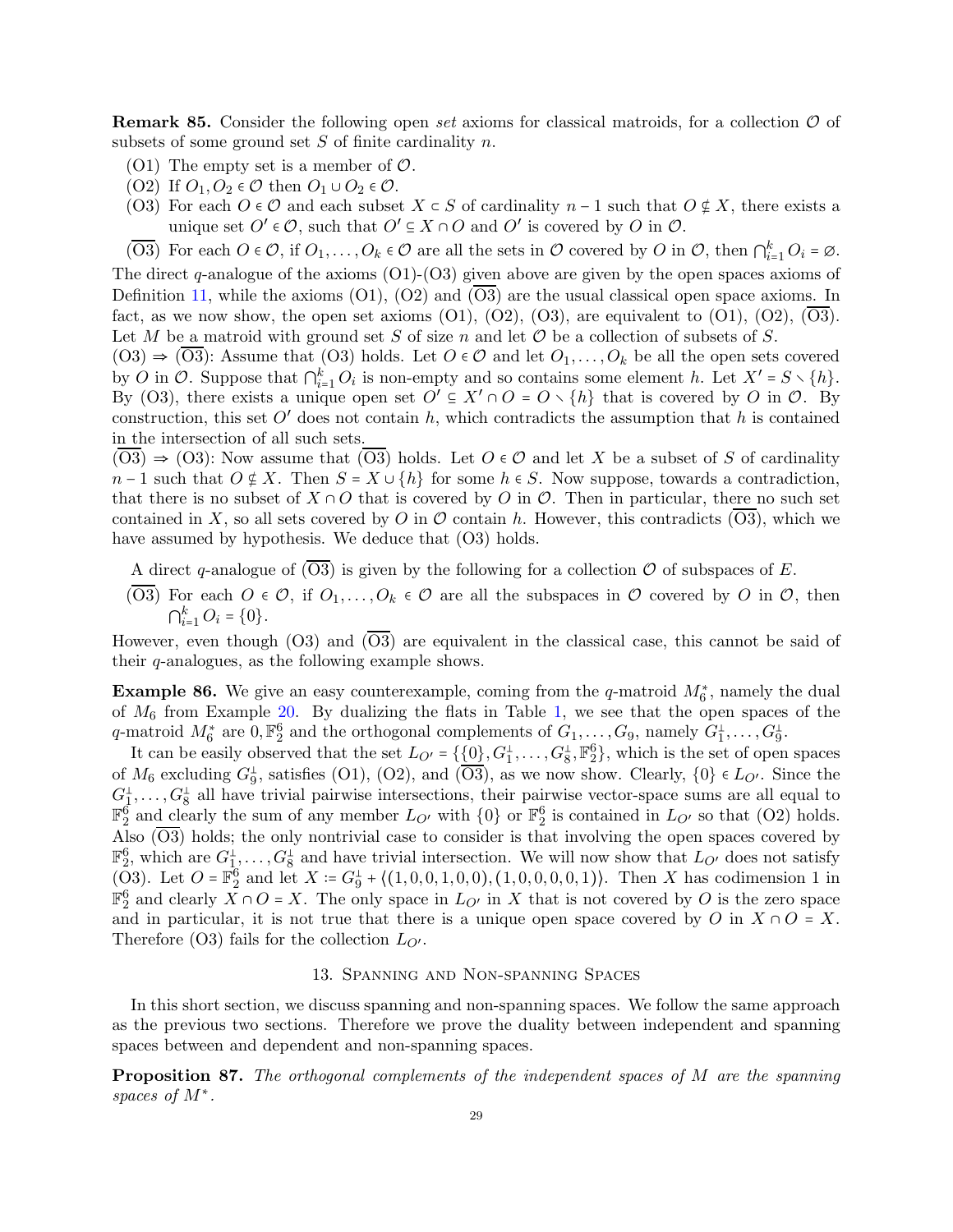**Remark 85.** Consider the following open *set* axioms for classical matroids, for a collection $\mathcal{O}$ of subsets of some ground set $S$ of finite cardinality $n$.

(O1) The empty set is a member of $\mathcal{O}$.

(O2) If $O_1, O_2 \in \mathcal{O}$ then $O_1 \cup O_2 \in \mathcal{O}$.

(O3) For each $O \in \mathcal{O}$ and each subset $X \subset S$ of cardinality $n-1$ such that $O \notin X$, there exists a unique set $O' \in \mathcal{O}$, such that $O' \subseteq X \cap O$ and $O'$ is covered by $O$ in $\mathcal{O}$.

$(\overline{\text{O3}})$ For each $O \in \mathcal{O}$, if $O_1, \ldots, O_k \in \mathcal{O}$ are all the sets in $\mathcal{O}$ covered by $O$ in $\mathcal{O}$, then $\bigcap_{i=1}^k O_i = \varnothing$.

The direct $q$-analogue of the axioms (O1)-(O3) given above are given by the open spaces axioms of Definition 11, while the axioms (O1), (O2) and $(\overline{\text{O3}})$ are the usual classical open space axioms. In fact, as we now show, the open set axioms (O1), (O2), (O3), are equivalent to (O1), (O2), $(\overline{\text{O3}})$. Let $M$ be a matroid with ground set $S$ of size $n$ and let $\mathcal{O}$ be a collection of subsets of $S$.

(O3) $\Rightarrow$ $(\overline{\text{O3}})$: Assume that (O3) holds. Let $O \in \mathcal{O}$ and let $O_1, \ldots, O_k$ be all the open sets covered by $O$ in $\mathcal{O}$. Suppose that $\bigcap_{i=1}^k O_i$ is non-empty and so contains some element $h$. Let $X' = S \smallsetminus \{h\}$. By (O3), there exists a unique open set $O' \subseteq X' \cap O = O \smallsetminus \{h\}$ that is covered by $O$ in $\mathcal{O}$. By construction, this set $O'$ does not contain $h$, which contradicts the assumption that $h$ is contained in the intersection of all such sets.

$(\overline{\text{O3}})$ $\Rightarrow$ (O3): Now assume that $(\overline{\text{O3}})$ holds. Let $O \in \mathcal{O}$ and let $X$ be a subset of $S$ of cardinality $n-1$ such that $O \notin X$. Then $S = X \cup \{h\}$ for some $h \in S$. Now suppose, towards a contradiction, that there is no subset of $X \cap O$ that is covered by $O$ in $\mathcal{O}$. Then in particular, there no such set contained in $X$, so all sets covered by $O$ in $\mathcal{O}$ contain $h$. However, this contradicts $(\overline{\text{O3}})$, which we have assumed by hypothesis. We deduce that (O3) holds.

A direct $q$-analogue of $(\overline{\text{O3}})$ is given by the following for a collection $\mathcal{O}$ of subspaces of $E$.

$(\overline{\text{O3}})$ For each $O \in \mathcal{O}$, if $O_1, \ldots, O_k \in \mathcal{O}$ are all the subspaces in $\mathcal{O}$ covered by $O$ in $\mathcal{O}$, then $\bigcap_{i=1}^k O_i = \{0\}$.

However, even though (O3) and $(\overline{\text{O3}})$ are equivalent in the classical case, this cannot be said of their $q$-analogues, as the following example shows.

**Example 86.** We give an easy counterexample, coming from the $q$-matroid $M_6^*$, namely the dual of $M_6$ from Example 20. By dualizing the flats in Table 1, we see that the open spaces of the $q$-matroid $M_6^*$ are $0, \mathbb{F}_2^6$ and the orthogonal complements of $G_1, \ldots, G_9$, namely $G_1^\perp, \ldots, G_9^\perp$.

It can be easily observed that the set $L_{O'} = \{\{0\}, G_1^\perp, \ldots, G_8^\perp, \mathbb{F}_2^6\}$, which is the set of open spaces of $M_6$ excluding $G_9^\perp$, satisfies (O1), (O2), and $(\overline{\text{O3}})$, as we now show. Clearly, $\{0\} \in L_{O'}$. Since the $G_1^\perp, \ldots, G_8^\perp$ all have trivial pairwise intersections, their pairwise vector-space sums are all equal to $\mathbb{F}_2^6$ and clearly the sum of any member $L_{O'}$ with $\{0\}$ or $\mathbb{F}_2^6$ is contained in $L_{O'}$ so that (O2) holds. Also $(\overline{\text{O3}})$ holds; the only nontrivial case to consider is that involving the open spaces covered by $\mathbb{F}_2^6$, which are $G_1^\perp, \ldots, G_8^\perp$ and have trivial intersection. We will now show that $L_{O'}$ does not satisfy (O3). Let $O = \mathbb{F}_2^6$ and let $X := G_9^\perp + \langle (1,0,0,1,0,0), (1,0,0,0,0,1) \rangle$. Then $X$ has codimension 1 in $\mathbb{F}_2^6$ and clearly $X \cap O = X$. The only space in $L_{O'}$ in $X$ that is not covered by $O$ is the zero space and in particular, it is not true that there is a unique open space covered by $O$ in $X \cap O = X$. Therefore (O3) fails for the collection $L_{O'}$.

## 13. Spanning and Non-spanning Spaces

In this short section, we discuss spanning and non-spanning spaces. We follow the same approach as the previous two sections. Therefore we prove the duality between independent and spanning spaces between and dependent and non-spanning spaces.

**Proposition 87.** *The orthogonal complements of the independent spaces of $M$ are the spanning spaces of $M^*$.*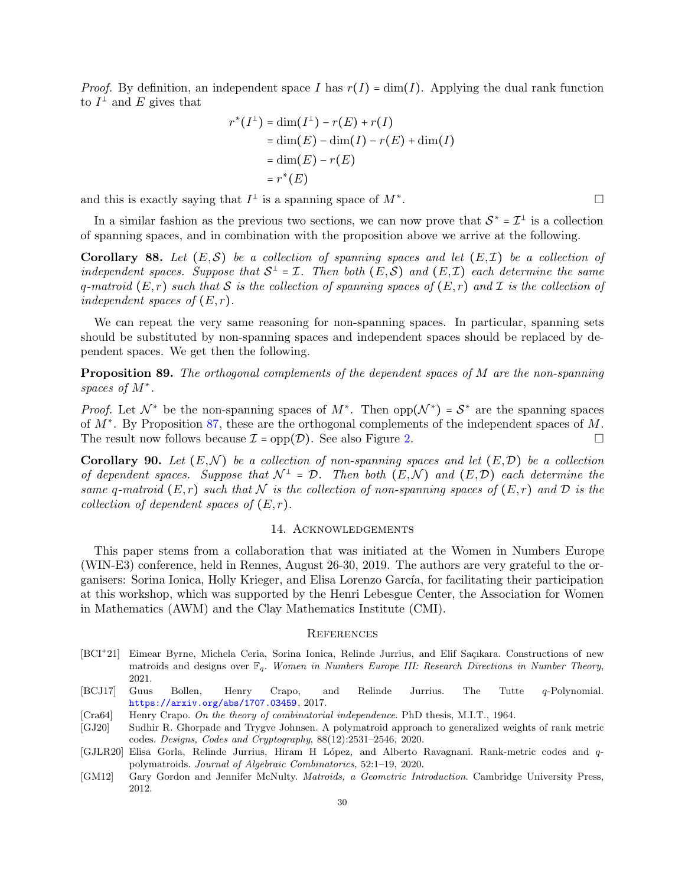*Proof.* By definition, an independent space $I$ has $r(I) = \dim(I)$. Applying the dual rank function to $I^\perp$ and $E$ gives that

$$
\begin{aligned}
r^*(I^\perp) &= \dim(I^\perp) - r(E) + r(I) \\
&= \dim(E) - \dim(I) - r(E) + \dim(I) \\
&= \dim(E) - r(E) \\
&= r^*(E)
\end{aligned}
$$

and this is exactly saying that $I^\perp$ is a spanning space of $M^*$. □

In a similar fashion as the previous two sections, we can now prove that $\mathcal{S}^* = \mathcal{I}^\perp$ is a collection of spanning spaces, and in combination with the proposition above we arrive at the following.

**Corollary 88.** *Let $(E, \mathcal{S})$ be a collection of spanning spaces and let $(E, \mathcal{I})$ be a collection of independent spaces. Suppose that $\mathcal{S}^\perp = \mathcal{I}$. Then both $(E, \mathcal{S})$ and $(E, \mathcal{I})$ each determine the same q-matroid $(E, r)$ such that $\mathcal{S}$ is the collection of spanning spaces of $(E, r)$ and $\mathcal{I}$ is the collection of independent spaces of $(E, r)$.*

We can repeat the very same reasoning for non-spanning spaces. In particular, spanning sets should be substituted by non-spanning spaces and independent spaces should be replaced by dependent spaces. We get then the following.

**Proposition 89.** *The orthogonal complements of the dependent spaces of $M$ are the non-spanning spaces of $M^*$.*

*Proof.* Let $\mathcal{N}^*$ be the non-spanning spaces of $M^*$. Then $\mathrm{opp}(\mathcal{N}^*) = \mathcal{S}^*$ are the spanning spaces of $M^*$. By Proposition 87, these are the orthogonal complements of the independent spaces of $M$. The result now follows because $\mathcal{I} = \mathrm{opp}(\mathcal{D})$. See also Figure 2. □

**Corollary 90.** *Let $(E, \mathcal{N})$ be a collection of non-spanning spaces and let $(E, \mathcal{D})$ be a collection of dependent spaces. Suppose that $\mathcal{N}^\perp = \mathcal{D}$. Then both $(E, \mathcal{N})$ and $(E, \mathcal{D})$ each determine the same q-matroid $(E, r)$ such that $\mathcal{N}$ is the collection of non-spanning spaces of $(E, r)$ and $\mathcal{D}$ is the collection of dependent spaces of $(E, r)$.*

## 14. Acknowledgements

This paper stems from a collaboration that was initiated at the Women in Numbers Europe (WIN-E3) conference, held in Rennes, August 26-30, 2019. The authors are very grateful to the organisers: Sorina Ionica, Holly Krieger, and Elisa Lorenzo García, for facilitating their participation at this workshop, which was supported by the Henri Lebesgue Center, the Association for Women in Mathematics (AWM) and the Clay Mathematics Institute (CMI).

## References

- [BCI+21] Eimear Byrne, Michela Ceria, Sorina Ionica, Relinde Jurrius, and Elif Saçıkara. Constructions of new matroids and designs over $\mathbb{F}_q$. *Women in Numbers Europe III: Research Directions in Number Theory*, 2021.
- [BCJ17] Guus Bollen, Henry Crapo, and Relinde Jurrius. The Tutte $q$-Polynomial. https://arxiv.org/abs/1707.03459, 2017.
- [Cra64] Henry Crapo. *On the theory of combinatorial independence*. PhD thesis, M.I.T., 1964.
- [GJ20] Sudhir R. Ghorpade and Trygve Johnsen. A polymatroid approach to generalized weights of rank metric codes. *Designs, Codes and Cryptography*, 88(12):2531–2546, 2020.
- [GJLR20] Elisa Gorla, Relinde Jurrius, Hiram H López, and Alberto Ravagnani. Rank-metric codes and $q$-polymatroids. *Journal of Algebraic Combinatorics*, 52:1–19, 2020.
- [GM12] Gary Gordon and Jennifer McNulty. *Matroids, a Geometric Introduction*. Cambridge University Press, 2012.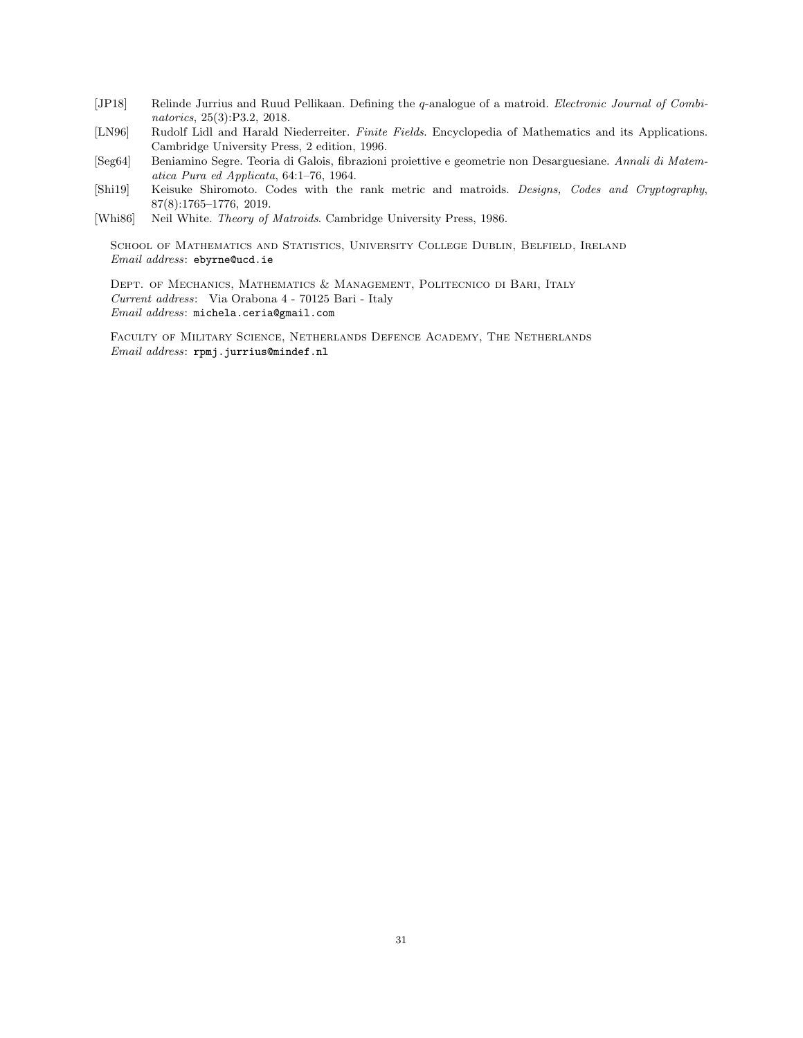- [JP18] Relinde Jurrius and Ruud Pellikaan. Defining the $q$-analogue of a matroid. *Electronic Journal of Combinatorics*, 25(3):P3.2, 2018.
- [LN96] Rudolf Lidl and Harald Niederreiter. *Finite Fields*. Encyclopedia of Mathematics and its Applications. Cambridge University Press, 2 edition, 1996.
- [Seg64] Beniamino Segre. Teoria di Galois, fibrazioni proiettive e geometrie non Desarguesiane. *Annali di Matematica Pura ed Applicata*, 64:1–76, 1964.
- [Shi19] Keisuke Shiromoto. Codes with the rank metric and matroids. *Designs, Codes and Cryptography*, 87(8):1765–1776, 2019.
- [Whi86] Neil White. *Theory of Matroids*. Cambridge University Press, 1986.

School of Mathematics and Statistics, University College Dublin, Belfield, Ireland
*Email address*: ebyrne@ucd.ie

Dept. of Mechanics, Mathematics & Management, Politecnico di Bari, Italy
*Current address*: Via Orabona 4 - 70125 Bari - Italy
*Email address*: michela.ceria@gmail.com

Faculty of Military Science, Netherlands Defence Academy, The Netherlands
*Email address*: rpmj.jurrius@mindef.nl